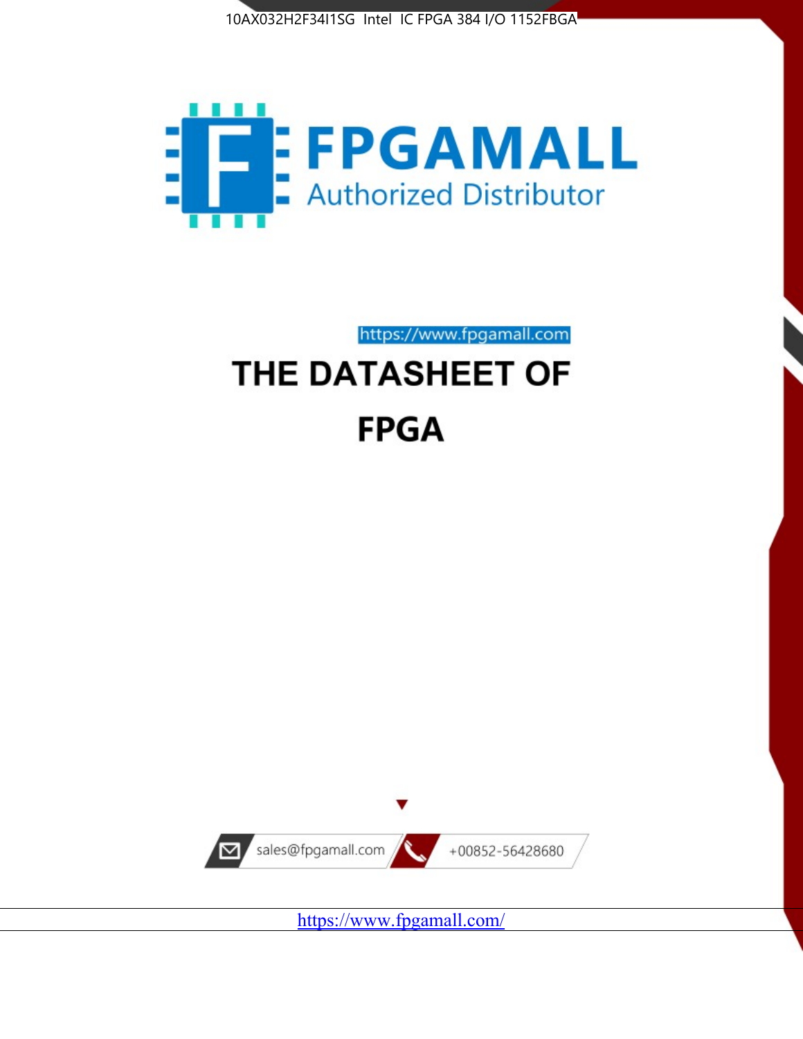10AX032H2F34I1SG Intel IC FPGA 384 I/O 1152FBGA

# FPGAMALL

Authorized Distributor

https://www.fpgamall.com

# THE DATASHEET OF

# FPGA

sales@fpgamall.com

+00852-56428680

https://www.fpgamall.com/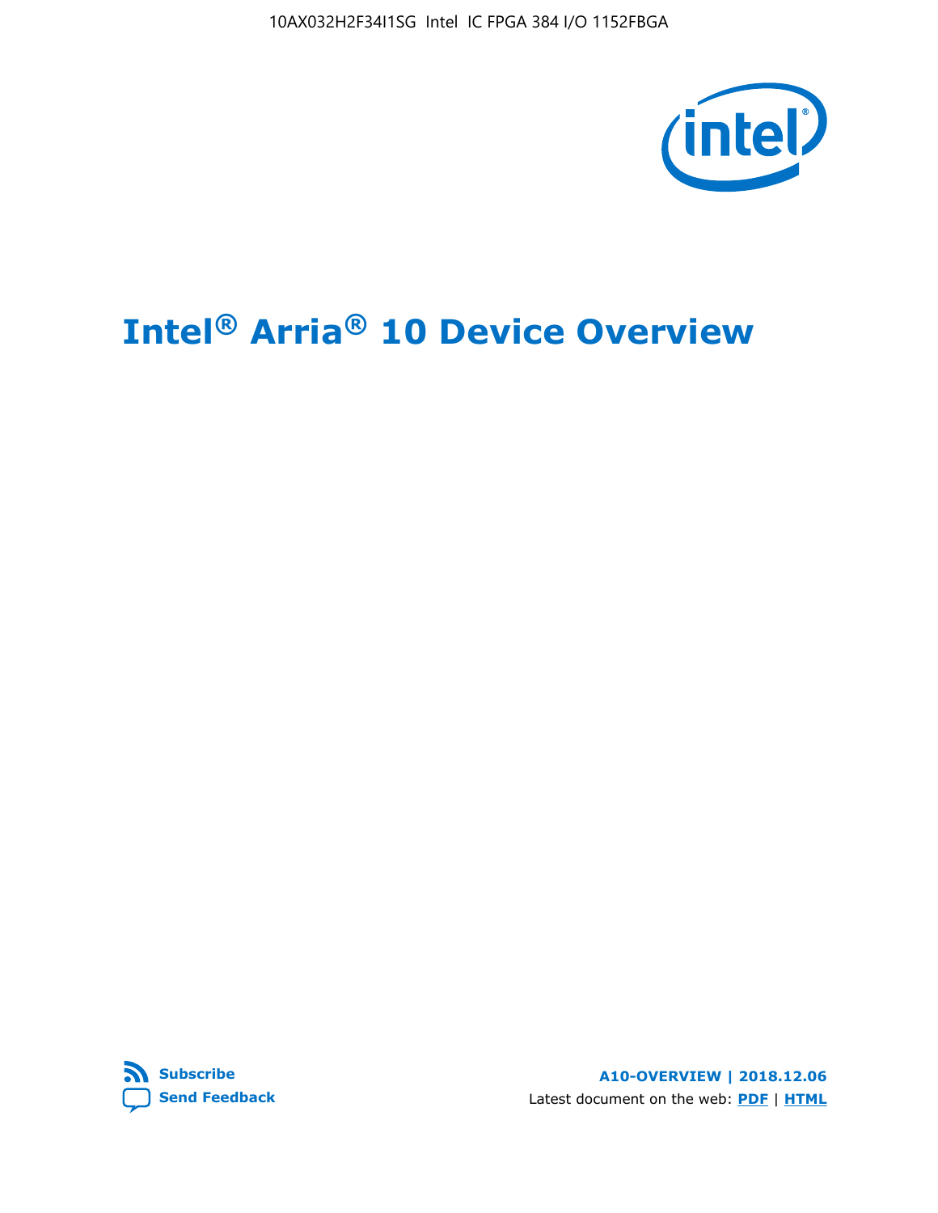10AX032H2F34I1SG Intel IC FPGA 384 I/O 1152FBGA

# Intel® Arria® 10 Device Overview

Subscribe

Send Feedback

A10-OVERVIEW | 2018.12.06

Latest document on the web: PDF | HTML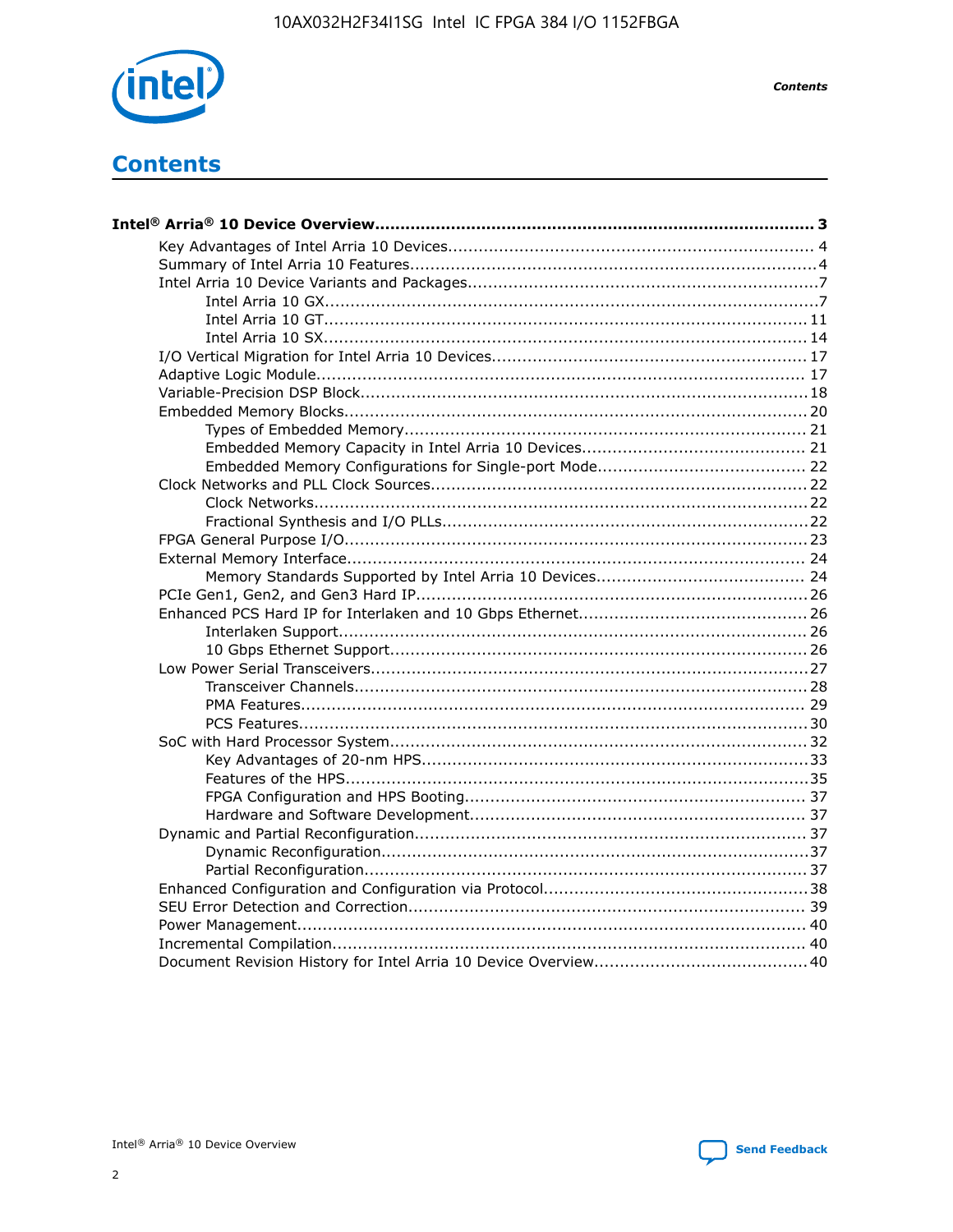# Contents

**Intel® Arria® 10 Device Overview....................................................................................... 3**

- Key Advantages of Intel Arria 10 Devices........................................................................ 4
- Summary of Intel Arria 10 Features................................................................................4
- Intel Arria 10 Device Variants and Packages.....................................................................7
  - Intel Arria 10 GX.................................................................................................7
  - Intel Arria 10 GT............................................................................................... 11
  - Intel Arria 10 SX............................................................................................... 14
- I/O Vertical Migration for Intel Arria 10 Devices.............................................................. 17
- Adaptive Logic Module................................................................................................ 17
- Variable-Precision DSP Block.......................................................................................18
- Embedded Memory Blocks...........................................................................................20
  - Types of Embedded Memory............................................................................... 21
  - Embedded Memory Capacity in Intel Arria 10 Devices............................................ 21
  - Embedded Memory Configurations for Single-port Mode......................................... 22
- Clock Networks and PLL Clock Sources.........................................................................22
  - Clock Networks.................................................................................................22
  - Fractional Synthesis and I/O PLLs........................................................................22
- FPGA General Purpose I/O..........................................................................................23
- External Memory Interface......................................................................................... 24
  - Memory Standards Supported by Intel Arria 10 Devices......................................... 24
- PCIe Gen1, Gen2, and Gen3 Hard IP.............................................................................26
- Enhanced PCS Hard IP for Interlaken and 10 Gbps Ethernet.............................................26
  - Interlaken Support............................................................................................ 26
  - 10 Gbps Ethernet Support.................................................................................. 26
- Low Power Serial Transceivers.....................................................................................27
  - Transceiver Channels.........................................................................................28
  - PMA Features................................................................................................... 29
  - PCS Features....................................................................................................30
- SoC with Hard Processor System.................................................................................. 32
  - Key Advantages of 20-nm HPS............................................................................33
  - Features of the HPS...........................................................................................35
  - FPGA Configuration and HPS Booting................................................................... 37
  - Hardware and Software Development.................................................................. 37
- Dynamic and Partial Reconfiguration............................................................................. 37
  - Dynamic Reconfiguration....................................................................................37
  - Partial Reconfiguration.......................................................................................37
- Enhanced Configuration and Configuration via Protocol....................................................38
- SEU Error Detection and Correction.............................................................................. 39
- Power Management.................................................................................................... 40
- Incremental Compilation............................................................................................. 40
- Document Revision History for Intel Arria 10 Device Overview.......................................... 40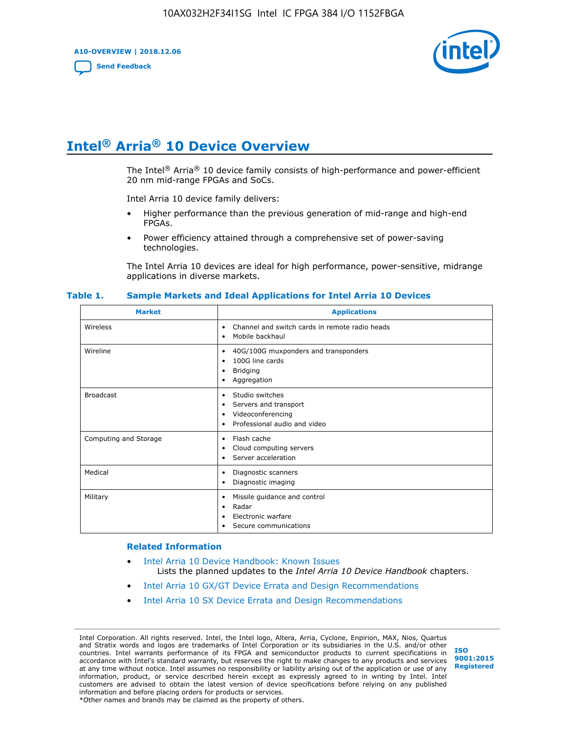# Intel® Arria® 10 Device Overview

The Intel® Arria® 10 device family consists of high-performance and power-efficient 20 nm mid-range FPGAs and SoCs.

Intel Arria 10 device family delivers:

- Higher performance than the previous generation of mid-range and high-end FPGAs.
- Power efficiency attained through a comprehensive set of power-saving technologies.

The Intel Arria 10 devices are ideal for high performance, power-sensitive, midrange applications in diverse markets.

**Table 1. Sample Markets and Ideal Applications for Intel Arria 10 Devices**

| Market | Applications |
|---|---|
| Wireless | • Channel and switch cards in remote radio heads<br>• Mobile backhaul |
| Wireline | • 40G/100G muxponders and transponders<br>• 100G line cards<br>• Bridging<br>• Aggregation |
| Broadcast | • Studio switches<br>• Servers and transport<br>• Videoconferencing<br>• Professional audio and video |
| Computing and Storage | • Flash cache<br>• Cloud computing servers<br>• Server acceleration |
| Medical | • Diagnostic scanners<br>• Diagnostic imaging |
| Military | • Missile guidance and control<br>• Radar<br>• Electronic warfare<br>• Secure communications |

### Related Information

- Intel Arria 10 Device Handbook: Known Issues
  Lists the planned updates to the *Intel Arria 10 Device Handbook* chapters.
- Intel Arria 10 GX/GT Device Errata and Design Recommendations
- Intel Arria 10 SX Device Errata and Design Recommendations

Intel Corporation. All rights reserved. Intel, the Intel logo, Altera, Arria, Cyclone, Enpirion, MAX, Nios, Quartus and Stratix words and logos are trademarks of Intel Corporation or its subsidiaries in the U.S. and/or other countries. Intel warrants performance of its FPGA and semiconductor products to current specifications in accordance with Intel's standard warranty, but reserves the right to make changes to any products and services at any time without notice. Intel assumes no responsibility or liability arising out of the application or use of any information, product, or service described herein except as expressly agreed to in writing by Intel. Intel customers are advised to obtain the latest version of device specifications before relying on any published information and before placing orders for products or services.
*Other names and brands may be claimed as the property of others.

ISO 9001:2015 Registered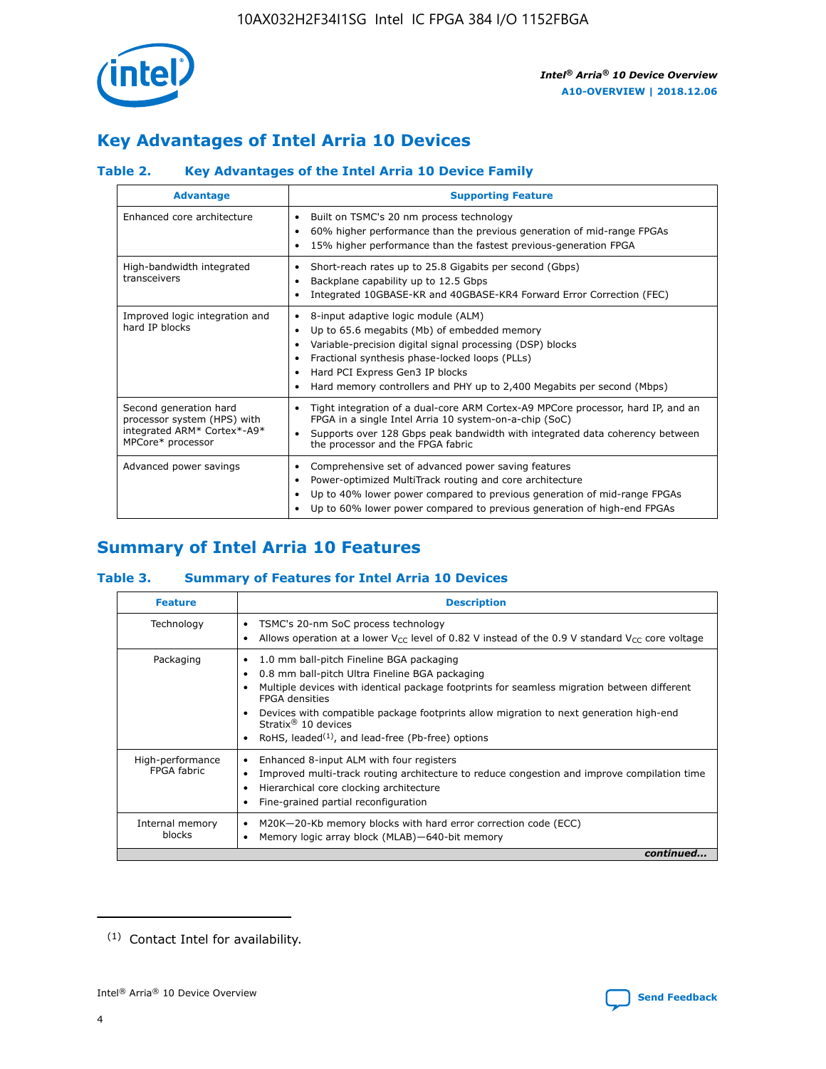## Key Advantages of Intel Arria 10 Devices

### Table 2. Key Advantages of the Intel Arria 10 Device Family

| Advantage | Supporting Feature |
| --- | --- |
| Enhanced core architecture | • Built on TSMC's 20 nm process technology<br>• 60% higher performance than the previous generation of mid-range FPGAs<br>• 15% higher performance than the fastest previous-generation FPGA |
| High-bandwidth integrated transceivers | • Short-reach rates up to 25.8 Gigabits per second (Gbps)<br>• Backplane capability up to 12.5 Gbps<br>• Integrated 10GBASE-KR and 40GBASE-KR4 Forward Error Correction (FEC) |
| Improved logic integration and hard IP blocks | • 8-input adaptive logic module (ALM)<br>• Up to 65.6 megabits (Mb) of embedded memory<br>• Variable-precision digital signal processing (DSP) blocks<br>• Fractional synthesis phase-locked loops (PLLs)<br>• Hard PCI Express Gen3 IP blocks<br>• Hard memory controllers and PHY up to 2,400 Megabits per second (Mbps) |
| Second generation hard processor system (HPS) with integrated ARM* Cortex*-A9* MPCore* processor | • Tight integration of a dual-core ARM Cortex-A9 MPCore processor, hard IP, and an FPGA in a single Intel Arria 10 system-on-a-chip (SoC)<br>• Supports over 128 Gbps peak bandwidth with integrated data coherency between the processor and the FPGA fabric |
| Advanced power savings | • Comprehensive set of advanced power saving features<br>• Power-optimized MultiTrack routing and core architecture<br>• Up to 40% lower power compared to previous generation of mid-range FPGAs<br>• Up to 60% lower power compared to previous generation of high-end FPGAs |

## Summary of Intel Arria 10 Features

### Table 3. Summary of Features for Intel Arria 10 Devices

| Feature | Description |
| --- | --- |
| Technology | • TSMC's 20-nm SoC process technology<br>• Allows operation at a lower $V_{CC}$ level of 0.82 V instead of the 0.9 V standard $V_{CC}$ core voltage |
| Packaging | • 1.0 mm ball-pitch Fineline BGA packaging<br>• 0.8 mm ball-pitch Ultra Fineline BGA packaging<br>• Multiple devices with identical package footprints for seamless migration between different FPGA densities<br>• Devices with compatible package footprints allow migration to next generation high-end Stratix® 10 devices<br>• RoHS, leaded[(1)], and lead-free (Pb-free) options |
| High-performance FPGA fabric | • Enhanced 8-input ALM with four registers<br>• Improved multi-track routing architecture to reduce congestion and improve compilation time<br>• Hierarchical core clocking architecture<br>• Fine-grained partial reconfiguration |
| Internal memory blocks | • M20K—20-Kb memory blocks with hard error correction code (ECC)<br>• Memory logic array block (MLAB)—640-bit memory |

*continued...*

(1) Contact Intel for availability.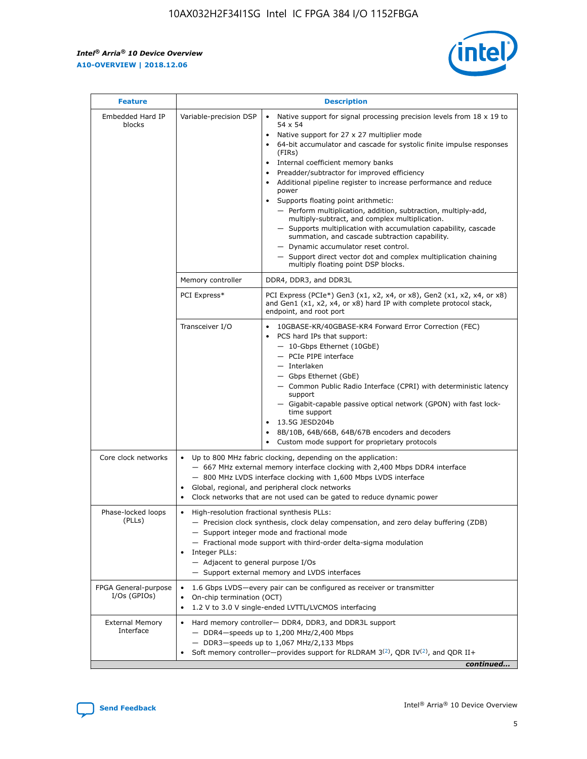| Feature | Description | |
|---|---|---|
| Embedded Hard IP blocks | Variable-precision DSP | • Native support for signal processing precision levels from 18 x 19 to 54 x 54<br>• Native support for 27 x 27 multiplier mode<br>• 64-bit accumulator and cascade for systolic finite impulse responses (FIRs)<br>• Internal coefficient memory banks<br>• Preadder/subtractor for improved efficiency<br>• Additional pipeline register to increase performance and reduce power<br>• Supports floating point arithmetic:<br>— Perform multiplication, addition, subtraction, multiply-add, multiply-subtract, and complex multiplication.<br>— Supports multiplication with accumulation capability, cascade summation, and cascade subtraction capability.<br>— Dynamic accumulator reset control.<br>— Support direct vector dot and complex multiplication chaining multiply floating point DSP blocks. |
| | Memory controller | DDR4, DDR3, and DDR3L |
| | PCI Express* | PCI Express (PCIe*) Gen3 (x1, x2, x4, or x8), Gen2 (x1, x2, x4, or x8) and Gen1 (x1, x2, x4, or x8) hard IP with complete protocol stack, endpoint, and root port |
| | Transceiver I/O | • 10GBASE-KR/40GBASE-KR4 Forward Error Correction (FEC)<br>• PCS hard IPs that support:<br>— 10-Gbps Ethernet (10GbE)<br>— PCIe PIPE interface<br>— Interlaken<br>— Gbps Ethernet (GbE)<br>— Common Public Radio Interface (CPRI) with deterministic latency support<br>— Gigabit-capable passive optical network (GPON) with fast lock-time support<br>• 13.5G JESD204b<br>• 8B/10B, 64B/66B, 64B/67B encoders and decoders<br>• Custom mode support for proprietary protocols |
| Core clock networks | • Up to 800 MHz fabric clocking, depending on the application:<br>— 667 MHz external memory interface clocking with 2,400 Mbps DDR4 interface<br>— 800 MHz LVDS interface clocking with 1,600 Mbps LVDS interface<br>• Global, regional, and peripheral clock networks<br>• Clock networks that are not used can be gated to reduce dynamic power | |
| Phase-locked loops (PLLs) | • High-resolution fractional synthesis PLLs:<br>— Precision clock synthesis, clock delay compensation, and zero delay buffering (ZDB)<br>— Support integer mode and fractional mode<br>— Fractional mode support with third-order delta-sigma modulation<br>• Integer PLLs:<br>— Adjacent to general purpose I/Os<br>— Support external memory and LVDS interfaces | |
| FPGA General-purpose I/Os (GPIOs) | • 1.6 Gbps LVDS—every pair can be configured as receiver or transmitter<br>• On-chip termination (OCT)<br>• 1.2 V to 3.0 V single-ended LVTTL/LVCMOS interfacing | |
| External Memory Interface | • Hard memory controller— DDR4, DDR3, and DDR3L support<br>— DDR4—speeds up to 1,200 MHz/2,400 Mbps<br>— DDR3—speeds up to 1,067 MHz/2,133 Mbps<br>• Soft memory controller—provides support for RLDRAM 3[(2)], QDR IV[(2)], and QDR II+ | |

*continued...*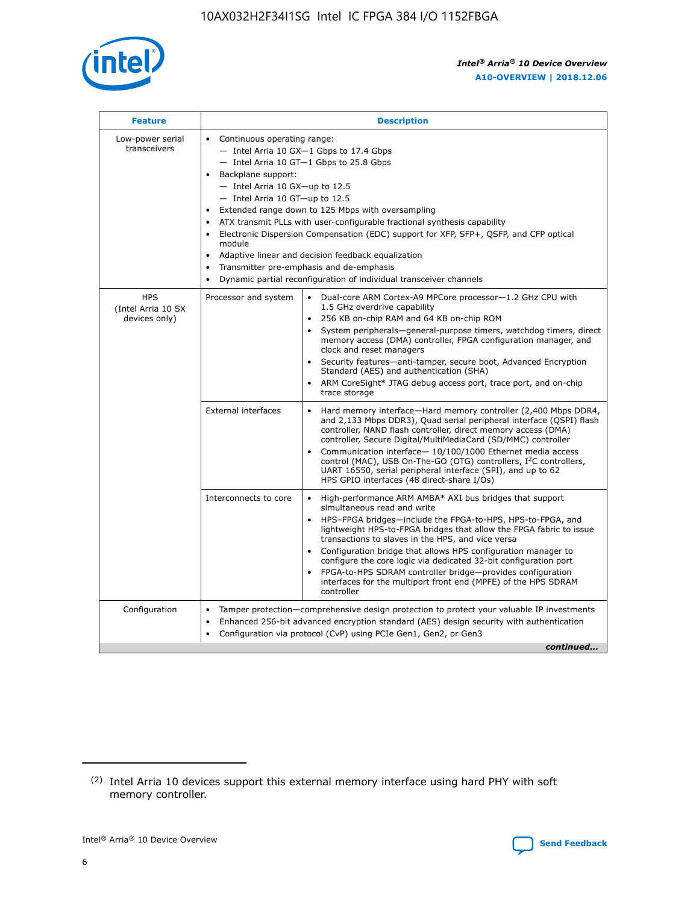| Feature | Description | |
| --- | --- | --- |
| Low-power serial transceivers | • Continuous operating range:<br>— Intel Arria 10 GX—1 Gbps to 17.4 Gbps<br>— Intel Arria 10 GT—1 Gbps to 25.8 Gbps<br>• Backplane support:<br>— Intel Arria 10 GX—up to 12.5<br>— Intel Arria 10 GT—up to 12.5<br>• Extended range down to 125 Mbps with oversampling<br>• ATX transmit PLLs with user-configurable fractional synthesis capability<br>• Electronic Dispersion Compensation (EDC) support for XFP, SFP+, QSFP, and CFP optical module<br>• Adaptive linear and decision feedback equalization<br>• Transmitter pre-emphasis and de-emphasis<br>• Dynamic partial reconfiguration of individual transceiver channels | |
| HPS (Intel Arria 10 SX devices only) | Processor and system | • Dual-core ARM Cortex-A9 MPCore processor—1.2 GHz CPU with 1.5 GHz overdrive capability<br>• 256 KB on-chip RAM and 64 KB on-chip ROM<br>• System peripherals—general-purpose timers, watchdog timers, direct memory access (DMA) controller, FPGA configuration manager, and clock and reset managers<br>• Security features—anti-tamper, secure boot, Advanced Encryption Standard (AES) and authentication (SHA)<br>• ARM CoreSight* JTAG debug access port, trace port, and on-chip trace storage |
| | External interfaces | • Hard memory interface—Hard memory controller (2,400 Mbps DDR4, and 2,133 Mbps DDR3), Quad serial peripheral interface (QSPI) flash controller, NAND flash controller, direct memory access (DMA) controller, Secure Digital/MultiMediaCard (SD/MMC) controller<br>• Communication interface— 10/100/1000 Ethernet media access control (MAC), USB On-The-GO (OTG) controllers, I²C controllers, UART 16550, serial peripheral interface (SPI), and up to 62 HPS GPIO interfaces (48 direct-share I/Os) |
| | Interconnects to core | • High-performance ARM AMBA* AXI bus bridges that support simultaneous read and write<br>• HPS–FPGA bridges—include the FPGA-to-HPS, HPS-to-FPGA, and lightweight HPS-to-FPGA bridges that allow the FPGA fabric to issue transactions to slaves in the HPS, and vice versa<br>• Configuration bridge that allows HPS configuration manager to configure the core logic via dedicated 32-bit configuration port<br>• FPGA-to-HPS SDRAM controller bridge—provides configuration interfaces for the multiport front end (MPFE) of the HPS SDRAM controller |
| Configuration | • Tamper protection—comprehensive design protection to protect your valuable IP investments<br>• Enhanced 256-bit advanced encryption standard (AES) design security with authentication<br>• Configuration via protocol (CvP) using PCIe Gen1, Gen2, or Gen3 | |

*continued...*

(2) Intel Arria 10 devices support this external memory interface using hard PHY with soft memory controller.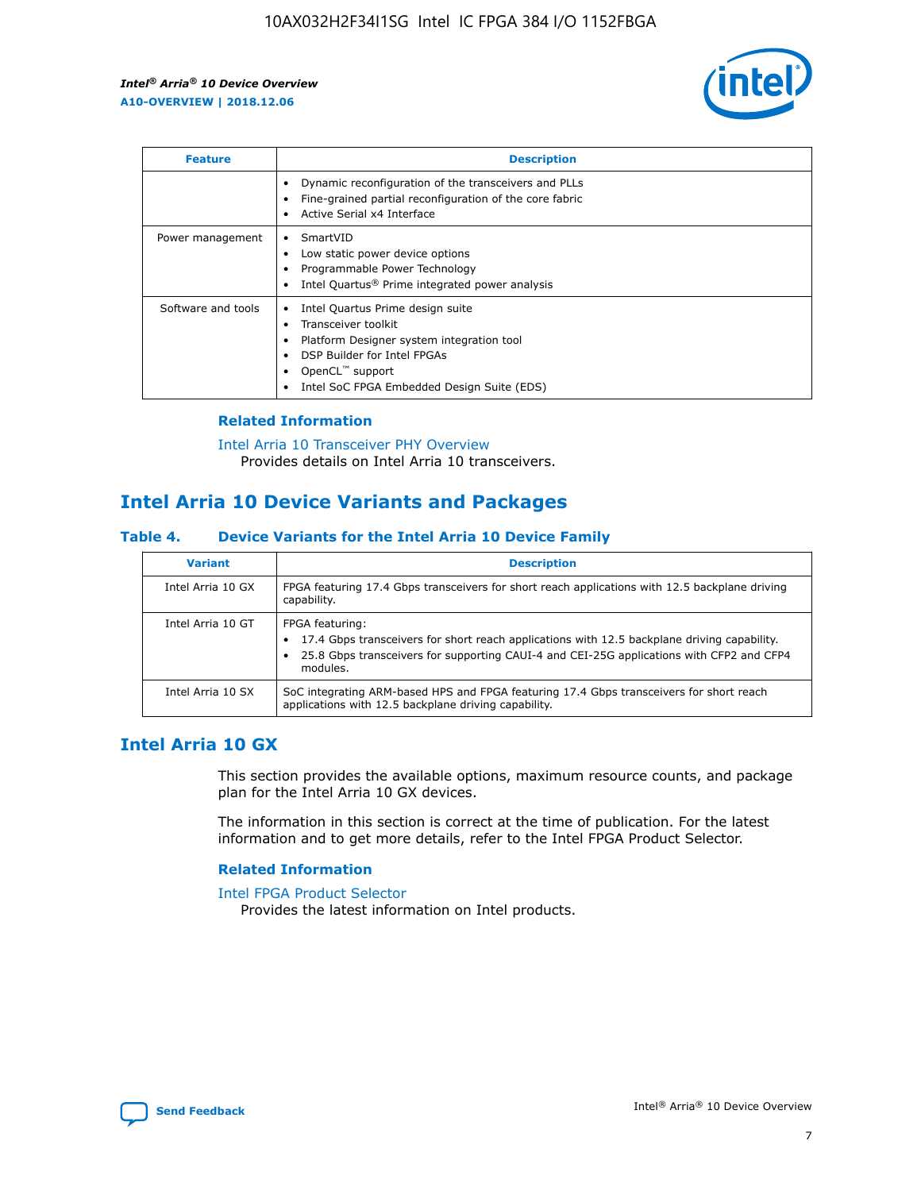| Feature | Description |
| --- | --- |
| | • Dynamic reconfiguration of the transceivers and PLLs<br>• Fine-grained partial reconfiguration of the core fabric<br>• Active Serial x4 Interface |
| Power management | • SmartVID<br>• Low static power device options<br>• Programmable Power Technology<br>• Intel Quartus® Prime integrated power analysis |
| Software and tools | • Intel Quartus Prime design suite<br>• Transceiver toolkit<br>• Platform Designer system integration tool<br>• DSP Builder for Intel FPGAs<br>• OpenCL™ support<br>• Intel SoC FPGA Embedded Design Suite (EDS) |

### Related Information

Intel Arria 10 Transceiver PHY Overview
Provides details on Intel Arria 10 transceivers.

## Intel Arria 10 Device Variants and Packages

### Table 4. Device Variants for the Intel Arria 10 Device Family

| Variant | Description |
| --- | --- |
| Intel Arria 10 GX | FPGA featuring 17.4 Gbps transceivers for short reach applications with 12.5 backplane driving capability. |
| Intel Arria 10 GT | FPGA featuring:<br>• 17.4 Gbps transceivers for short reach applications with 12.5 backplane driving capability.<br>• 25.8 Gbps transceivers for supporting CAUI-4 and CEI-25G applications with CFP2 and CFP4 modules. |
| Intel Arria 10 SX | SoC integrating ARM-based HPS and FPGA featuring 17.4 Gbps transceivers for short reach applications with 12.5 backplane driving capability. |

## Intel Arria 10 GX

This section provides the available options, maximum resource counts, and package plan for the Intel Arria 10 GX devices.

The information in this section is correct at the time of publication. For the latest information and to get more details, refer to the Intel FPGA Product Selector.

### Related Information

Intel FPGA Product Selector
Provides the latest information on Intel products.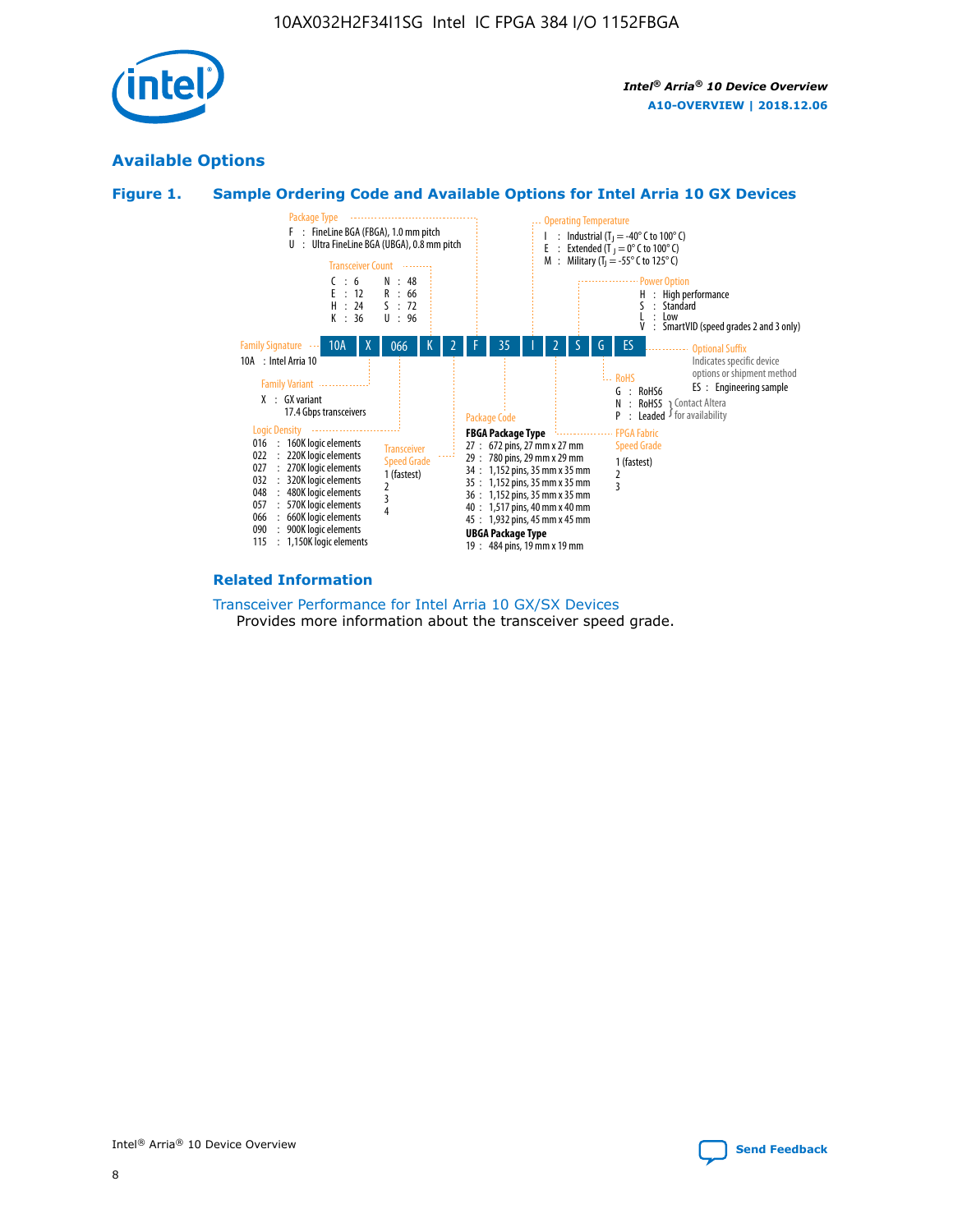## Available Options

### Figure 1. Sample Ordering Code and Available Options for Intel Arria 10 GX Devices

Sample ordering code: **10A X 066 K 2 F 35 I 2 S G ES**

**Family Signature**
- 10A : Intel Arria 10

**Family Variant**
- X : GX variant, 17.4 Gbps transceivers

**Logic Density**
- 016 : 160K logic elements
- 022 : 220K logic elements
- 027 : 270K logic elements
- 032 : 320K logic elements
- 048 : 480K logic elements
- 057 : 570K logic elements
- 066 : 660K logic elements
- 090 : 900K logic elements
- 115 : 1,150K logic elements

**Transceiver Count**
- C : 6
- E : 12
- H : 24
- K : 36
- N : 48
- R : 66
- S : 72
- U : 96

**Transceiver Speed Grade**
- 1 (fastest)
- 2
- 3
- 4

**Package Type**
- F : FineLine BGA (FBGA), 1.0 mm pitch
- U : Ultra FineLine BGA (UBGA), 0.8 mm pitch

**Package Code**

FBGA Package Type
- 27 : 672 pins, 27 mm x 27 mm
- 29 : 780 pins, 29 mm x 29 mm
- 34 : 1,152 pins, 35 mm x 35 mm
- 35 : 1,152 pins, 35 mm x 35 mm
- 36 : 1,152 pins, 35 mm x 35 mm
- 40 : 1,517 pins, 40 mm x 40 mm
- 45 : 1,932 pins, 45 mm x 45 mm

UBGA Package Type
- 19 : 484 pins, 19 mm x 19 mm

**Operating Temperature**
- I : Industrial ($T_J$ = -40° C to 100° C)
- E : Extended ($T_J$ = 0° C to 100° C)
- M : Military ($T_J$ = -55° C to 125° C)

**FPGA Fabric Speed Grade**
- 1 (fastest)
- 2
- 3

**Power Option**
- H : High performance
- S : Standard
- L : Low
- V : SmartVID (speed grades 2 and 3 only)

**RoHS**
- G : RoHS6
- N : RoHS5 (Contact Altera for availability)
- P : Leaded (Contact Altera for availability)

**Optional Suffix**

Indicates specific device options or shipment method
- ES : Engineering sample

### Related Information

Transceiver Performance for Intel Arria 10 GX/SX Devices

Provides more information about the transceiver speed grade.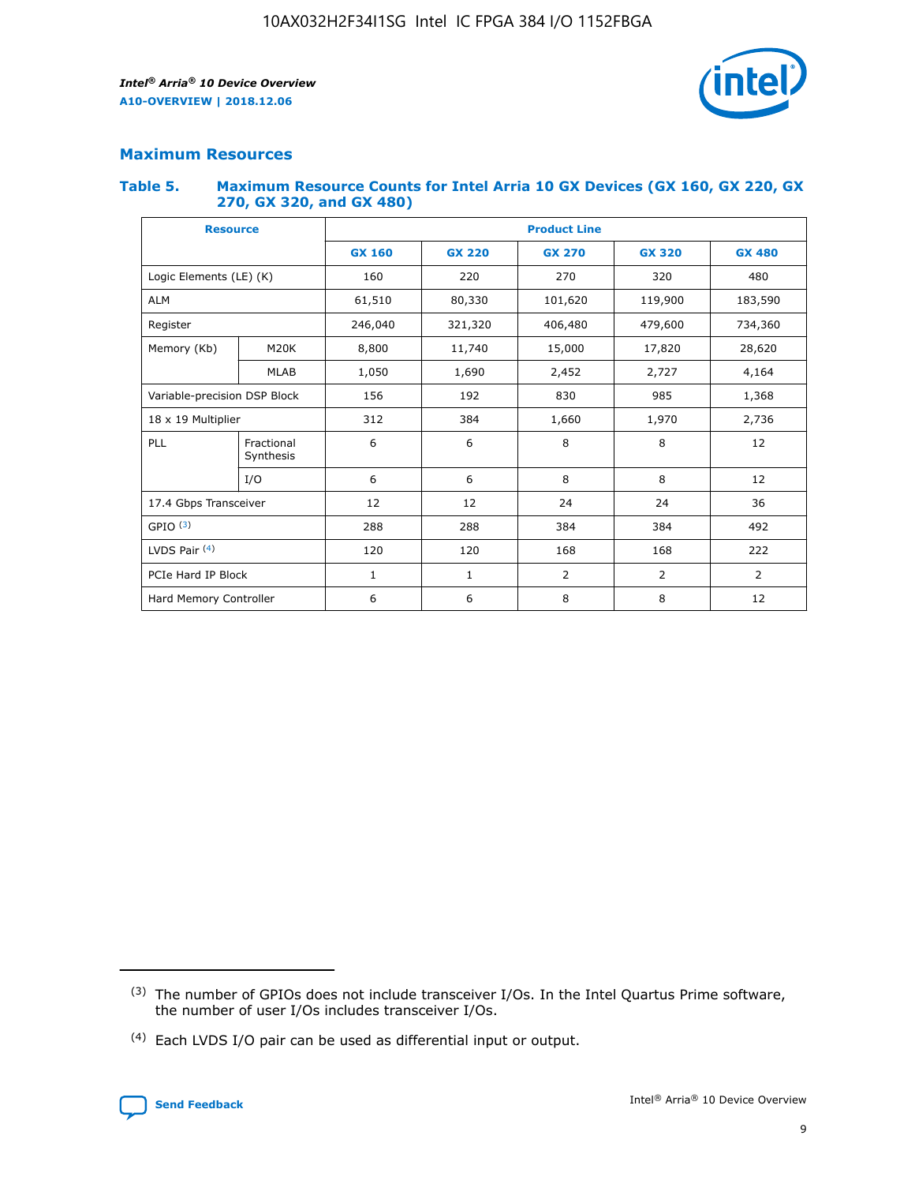## Maximum Resources

### Table 5. Maximum Resource Counts for Intel Arria 10 GX Devices (GX 160, GX 220, GX 270, GX 320, and GX 480)

| Resource | | Product Line | | | | |
|---|---|---|---|---|---|---|
| | | GX 160 | GX 220 | GX 270 | GX 320 | GX 480 |
| Logic Elements (LE) (K) | | 160 | 220 | 270 | 320 | 480 |
| ALM | | 61,510 | 80,330 | 101,620 | 119,900 | 183,590 |
| Register | | 246,040 | 321,320 | 406,480 | 479,600 | 734,360 |
| Memory (Kb) | M20K | 8,800 | 11,740 | 15,000 | 17,820 | 28,620 |
| | MLAB | 1,050 | 1,690 | 2,452 | 2,727 | 4,164 |
| Variable-precision DSP Block | | 156 | 192 | 830 | 985 | 1,368 |
| 18 x 19 Multiplier | | 312 | 384 | 1,660 | 1,970 | 2,736 |
| PLL | Fractional Synthesis | 6 | 6 | 8 | 8 | 12 |
| | I/O | 6 | 6 | 8 | 8 | 12 |
| 17.4 Gbps Transceiver | | 12 | 12 | 24 | 24 | 36 |
| GPIO [(3)] | | 288 | 288 | 384 | 384 | 492 |
| LVDS Pair [(4)] | | 120 | 120 | 168 | 168 | 222 |
| PCIe Hard IP Block | | 1 | 1 | 2 | 2 | 2 |
| Hard Memory Controller | | 6 | 6 | 8 | 8 | 12 |

(3) The number of GPIOs does not include transceiver I/Os. In the Intel Quartus Prime software, the number of user I/Os includes transceiver I/Os.

(4) Each LVDS I/O pair can be used as differential input or output.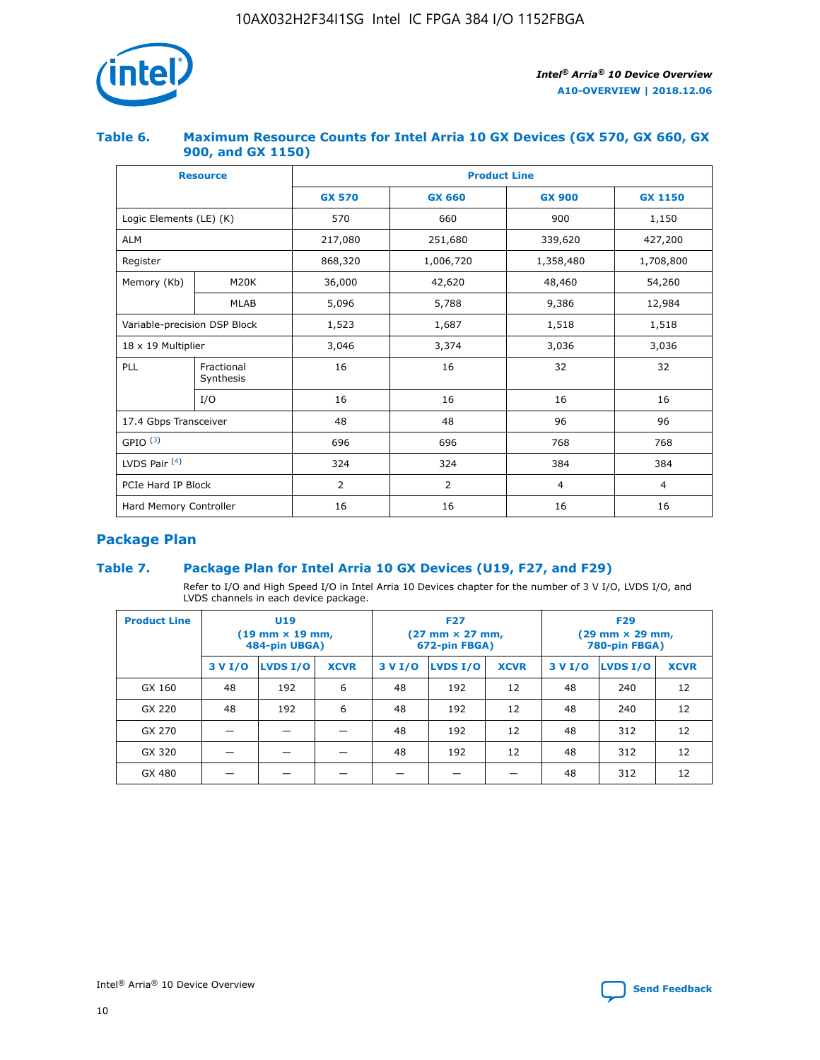### Table 6. Maximum Resource Counts for Intel Arria 10 GX Devices (GX 570, GX 660, GX 900, and GX 1150)

| Resource | | Product Line | | | |
|---|---|---|---|---|---|
| | | GX 570 | GX 660 | GX 900 | GX 1150 |
| Logic Elements (LE) (K) | | 570 | 660 | 900 | 1,150 |
| ALM | | 217,080 | 251,680 | 339,620 | 427,200 |
| Register | | 868,320 | 1,006,720 | 1,358,480 | 1,708,800 |
| Memory (Kb) | M20K | 36,000 | 42,620 | 48,460 | 54,260 |
| | MLAB | 5,096 | 5,788 | 9,386 | 12,984 |
| Variable-precision DSP Block | | 1,523 | 1,687 | 1,518 | 1,518 |
| 18 x 19 Multiplier | | 3,046 | 3,374 | 3,036 | 3,036 |
| PLL | Fractional Synthesis | 16 | 16 | 32 | 32 |
| | I/O | 16 | 16 | 16 | 16 |
| 17.4 Gbps Transceiver | | 48 | 48 | 96 | 96 |
| GPIO [(3)] | | 696 | 696 | 768 | 768 |
| LVDS Pair [(4)] | | 324 | 324 | 384 | 384 |
| PCIe Hard IP Block | | 2 | 2 | 4 | 4 |
| Hard Memory Controller | | 16 | 16 | 16 | 16 |

## Package Plan

### Table 7. Package Plan for Intel Arria 10 GX Devices (U19, F27, and F29)

Refer to I/O and High Speed I/O in Intel Arria 10 Devices chapter for the number of 3 V I/O, LVDS I/O, and LVDS channels in each device package.

| Product Line | U19 (19 mm × 19 mm, 484-pin UBGA) | | | F27 (27 mm × 27 mm, 672-pin FBGA) | | | F29 (29 mm × 29 mm, 780-pin FBGA) | | |
|---|---|---|---|---|---|---|---|---|---|
| | 3 V I/O | LVDS I/O | XCVR | 3 V I/O | LVDS I/O | XCVR | 3 V I/O | LVDS I/O | XCVR |
| GX 160 | 48 | 192 | 6 | 48 | 192 | 12 | 48 | 240 | 12 |
| GX 220 | 48 | 192 | 6 | 48 | 192 | 12 | 48 | 240 | 12 |
| GX 270 | — | — | — | 48 | 192 | 12 | 48 | 312 | 12 |
| GX 320 | — | — | — | 48 | 192 | 12 | 48 | 312 | 12 |
| GX 480 | — | — | — | — | — | — | 48 | 312 | 12 |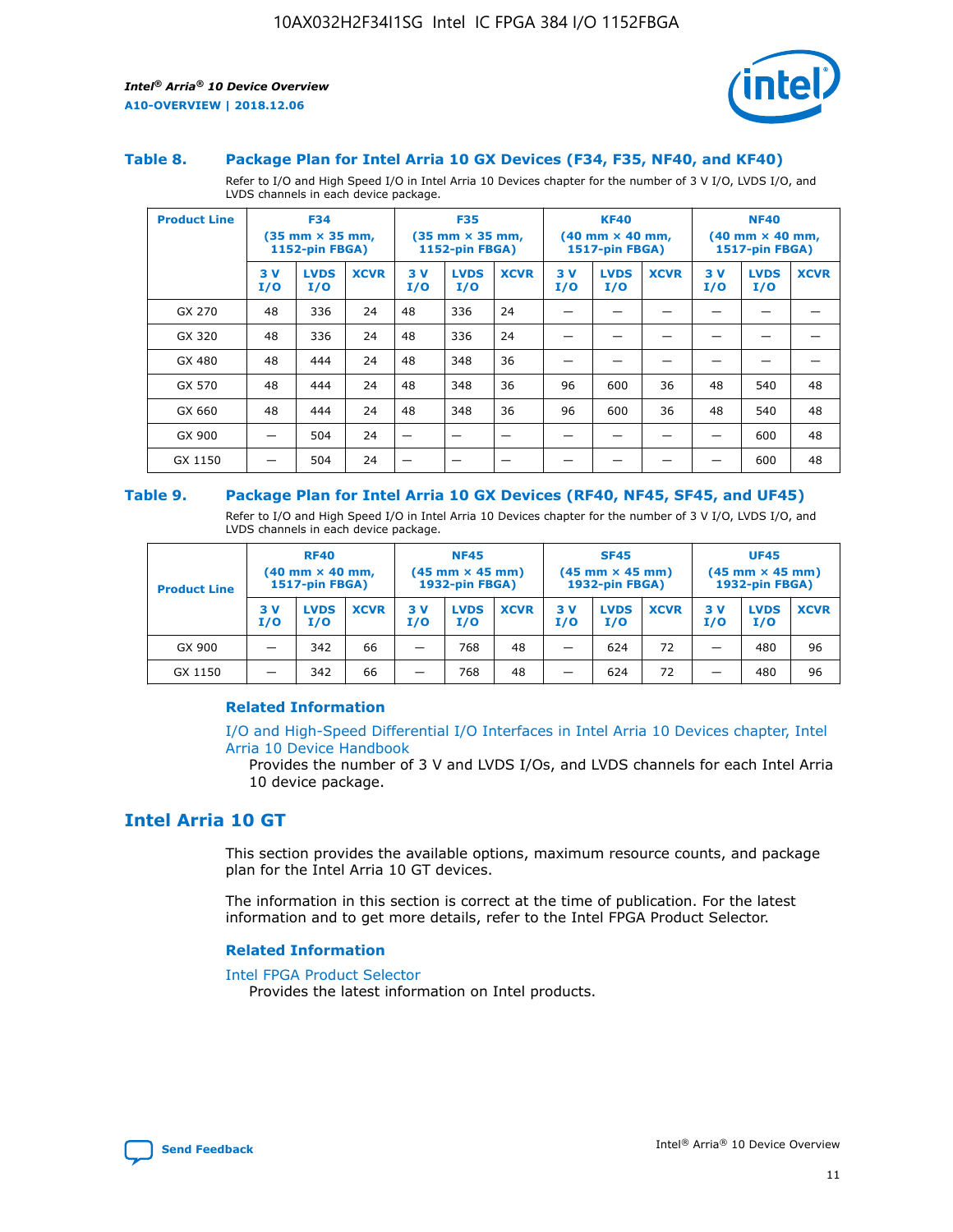### Table 8. Package Plan for Intel Arria 10 GX Devices (F34, F35, NF40, and KF40)

Refer to I/O and High Speed I/O in Intel Arria 10 Devices chapter for the number of 3 V I/O, LVDS I/O, and LVDS channels in each device package.

| Product Line | F34 (35 mm × 35 mm, 1152-pin FBGA) | | | F35 (35 mm × 35 mm, 1152-pin FBGA) | | | KF40 (40 mm × 40 mm, 1517-pin FBGA) | | | NF40 (40 mm × 40 mm, 1517-pin FBGA) | | |
|---|---|---|---|---|---|---|---|---|---|---|---|---|
| | 3 V I/O | LVDS I/O | XCVR | 3 V I/O | LVDS I/O | XCVR | 3 V I/O | LVDS I/O | XCVR | 3 V I/O | LVDS I/O | XCVR |
| GX 270 | 48 | 336 | 24 | 48 | 336 | 24 | — | — | — | — | — | — |
| GX 320 | 48 | 336 | 24 | 48 | 336 | 24 | — | — | — | — | — | — |
| GX 480 | 48 | 444 | 24 | 48 | 348 | 36 | — | — | — | — | — | — |
| GX 570 | 48 | 444 | 24 | 48 | 348 | 36 | 96 | 600 | 36 | 48 | 540 | 48 |
| GX 660 | 48 | 444 | 24 | 48 | 348 | 36 | 96 | 600 | 36 | 48 | 540 | 48 |
| GX 900 | — | 504 | 24 | — | — | — | — | — | — | — | 600 | 48 |
| GX 1150 | — | 504 | 24 | — | — | — | — | — | — | — | 600 | 48 |

### Table 9. Package Plan for Intel Arria 10 GX Devices (RF40, NF45, SF45, and UF45)

Refer to I/O and High Speed I/O in Intel Arria 10 Devices chapter for the number of 3 V I/O, LVDS I/O, and LVDS channels in each device package.

| Product Line | RF40 (40 mm × 40 mm, 1517-pin FBGA) | | | NF45 (45 mm × 45 mm) 1932-pin FBGA) | | | SF45 (45 mm × 45 mm) 1932-pin FBGA) | | | UF45 (45 mm × 45 mm) 1932-pin FBGA) | | |
|---|---|---|---|---|---|---|---|---|---|---|---|---|
| | 3 V I/O | LVDS I/O | XCVR | 3 V I/O | LVDS I/O | XCVR | 3 V I/O | LVDS I/O | XCVR | 3 V I/O | LVDS I/O | XCVR |
| GX 900 | — | 342 | 66 | — | 768 | 48 | — | 624 | 72 | — | 480 | 96 |
| GX 1150 | — | 342 | 66 | — | 768 | 48 | — | 624 | 72 | — | 480 | 96 |

#### Related Information

I/O and High-Speed Differential I/O Interfaces in Intel Arria 10 Devices chapter, Intel Arria 10 Device Handbook

Provides the number of 3 V and LVDS I/Os, and LVDS channels for each Intel Arria 10 device package.

## Intel Arria 10 GT

This section provides the available options, maximum resource counts, and package plan for the Intel Arria 10 GT devices.

The information in this section is correct at the time of publication. For the latest information and to get more details, refer to the Intel FPGA Product Selector.

#### Related Information

Intel FPGA Product Selector

Provides the latest information on Intel products.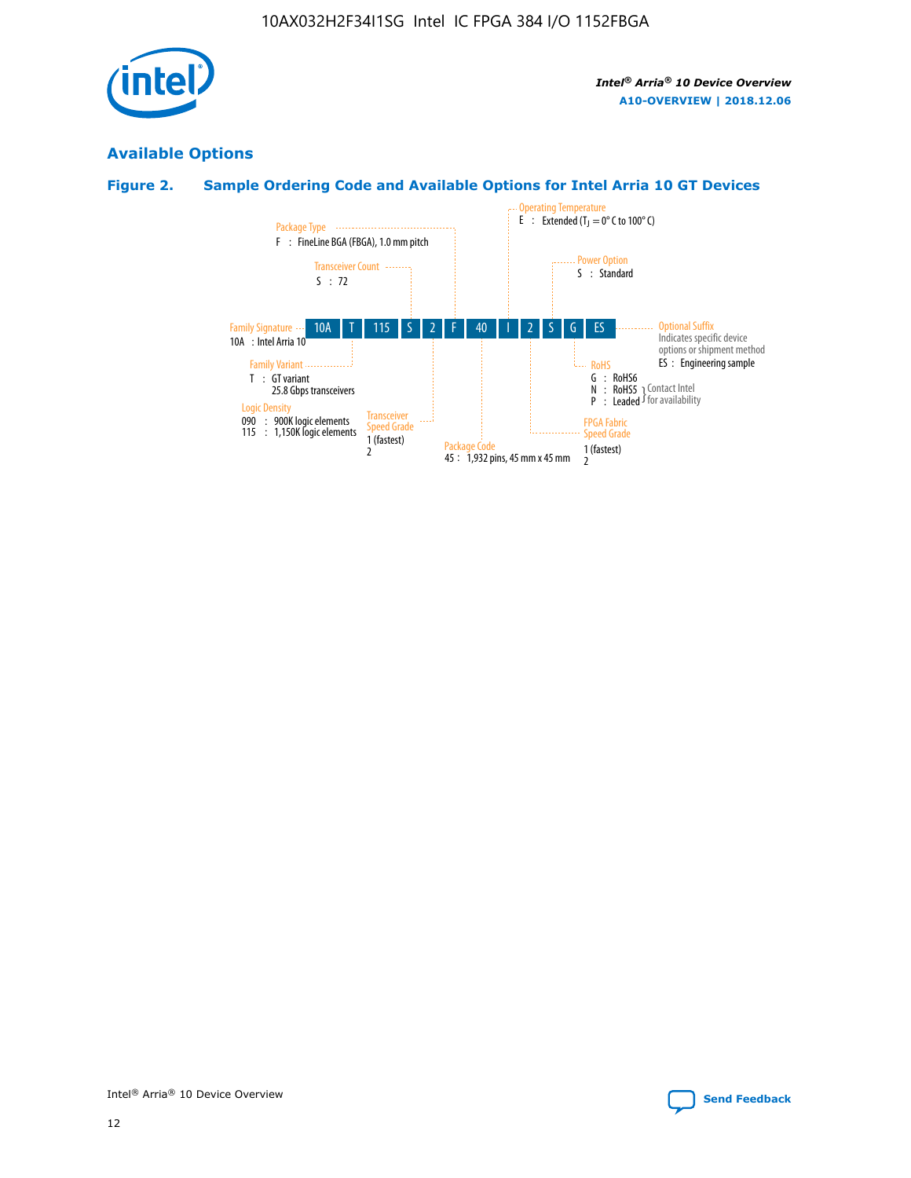## Available Options

### Figure 2. Sample Ordering Code and Available Options for Intel Arria 10 GT Devices

| 10A | T | 115 | S | 2 | F | 40 | I | 2 | S | G | ES |
|---|---|---|---|---|---|---|---|---|---|---|---|

**Family Signature**
10A : Intel Arria 10

**Family Variant**
T : GT variant
25.8 Gbps transceivers

**Logic Density**
090 : 900K logic elements
115 : 1,150K logic elements

**Transceiver Count**
S : 72

**Transceiver Speed Grade**
1 (fastest)
2

**Package Type**
F : FineLine BGA (FBGA), 1.0 mm pitch

**Package Code**
45 : 1,932 pins, 45 mm x 45 mm

**Operating Temperature**
E : Extended ($T_J$ = 0° C to 100° C)

**FPGA Fabric Speed Grade**
1 (fastest)
2

**Power Option**
S : Standard

**RoHS**
G : RoHS6
N : RoHS5 (Contact Intel for availability)
P : Leaded (Contact Intel for availability)

**Optional Suffix**
Indicates specific device options or shipment method
ES : Engineering sample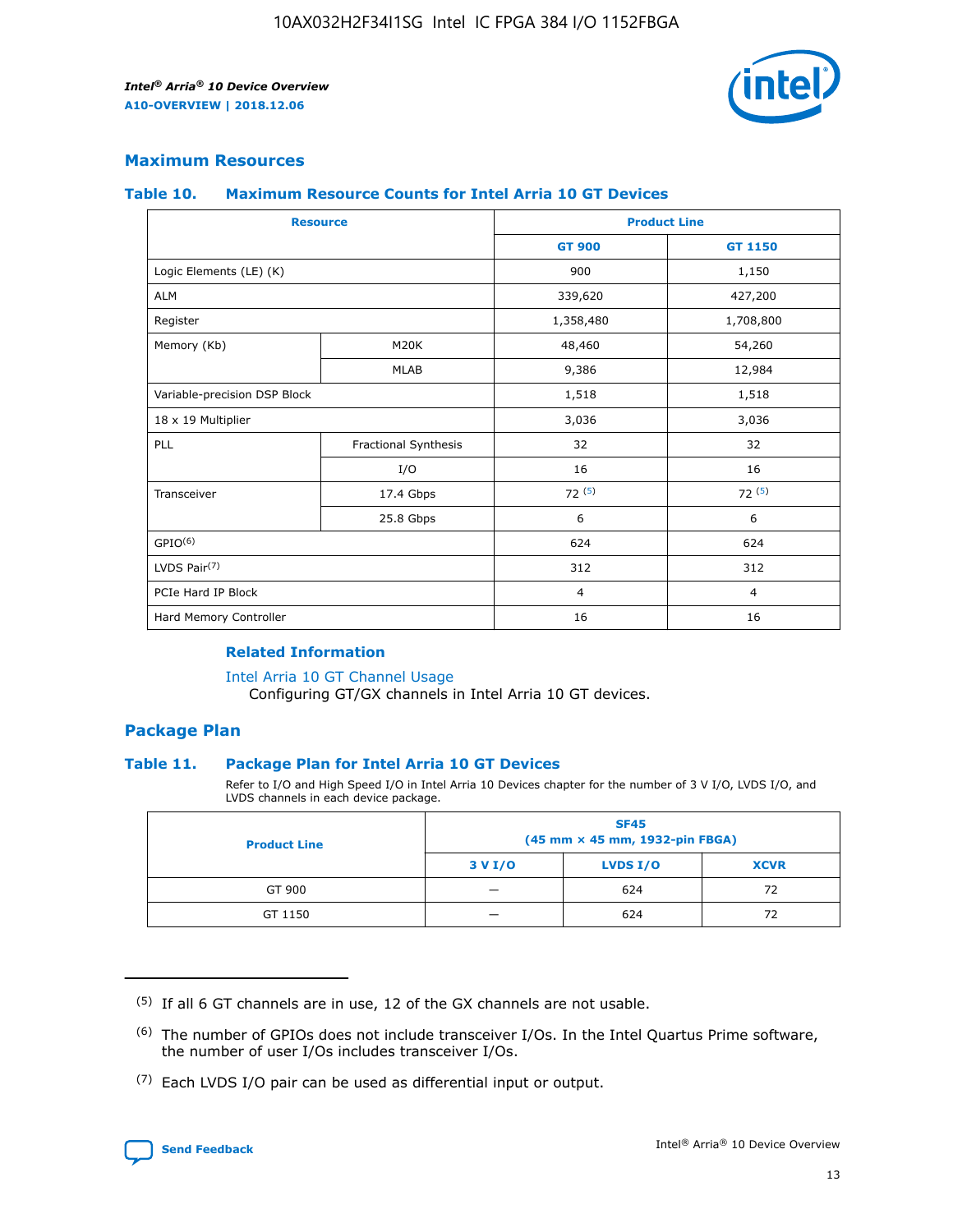## Maximum Resources

### Table 10. Maximum Resource Counts for Intel Arria 10 GT Devices

| Resource | | Product Line | |
|---|---|---|---|
| | | GT 900 | GT 1150 |
| Logic Elements (LE) (K) | | 900 | 1,150 |
| ALM | | 339,620 | 427,200 |
| Register | | 1,358,480 | 1,708,800 |
| Memory (Kb) | M20K | 48,460 | 54,260 |
| | MLAB | 9,386 | 12,984 |
| Variable-precision DSP Block | | 1,518 | 1,518 |
| 18 x 19 Multiplier | | 3,036 | 3,036 |
| PLL | Fractional Synthesis | 32 | 32 |
| | I/O | 16 | 16 |
| Transceiver | 17.4 Gbps | 72 (5) | 72 (5) |
| | 25.8 Gbps | 6 | 6 |
| GPIO(6) | | 624 | 624 |
| LVDS Pair(7) | | 312 | 312 |
| PCIe Hard IP Block | | 4 | 4 |
| Hard Memory Controller | | 16 | 16 |

### Related Information

Intel Arria 10 GT Channel Usage
Configuring GT/GX channels in Intel Arria 10 GT devices.

## Package Plan

### Table 11. Package Plan for Intel Arria 10 GT Devices

Refer to I/O and High Speed I/O in Intel Arria 10 Devices chapter for the number of 3 V I/O, LVDS I/O, and LVDS channels in each device package.

| Product Line | SF45 (45 mm × 45 mm, 1932-pin FBGA) | | |
|---|---|---|---|
| | 3 V I/O | LVDS I/O | XCVR |
| GT 900 | — | 624 | 72 |
| GT 1150 | — | 624 | 72 |

(5) If all 6 GT channels are in use, 12 of the GX channels are not usable.

(6) The number of GPIOs does not include transceiver I/Os. In the Intel Quartus Prime software, the number of user I/Os includes transceiver I/Os.

(7) Each LVDS I/O pair can be used as differential input or output.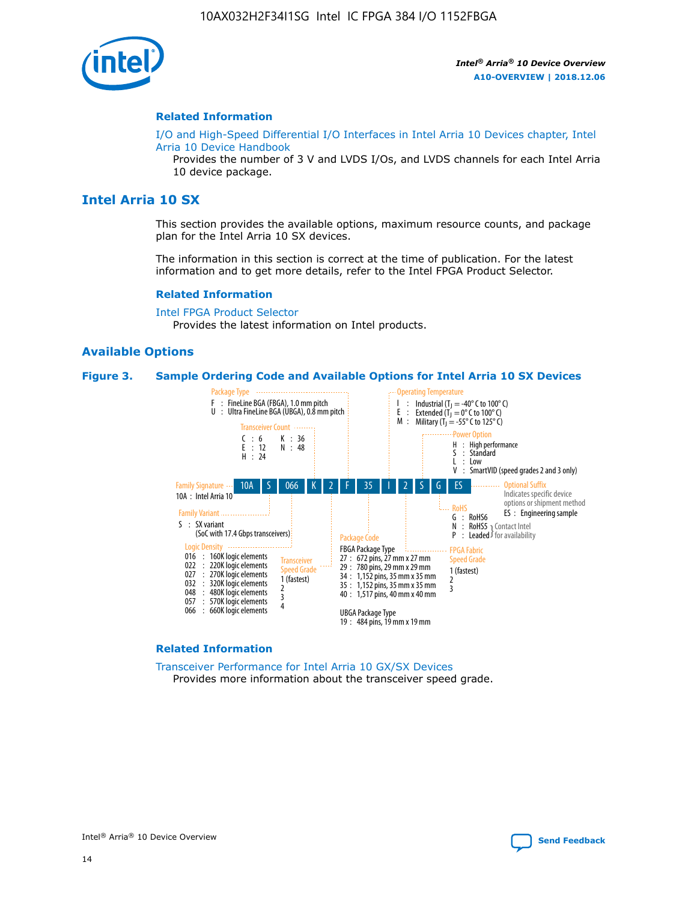## Related Information

I/O and High-Speed Differential I/O Interfaces in Intel Arria 10 Devices chapter, Intel Arria 10 Device Handbook

Provides the number of 3 V and LVDS I/Os, and LVDS channels for each Intel Arria 10 device package.

# Intel Arria 10 SX

This section provides the available options, maximum resource counts, and package plan for the Intel Arria 10 SX devices.

The information in this section is correct at the time of publication. For the latest information and to get more details, refer to the Intel FPGA Product Selector.

## Related Information

Intel FPGA Product Selector

Provides the latest information on Intel products.

## Available Options

**Figure 3. Sample Ordering Code and Available Options for Intel Arria 10 SX Devices**

Sample ordering code: 10A S 066 K 2 F 35 I 2 S G ES

- **Family Signature**
  - 10A : Intel Arria 10
- **Family Variant**
  - S : SX variant (SoC with 17.4 Gbps transceivers)
- **Logic Density**
  - 016 : 160K logic elements
  - 022 : 220K logic elements
  - 027 : 270K logic elements
  - 032 : 320K logic elements
  - 048 : 480K logic elements
  - 057 : 570K logic elements
  - 066 : 660K logic elements
- **Transceiver Count**
  - C : 6
  - E : 12
  - H : 24
  - K : 36
  - N : 48
- **Transceiver Speed Grade**
  - 1 (fastest)
  - 2
  - 3
  - 4
- **Package Type**
  - F : FineLine BGA (FBGA), 1.0 mm pitch
  - U : Ultra FineLine BGA (UBGA), 0.8 mm pitch
- **Package Code**
  - FBGA Package Type
    - 27 : 672 pins, 27 mm x 27 mm
    - 29 : 780 pins, 29 mm x 29 mm
    - 34 : 1,152 pins, 35 mm x 35 mm
    - 35 : 1,152 pins, 35 mm x 35 mm
    - 40 : 1,517 pins, 40 mm x 40 mm
  - UBGA Package Type
    - 19 : 484 pins, 19 mm x 19 mm
- **Operating Temperature**
  - I : Industrial ($T_J$ = -40° C to 100° C)
  - E : Extended ($T_J$ = 0° C to 100° C)
  - M : Military ($T_J$ = -55° C to 125° C)
- **FPGA Fabric Speed Grade**
  - 1 (fastest)
  - 2
  - 3
- **Power Option**
  - H : High performance
  - S : Standard
  - L : Low
  - V : SmartVID (speed grades 2 and 3 only)
- **RoHS**
  - G : RoHS6
  - N : RoHS5 (Contact Intel for availability)
  - P : Leaded (Contact Intel for availability)
- **Optional Suffix**
  - Indicates specific device options or shipment method
  - ES : Engineering sample

## Related Information

Transceiver Performance for Intel Arria 10 GX/SX Devices

Provides more information about the transceiver speed grade.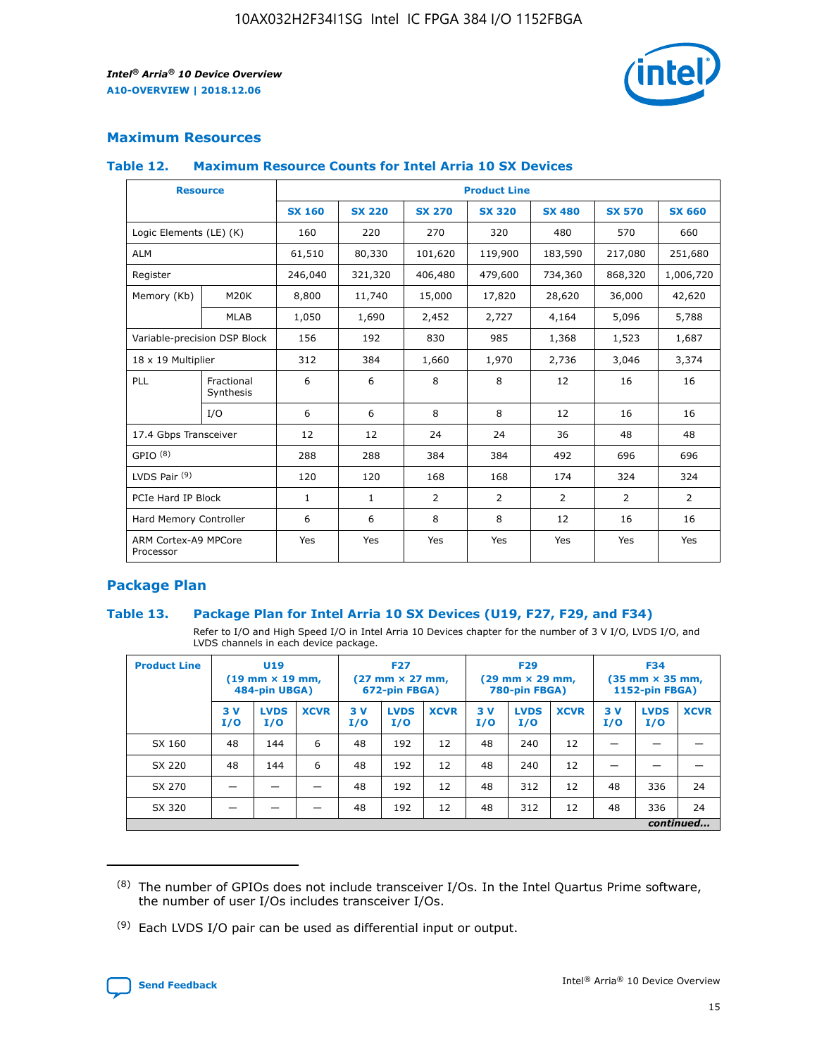## Maximum Resources

### Table 12. Maximum Resource Counts for Intel Arria 10 SX Devices

| Resource | | Product Line | | | | | | |
|---|---|---|---|---|---|---|---|---|
| | | SX 160 | SX 220 | SX 270 | SX 320 | SX 480 | SX 570 | SX 660 |
| Logic Elements (LE) (K) | | 160 | 220 | 270 | 320 | 480 | 570 | 660 |
| ALM | | 61,510 | 80,330 | 101,620 | 119,900 | 183,590 | 217,080 | 251,680 |
| Register | | 246,040 | 321,320 | 406,480 | 479,600 | 734,360 | 868,320 | 1,006,720 |
| Memory (Kb) | M20K | 8,800 | 11,740 | 15,000 | 17,820 | 28,620 | 36,000 | 42,620 |
| | MLAB | 1,050 | 1,690 | 2,452 | 2,727 | 4,164 | 5,096 | 5,788 |
| Variable-precision DSP Block | | 156 | 192 | 830 | 985 | 1,368 | 1,523 | 1,687 |
| 18 x 19 Multiplier | | 312 | 384 | 1,660 | 1,970 | 2,736 | 3,046 | 3,374 |
| PLL | Fractional Synthesis | 6 | 6 | 8 | 8 | 12 | 16 | 16 |
| | I/O | 6 | 6 | 8 | 8 | 12 | 16 | 16 |
| 17.4 Gbps Transceiver | | 12 | 12 | 24 | 24 | 36 | 48 | 48 |
| GPIO [8] | | 288 | 288 | 384 | 384 | 492 | 696 | 696 |
| LVDS Pair [9] | | 120 | 120 | 168 | 168 | 174 | 324 | 324 |
| PCIe Hard IP Block | | 1 | 1 | 2 | 2 | 2 | 2 | 2 |
| Hard Memory Controller | | 6 | 6 | 8 | 8 | 12 | 16 | 16 |
| ARM Cortex-A9 MPCore Processor | | Yes | Yes | Yes | Yes | Yes | Yes | Yes |

## Package Plan

### Table 13. Package Plan for Intel Arria 10 SX Devices (U19, F27, F29, and F34)

Refer to I/O and High Speed I/O in Intel Arria 10 Devices chapter for the number of 3 V I/O, LVDS I/O, and LVDS channels in each device package.

| Product Line | U19 (19 mm × 19 mm, 484-pin UBGA) | | | F27 (27 mm × 27 mm, 672-pin FBGA) | | | F29 (29 mm × 29 mm, 780-pin FBGA) | | | F34 (35 mm × 35 mm, 1152-pin FBGA) | | |
|---|---|---|---|---|---|---|---|---|---|---|---|---|
| | 3 V I/O | LVDS I/O | XCVR | 3 V I/O | LVDS I/O | XCVR | 3 V I/O | LVDS I/O | XCVR | 3 V I/O | LVDS I/O | XCVR |
| SX 160 | 48 | 144 | 6 | 48 | 192 | 12 | 48 | 240 | 12 | — | — | — |
| SX 220 | 48 | 144 | 6 | 48 | 192 | 12 | 48 | 240 | 12 | — | — | — |
| SX 270 | — | — | — | 48 | 192 | 12 | 48 | 312 | 12 | 48 | 336 | 24 |
| SX 320 | — | — | — | 48 | 192 | 12 | 48 | 312 | 12 | 48 | 336 | 24 |

*continued...*

(8) The number of GPIOs does not include transceiver I/Os. In the Intel Quartus Prime software, the number of user I/Os includes transceiver I/Os.

(9) Each LVDS I/O pair can be used as differential input or output.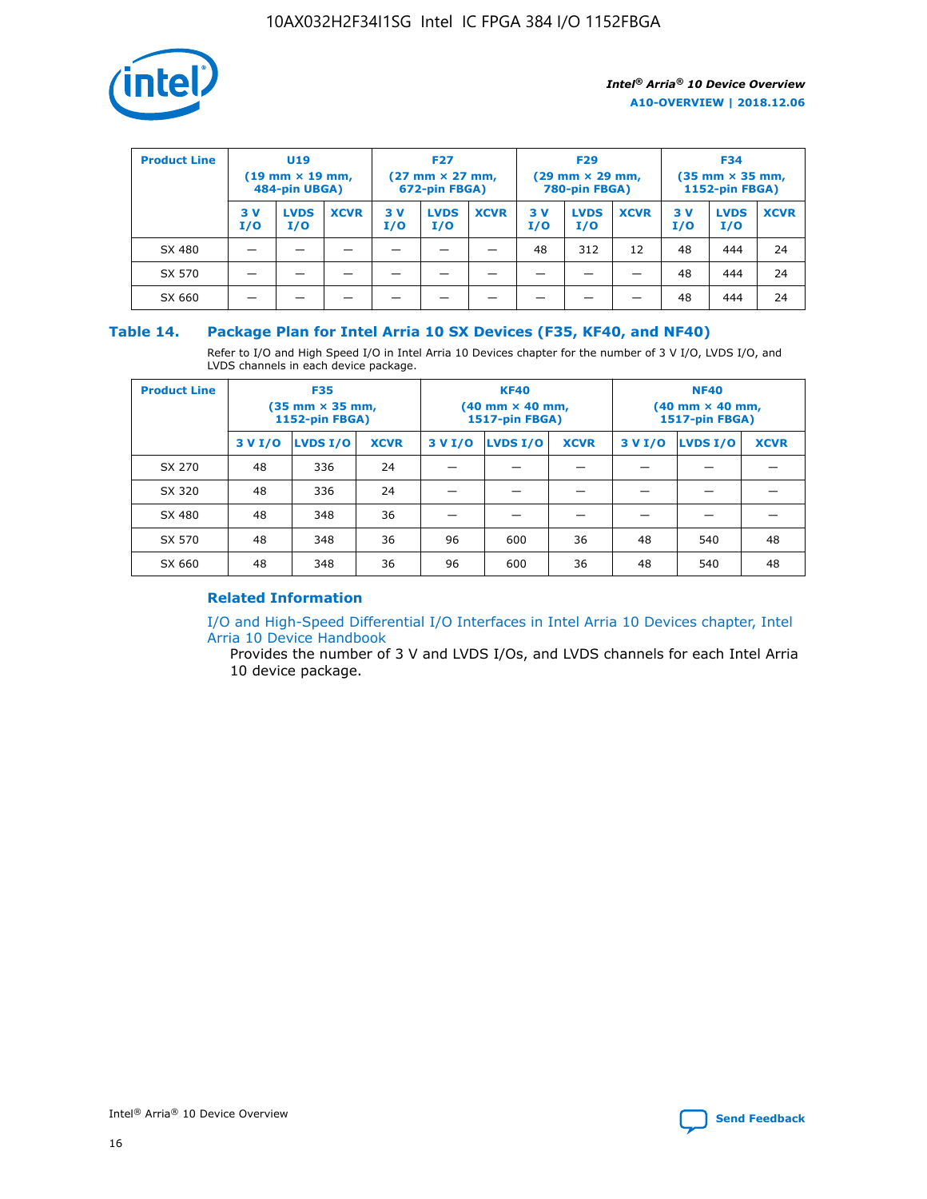| Product Line | U19 (19 mm × 19 mm, 484-pin UBGA) | | | F27 (27 mm × 27 mm, 672-pin FBGA) | | | F29 (29 mm × 29 mm, 780-pin FBGA) | | | F34 (35 mm × 35 mm, 1152-pin FBGA) | | |
|---|---|---|---|---|---|---|---|---|---|---|---|---|
| | 3 V I/O | LVDS I/O | XCVR | 3 V I/O | LVDS I/O | XCVR | 3 V I/O | LVDS I/O | XCVR | 3 V I/O | LVDS I/O | XCVR |
| SX 480 | — | — | — | — | — | — | 48 | 312 | 12 | 48 | 444 | 24 |
| SX 570 | — | — | — | — | — | — | — | — | — | 48 | 444 | 24 |
| SX 660 | — | — | — | — | — | — | — | — | — | 48 | 444 | 24 |

### Table 14. Package Plan for Intel Arria 10 SX Devices (F35, KF40, and NF40)

Refer to I/O and High Speed I/O in Intel Arria 10 Devices chapter for the number of 3 V I/O, LVDS I/O, and LVDS channels in each device package.

| Product Line | F35 (35 mm × 35 mm, 1152-pin FBGA) | | | KF40 (40 mm × 40 mm, 1517-pin FBGA) | | | NF40 (40 mm × 40 mm, 1517-pin FBGA) | | |
|---|---|---|---|---|---|---|---|---|---|
| | 3 V I/O | LVDS I/O | XCVR | 3 V I/O | LVDS I/O | XCVR | 3 V I/O | LVDS I/O | XCVR |
| SX 270 | 48 | 336 | 24 | — | — | — | — | — | — |
| SX 320 | 48 | 336 | 24 | — | — | — | — | — | — |
| SX 480 | 48 | 348 | 36 | — | — | — | — | — | — |
| SX 570 | 48 | 348 | 36 | 96 | 600 | 36 | 48 | 540 | 48 |
| SX 660 | 48 | 348 | 36 | 96 | 600 | 36 | 48 | 540 | 48 |

#### Related Information

I/O and High-Speed Differential I/O Interfaces in Intel Arria 10 Devices chapter, Intel Arria 10 Device Handbook

Provides the number of 3 V and LVDS I/Os, and LVDS channels for each Intel Arria 10 device package.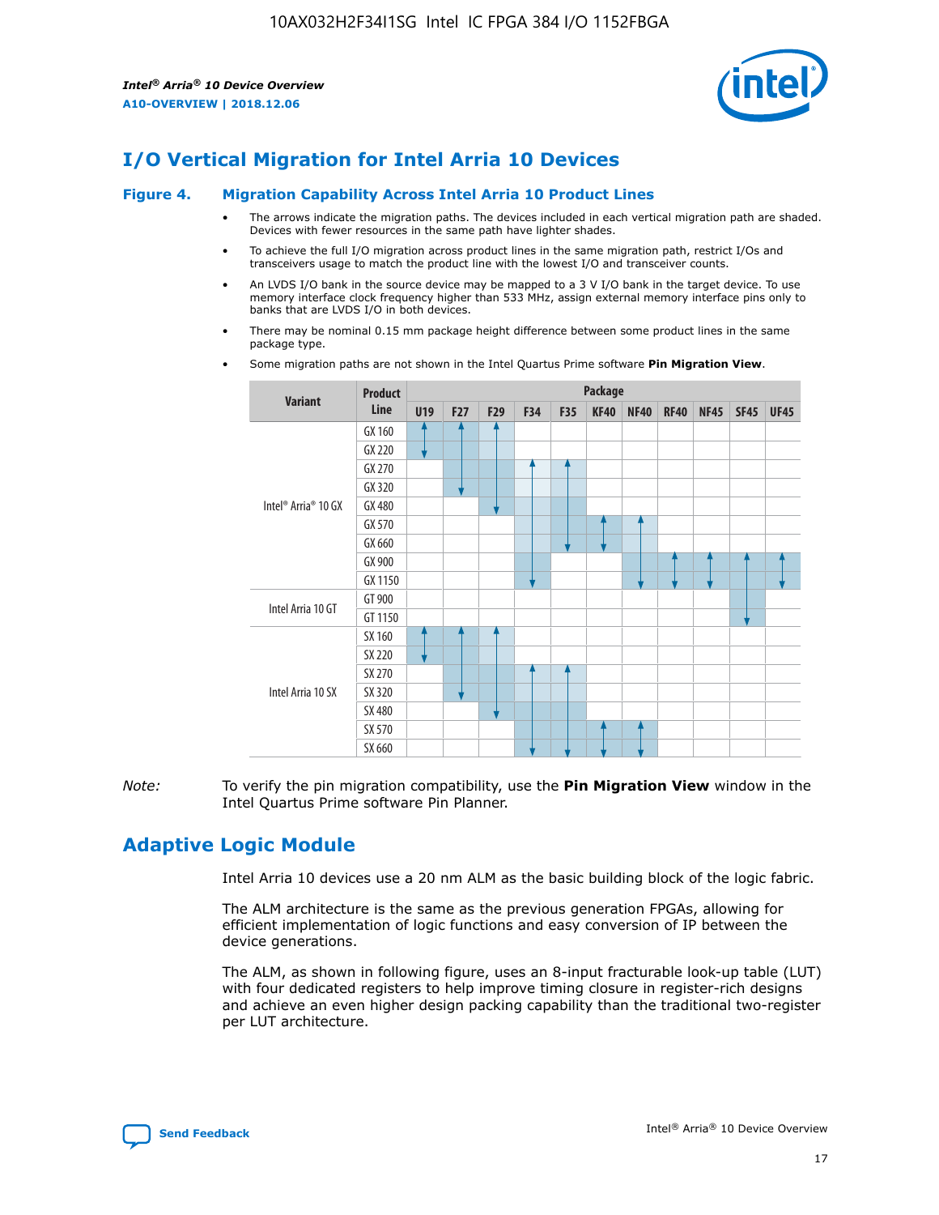## I/O Vertical Migration for Intel Arria 10 Devices

**Figure 4. Migration Capability Across Intel Arria 10 Product Lines**

- The arrows indicate the migration paths. The devices included in each vertical migration path are shaded. Devices with fewer resources in the same path have lighter shades.
- To achieve the full I/O migration across product lines in the same migration path, restrict I/Os and transceivers usage to match the product line with the lowest I/O and transceiver counts.
- An LVDS I/O bank in the source device may be mapped to a 3 V I/O bank in the target device. To use memory interface clock frequency higher than 533 MHz, assign external memory interface pins only to banks that are LVDS I/O in both devices.
- There may be nominal 0.15 mm package height difference between some product lines in the same package type.
- Some migration paths are not shown in the Intel Quartus Prime software **Pin Migration View**.

| Variant | Product Line | Package | | | | | | | | | | |
|---|---|---|---|---|---|---|---|---|---|---|---|---|
| | | U19 | F27 | F29 | F34 | F35 | KF40 | NF40 | RF40 | NF45 | SF45 | UF45 |
| Intel® Arria® 10 GX | GX 160 | | | | | | | | | | | |
| | GX 220 | | | | | | | | | | | |
| | GX 270 | | | | | | | | | | | |
| | GX 320 | | | | | | | | | | | |
| | GX 480 | | | | | | | | | | | |
| | GX 570 | | | | | | | | | | | |
| | GX 660 | | | | | | | | | | | |
| | GX 900 | | | | | | | | | | | |
| | GX 1150 | | | | | | | | | | | |
| Intel Arria 10 GT | GT 900 | | | | | | | | | | | |
| | GT 1150 | | | | | | | | | | | |
| Intel Arria 10 SX | SX 160 | | | | | | | | | | | |
| | SX 220 | | | | | | | | | | | |
| | SX 270 | | | | | | | | | | | |
| | SX 320 | | | | | | | | | | | |
| | SX 480 | | | | | | | | | | | |
| | SX 570 | | | | | | | | | | | |
| | SX 660 | | | | | | | | | | | |

*Note:* To verify the pin migration compatibility, use the **Pin Migration View** window in the Intel Quartus Prime software Pin Planner.

## Adaptive Logic Module

Intel Arria 10 devices use a 20 nm ALM as the basic building block of the logic fabric.

The ALM architecture is the same as the previous generation FPGAs, allowing for efficient implementation of logic functions and easy conversion of IP between the device generations.

The ALM, as shown in following figure, uses an 8-input fracturable look-up table (LUT) with four dedicated registers to help improve timing closure in register-rich designs and achieve an even higher design packing capability than the traditional two-register per LUT architecture.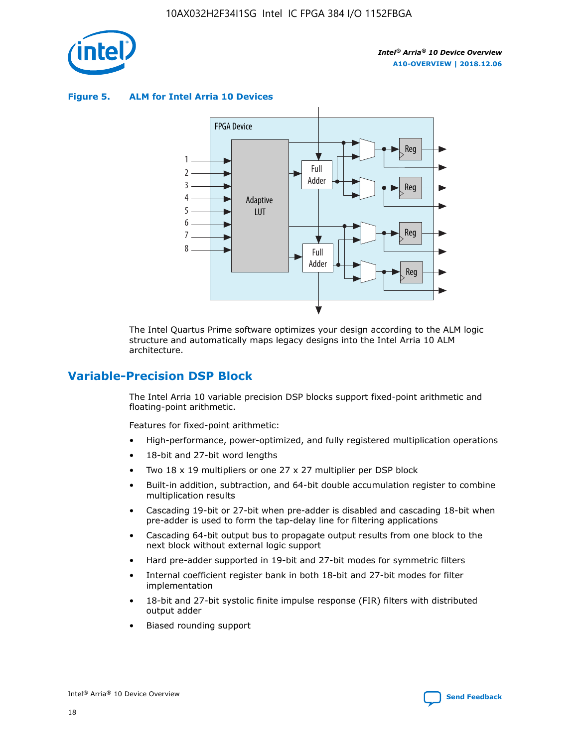**Figure 5. ALM for Intel Arria 10 Devices**

The Intel Quartus Prime software optimizes your design according to the ALM logic structure and automatically maps legacy designs into the Intel Arria 10 ALM architecture.

## Variable-Precision DSP Block

The Intel Arria 10 variable precision DSP blocks support fixed-point arithmetic and floating-point arithmetic.

Features for fixed-point arithmetic:

- High-performance, power-optimized, and fully registered multiplication operations
- 18-bit and 27-bit word lengths
- Two 18 x 19 multipliers or one 27 x 27 multiplier per DSP block
- Built-in addition, subtraction, and 64-bit double accumulation register to combine multiplication results
- Cascading 19-bit or 27-bit when pre-adder is disabled and cascading 18-bit when pre-adder is used to form the tap-delay line for filtering applications
- Cascading 64-bit output bus to propagate output results from one block to the next block without external logic support
- Hard pre-adder supported in 19-bit and 27-bit modes for symmetric filters
- Internal coefficient register bank in both 18-bit and 27-bit modes for filter implementation
- 18-bit and 27-bit systolic finite impulse response (FIR) filters with distributed output adder
- Biased rounding support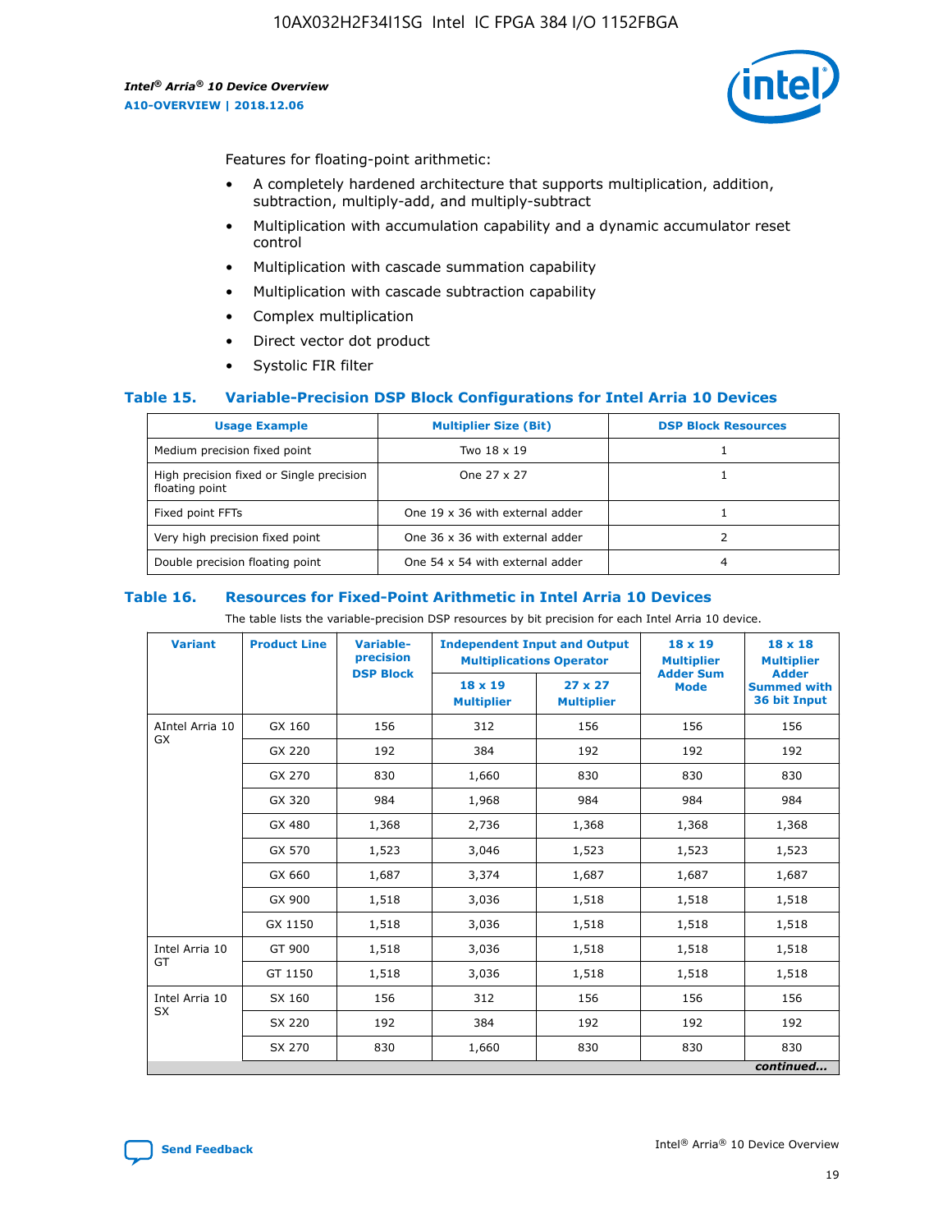Features for floating-point arithmetic:

- A completely hardened architecture that supports multiplication, addition, subtraction, multiply-add, and multiply-subtract
- Multiplication with accumulation capability and a dynamic accumulator reset control
- Multiplication with cascade summation capability
- Multiplication with cascade subtraction capability
- Complex multiplication
- Direct vector dot product
- Systolic FIR filter

### Table 15. Variable-Precision DSP Block Configurations for Intel Arria 10 Devices

| Usage Example | Multiplier Size (Bit) | DSP Block Resources |
| --- | --- | --- |
| Medium precision fixed point | Two 18 x 19 | 1 |
| High precision fixed or Single precision floating point | One 27 x 27 | 1 |
| Fixed point FFTs | One 19 x 36 with external adder | 1 |
| Very high precision fixed point | One 36 x 36 with external adder | 2 |
| Double precision floating point | One 54 x 54 with external adder | 4 |

### Table 16. Resources for Fixed-Point Arithmetic in Intel Arria 10 Devices

The table lists the variable-precision DSP resources by bit precision for each Intel Arria 10 device.

| Variant | Product Line | Variable-precision DSP Block | Independent Input and Output Multiplications Operator | | 18 x 19 Multiplier Adder Sum Mode | 18 x 18 Multiplier Adder Summed with 36 bit Input |
| --- | --- | --- | --- | --- | --- | --- |
| | | | 18 x 19 Multiplier | 27 x 27 Multiplier | | |
| AIntel Arria 10 GX | GX 160 | 156 | 312 | 156 | 156 | 156 |
| | GX 220 | 192 | 384 | 192 | 192 | 192 |
| | GX 270 | 830 | 1,660 | 830 | 830 | 830 |
| | GX 320 | 984 | 1,968 | 984 | 984 | 984 |
| | GX 480 | 1,368 | 2,736 | 1,368 | 1,368 | 1,368 |
| | GX 570 | 1,523 | 3,046 | 1,523 | 1,523 | 1,523 |
| | GX 660 | 1,687 | 3,374 | 1,687 | 1,687 | 1,687 |
| | GX 900 | 1,518 | 3,036 | 1,518 | 1,518 | 1,518 |
| | GX 1150 | 1,518 | 3,036 | 1,518 | 1,518 | 1,518 |
| Intel Arria 10 GT | GT 900 | 1,518 | 3,036 | 1,518 | 1,518 | 1,518 |
| | GT 1150 | 1,518 | 3,036 | 1,518 | 1,518 | 1,518 |
| Intel Arria 10 SX | SX 160 | 156 | 312 | 156 | 156 | 156 |
| | SX 220 | 192 | 384 | 192 | 192 | 192 |
| | SX 270 | 830 | 1,660 | 830 | 830 | 830 |

*continued...*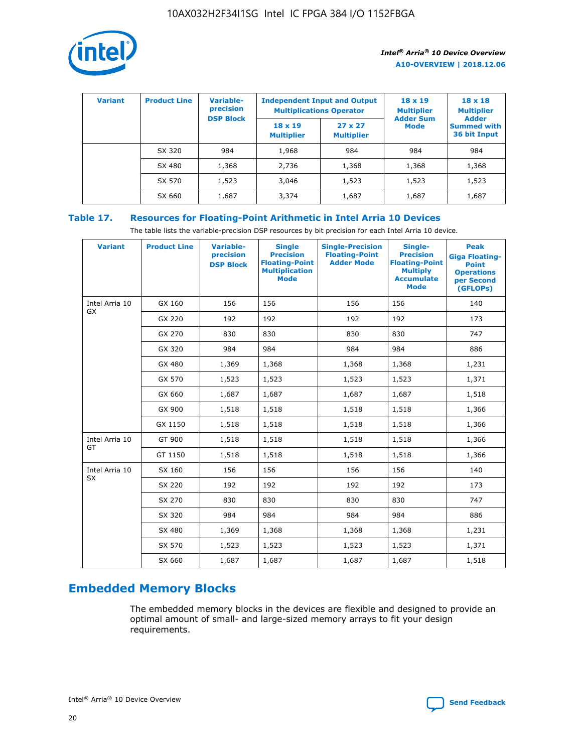| Variant | Product Line | Variable-precision DSP Block | Independent Input and Output Multiplications Operator | | 18 x 19 Multiplier Adder Sum Mode | 18 x 18 Multiplier Adder Summed with 36 bit Input |
|---|---|---|---|---|---|---|
| | | | 18 x 19 Multiplier | 27 x 27 Multiplier | | |
| | SX 320 | 984 | 1,968 | 984 | 984 | 984 |
| | SX 480 | 1,368 | 2,736 | 1,368 | 1,368 | 1,368 |
| | SX 570 | 1,523 | 3,046 | 1,523 | 1,523 | 1,523 |
| | SX 660 | 1,687 | 3,374 | 1,687 | 1,687 | 1,687 |

## Table 17. Resources for Floating-Point Arithmetic in Intel Arria 10 Devices

The table lists the variable-precision DSP resources by bit precision for each Intel Arria 10 device.

| Variant | Product Line | Variable-precision DSP Block | Single Precision Floating-Point Multiplication Mode | Single-Precision Floating-Point Adder Mode | Single-Precision Floating-Point Multiply Accumulate Mode | Peak Giga Floating-Point Operations per Second (GFLOPs) |
|---|---|---|---|---|---|---|
| Intel Arria 10 GX | GX 160 | 156 | 156 | 156 | 156 | 140 |
| | GX 220 | 192 | 192 | 192 | 192 | 173 |
| | GX 270 | 830 | 830 | 830 | 830 | 747 |
| | GX 320 | 984 | 984 | 984 | 984 | 886 |
| | GX 480 | 1,369 | 1,368 | 1,368 | 1,368 | 1,231 |
| | GX 570 | 1,523 | 1,523 | 1,523 | 1,523 | 1,371 |
| | GX 660 | 1,687 | 1,687 | 1,687 | 1,687 | 1,518 |
| | GX 900 | 1,518 | 1,518 | 1,518 | 1,518 | 1,366 |
| | GX 1150 | 1,518 | 1,518 | 1,518 | 1,518 | 1,366 |
| Intel Arria 10 GT | GT 900 | 1,518 | 1,518 | 1,518 | 1,518 | 1,366 |
| | GT 1150 | 1,518 | 1,518 | 1,518 | 1,518 | 1,366 |
| Intel Arria 10 SX | SX 160 | 156 | 156 | 156 | 156 | 140 |
| | SX 220 | 192 | 192 | 192 | 192 | 173 |
| | SX 270 | 830 | 830 | 830 | 830 | 747 |
| | SX 320 | 984 | 984 | 984 | 984 | 886 |
| | SX 480 | 1,369 | 1,368 | 1,368 | 1,368 | 1,231 |
| | SX 570 | 1,523 | 1,523 | 1,523 | 1,523 | 1,371 |
| | SX 660 | 1,687 | 1,687 | 1,687 | 1,687 | 1,518 |

## Embedded Memory Blocks

The embedded memory blocks in the devices are flexible and designed to provide an optimal amount of small- and large-sized memory arrays to fit your design requirements.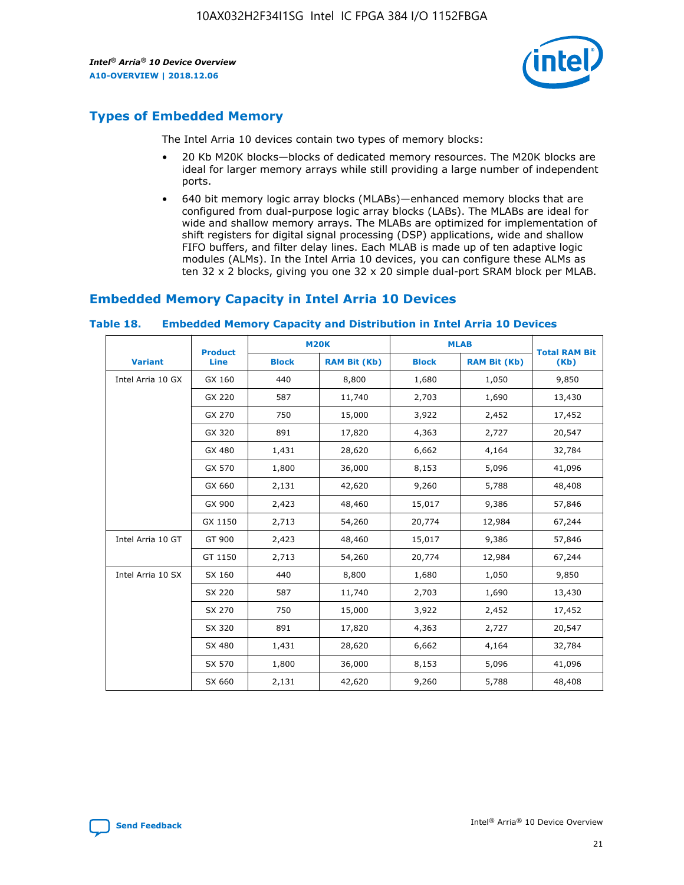## Types of Embedded Memory

The Intel Arria 10 devices contain two types of memory blocks:

- 20 Kb M20K blocks—blocks of dedicated memory resources. The M20K blocks are ideal for larger memory arrays while still providing a large number of independent ports.
- 640 bit memory logic array blocks (MLABs)—enhanced memory blocks that are configured from dual-purpose logic array blocks (LABs). The MLABs are ideal for wide and shallow memory arrays. The MLABs are optimized for implementation of shift registers for digital signal processing (DSP) applications, wide and shallow FIFO buffers, and filter delay lines. Each MLAB is made up of ten adaptive logic modules (ALMs). In the Intel Arria 10 devices, you can configure these ALMs as ten 32 x 2 blocks, giving you one 32 x 20 simple dual-port SRAM block per MLAB.

## Embedded Memory Capacity in Intel Arria 10 Devices

**Table 18. Embedded Memory Capacity and Distribution in Intel Arria 10 Devices**

| Variant | Product Line | M20K | | MLAB | | Total RAM Bit (Kb) |
|---|---|---|---|---|---|---|
| | | Block | RAM Bit (Kb) | Block | RAM Bit (Kb) | |
| Intel Arria 10 GX | GX 160 | 440 | 8,800 | 1,680 | 1,050 | 9,850 |
| | GX 220 | 587 | 11,740 | 2,703 | 1,690 | 13,430 |
| | GX 270 | 750 | 15,000 | 3,922 | 2,452 | 17,452 |
| | GX 320 | 891 | 17,820 | 4,363 | 2,727 | 20,547 |
| | GX 480 | 1,431 | 28,620 | 6,662 | 4,164 | 32,784 |
| | GX 570 | 1,800 | 36,000 | 8,153 | 5,096 | 41,096 |
| | GX 660 | 2,131 | 42,620 | 9,260 | 5,788 | 48,408 |
| | GX 900 | 2,423 | 48,460 | 15,017 | 9,386 | 57,846 |
| | GX 1150 | 2,713 | 54,260 | 20,774 | 12,984 | 67,244 |
| Intel Arria 10 GT | GT 900 | 2,423 | 48,460 | 15,017 | 9,386 | 57,846 |
| | GT 1150 | 2,713 | 54,260 | 20,774 | 12,984 | 67,244 |
| Intel Arria 10 SX | SX 160 | 440 | 8,800 | 1,680 | 1,050 | 9,850 |
| | SX 220 | 587 | 11,740 | 2,703 | 1,690 | 13,430 |
| | SX 270 | 750 | 15,000 | 3,922 | 2,452 | 17,452 |
| | SX 320 | 891 | 17,820 | 4,363 | 2,727 | 20,547 |
| | SX 480 | 1,431 | 28,620 | 6,662 | 4,164 | 32,784 |
| | SX 570 | 1,800 | 36,000 | 8,153 | 5,096 | 41,096 |
| | SX 660 | 2,131 | 42,620 | 9,260 | 5,788 | 48,408 |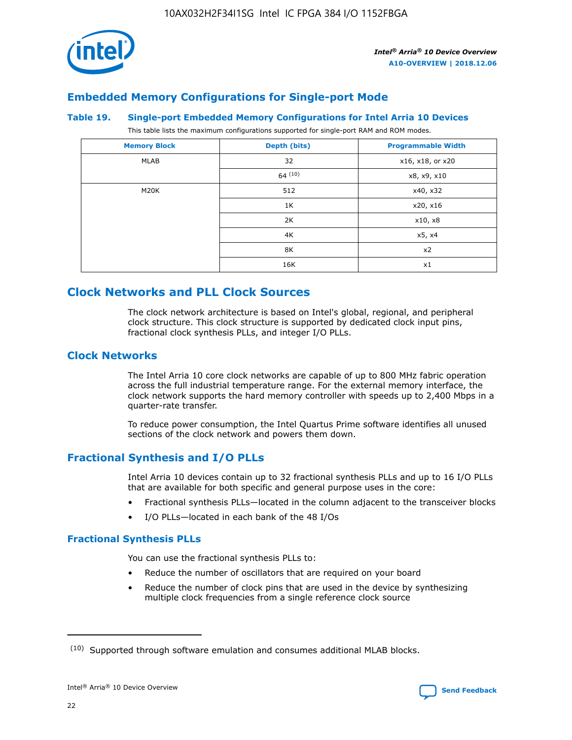## Embedded Memory Configurations for Single-port Mode

### Table 19. Single-port Embedded Memory Configurations for Intel Arria 10 Devices

This table lists the maximum configurations supported for single-port RAM and ROM modes.

| Memory Block | Depth (bits) | Programmable Width |
|---|---|---|
| MLAB | 32 | x16, x18, or x20 |
| | 64 [10] | x8, x9, x10 |
| M20K | 512 | x40, x32 |
| | 1K | x20, x16 |
| | 2K | x10, x8 |
| | 4K | x5, x4 |
| | 8K | x2 |
| | 16K | x1 |

## Clock Networks and PLL Clock Sources

The clock network architecture is based on Intel's global, regional, and peripheral clock structure. This clock structure is supported by dedicated clock input pins, fractional clock synthesis PLLs, and integer I/O PLLs.

## Clock Networks

The Intel Arria 10 core clock networks are capable of up to 800 MHz fabric operation across the full industrial temperature range. For the external memory interface, the clock network supports the hard memory controller with speeds up to 2,400 Mbps in a quarter-rate transfer.

To reduce power consumption, the Intel Quartus Prime software identifies all unused sections of the clock network and powers them down.

## Fractional Synthesis and I/O PLLs

Intel Arria 10 devices contain up to 32 fractional synthesis PLLs and up to 16 I/O PLLs that are available for both specific and general purpose uses in the core:

- Fractional synthesis PLLs—located in the column adjacent to the transceiver blocks
- I/O PLLs—located in each bank of the 48 I/Os

### Fractional Synthesis PLLs

You can use the fractional synthesis PLLs to:

- Reduce the number of oscillators that are required on your board
- Reduce the number of clock pins that are used in the device by synthesizing multiple clock frequencies from a single reference clock source

[10] Supported through software emulation and consumes additional MLAB blocks.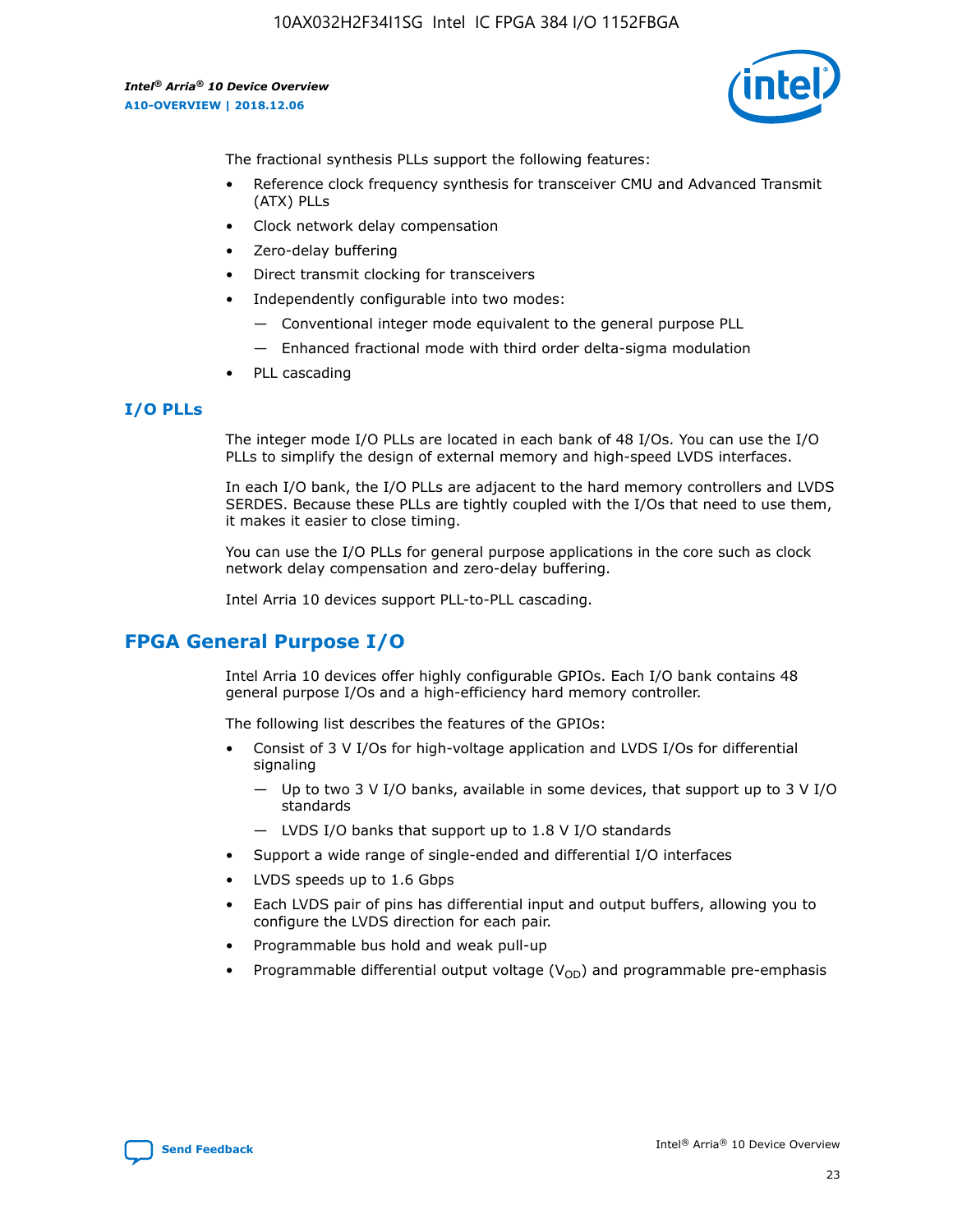The fractional synthesis PLLs support the following features:

- Reference clock frequency synthesis for transceiver CMU and Advanced Transmit (ATX) PLLs
- Clock network delay compensation
- Zero-delay buffering
- Direct transmit clocking for transceivers
- Independently configurable into two modes:
  - — Conventional integer mode equivalent to the general purpose PLL
  - — Enhanced fractional mode with third order delta-sigma modulation
- PLL cascading

### I/O PLLs

The integer mode I/O PLLs are located in each bank of 48 I/Os. You can use the I/O PLLs to simplify the design of external memory and high-speed LVDS interfaces.

In each I/O bank, the I/O PLLs are adjacent to the hard memory controllers and LVDS SERDES. Because these PLLs are tightly coupled with the I/Os that need to use them, it makes it easier to close timing.

You can use the I/O PLLs for general purpose applications in the core such as clock network delay compensation and zero-delay buffering.

Intel Arria 10 devices support PLL-to-PLL cascading.

## FPGA General Purpose I/O

Intel Arria 10 devices offer highly configurable GPIOs. Each I/O bank contains 48 general purpose I/Os and a high-efficiency hard memory controller.

The following list describes the features of the GPIOs:

- Consist of 3 V I/Os for high-voltage application and LVDS I/Os for differential signaling
  - — Up to two 3 V I/O banks, available in some devices, that support up to 3 V I/O standards
  - — LVDS I/O banks that support up to 1.8 V I/O standards
- Support a wide range of single-ended and differential I/O interfaces
- LVDS speeds up to 1.6 Gbps
- Each LVDS pair of pins has differential input and output buffers, allowing you to configure the LVDS direction for each pair.
- Programmable bus hold and weak pull-up
- Programmable differential output voltage ($V_{OD}$) and programmable pre-emphasis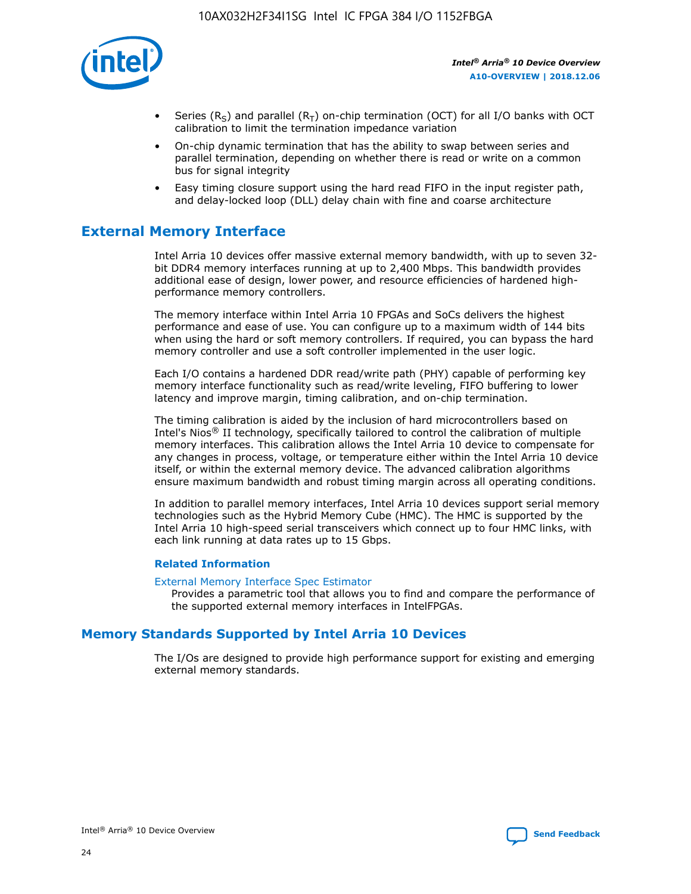- Series ($R_S$) and parallel ($R_T$) on-chip termination (OCT) for all I/O banks with OCT calibration to limit the termination impedance variation
- On-chip dynamic termination that has the ability to swap between series and parallel termination, depending on whether there is read or write on a common bus for signal integrity
- Easy timing closure support using the hard read FIFO in the input register path, and delay-locked loop (DLL) delay chain with fine and coarse architecture

## External Memory Interface

Intel Arria 10 devices offer massive external memory bandwidth, with up to seven 32-bit DDR4 memory interfaces running at up to 2,400 Mbps. This bandwidth provides additional ease of design, lower power, and resource efficiencies of hardened high-performance memory controllers.

The memory interface within Intel Arria 10 FPGAs and SoCs delivers the highest performance and ease of use. You can configure up to a maximum width of 144 bits when using the hard or soft memory controllers. If required, you can bypass the hard memory controller and use a soft controller implemented in the user logic.

Each I/O contains a hardened DDR read/write path (PHY) capable of performing key memory interface functionality such as read/write leveling, FIFO buffering to lower latency and improve margin, timing calibration, and on-chip termination.

The timing calibration is aided by the inclusion of hard microcontrollers based on Intel's Nios® II technology, specifically tailored to control the calibration of multiple memory interfaces. This calibration allows the Intel Arria 10 device to compensate for any changes in process, voltage, or temperature either within the Intel Arria 10 device itself, or within the external memory device. The advanced calibration algorithms ensure maximum bandwidth and robust timing margin across all operating conditions.

In addition to parallel memory interfaces, Intel Arria 10 devices support serial memory technologies such as the Hybrid Memory Cube (HMC). The HMC is supported by the Intel Arria 10 high-speed serial transceivers which connect up to four HMC links, with each link running at data rates up to 15 Gbps.

### Related Information

External Memory Interface Spec Estimator

Provides a parametric tool that allows you to find and compare the performance of the supported external memory interfaces in IntelFPGAs.

## Memory Standards Supported by Intel Arria 10 Devices

The I/Os are designed to provide high performance support for existing and emerging external memory standards.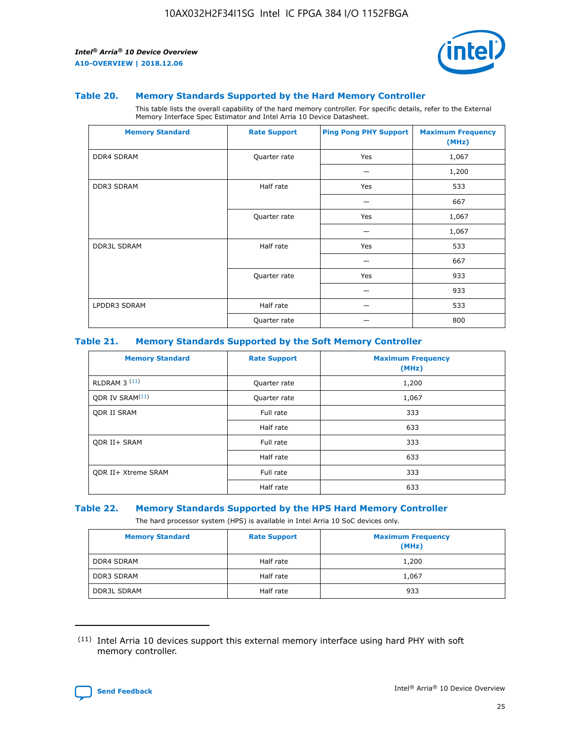### Table 20. Memory Standards Supported by the Hard Memory Controller

This table lists the overall capability of the hard memory controller. For specific details, refer to the External Memory Interface Spec Estimator and Intel Arria 10 Device Datasheet.

| Memory Standard | Rate Support | Ping Pong PHY Support | Maximum Frequency (MHz) |
|---|---|---|---|
| DDR4 SDRAM | Quarter rate | Yes | 1,067 |
| | | — | 1,200 |
| DDR3 SDRAM | Half rate | Yes | 533 |
| | | — | 667 |
| | Quarter rate | Yes | 1,067 |
| | | — | 1,067 |
| DDR3L SDRAM | Half rate | Yes | 533 |
| | | — | 667 |
| | Quarter rate | Yes | 933 |
| | | — | 933 |
| LPDDR3 SDRAM | Half rate | — | 533 |
| | Quarter rate | — | 800 |

### Table 21. Memory Standards Supported by the Soft Memory Controller

| Memory Standard | Rate Support | Maximum Frequency (MHz) |
|---|---|---|
| RLDRAM 3 [(11)] | Quarter rate | 1,200 |
| QDR IV SRAM[(11)] | Quarter rate | 1,067 |
| QDR II SRAM | Full rate | 333 |
| | Half rate | 633 |
| QDR II+ SRAM | Full rate | 333 |
| | Half rate | 633 |
| QDR II+ Xtreme SRAM | Full rate | 333 |
| | Half rate | 633 |

### Table 22. Memory Standards Supported by the HPS Hard Memory Controller

The hard processor system (HPS) is available in Intel Arria 10 SoC devices only.

| Memory Standard | Rate Support | Maximum Frequency (MHz) |
|---|---|---|
| DDR4 SDRAM | Half rate | 1,200 |
| DDR3 SDRAM | Half rate | 1,067 |
| DDR3L SDRAM | Half rate | 933 |

(11) Intel Arria 10 devices support this external memory interface using hard PHY with soft memory controller.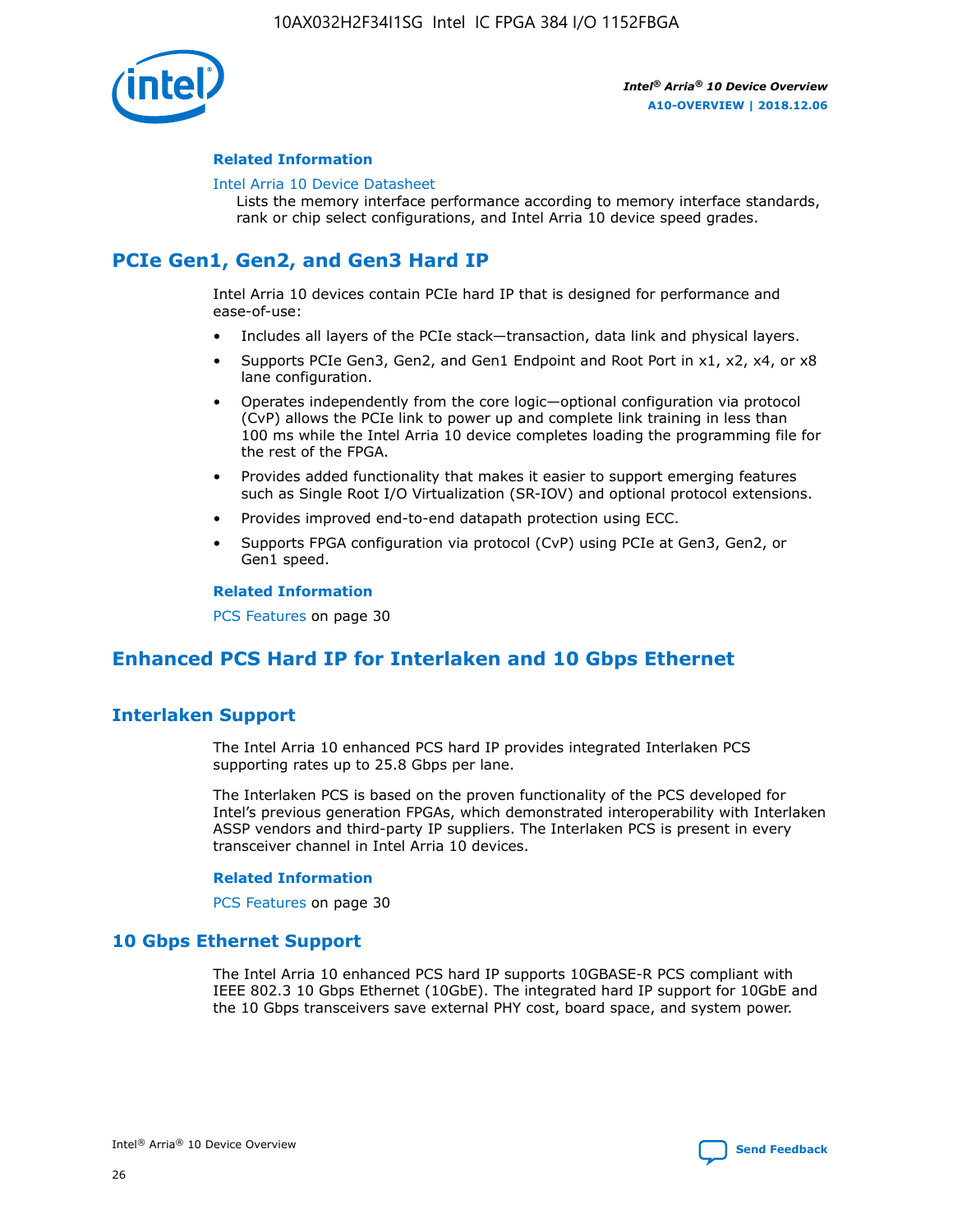### Related Information

Intel Arria 10 Device Datasheet

Lists the memory interface performance according to memory interface standards, rank or chip select configurations, and Intel Arria 10 device speed grades.

## PCIe Gen1, Gen2, and Gen3 Hard IP

Intel Arria 10 devices contain PCIe hard IP that is designed for performance and ease-of-use:

- Includes all layers of the PCIe stack—transaction, data link and physical layers.
- Supports PCIe Gen3, Gen2, and Gen1 Endpoint and Root Port in x1, x2, x4, or x8 lane configuration.
- Operates independently from the core logic—optional configuration via protocol (CvP) allows the PCIe link to power up and complete link training in less than 100 ms while the Intel Arria 10 device completes loading the programming file for the rest of the FPGA.
- Provides added functionality that makes it easier to support emerging features such as Single Root I/O Virtualization (SR-IOV) and optional protocol extensions.
- Provides improved end-to-end datapath protection using ECC.
- Supports FPGA configuration via protocol (CvP) using PCIe at Gen3, Gen2, or Gen1 speed.

### Related Information

PCS Features on page 30

## Enhanced PCS Hard IP for Interlaken and 10 Gbps Ethernet

## Interlaken Support

The Intel Arria 10 enhanced PCS hard IP provides integrated Interlaken PCS supporting rates up to 25.8 Gbps per lane.

The Interlaken PCS is based on the proven functionality of the PCS developed for Intel's previous generation FPGAs, which demonstrated interoperability with Interlaken ASSP vendors and third-party IP suppliers. The Interlaken PCS is present in every transceiver channel in Intel Arria 10 devices.

### Related Information

PCS Features on page 30

## 10 Gbps Ethernet Support

The Intel Arria 10 enhanced PCS hard IP supports 10GBASE-R PCS compliant with IEEE 802.3 10 Gbps Ethernet (10GbE). The integrated hard IP support for 10GbE and the 10 Gbps transceivers save external PHY cost, board space, and system power.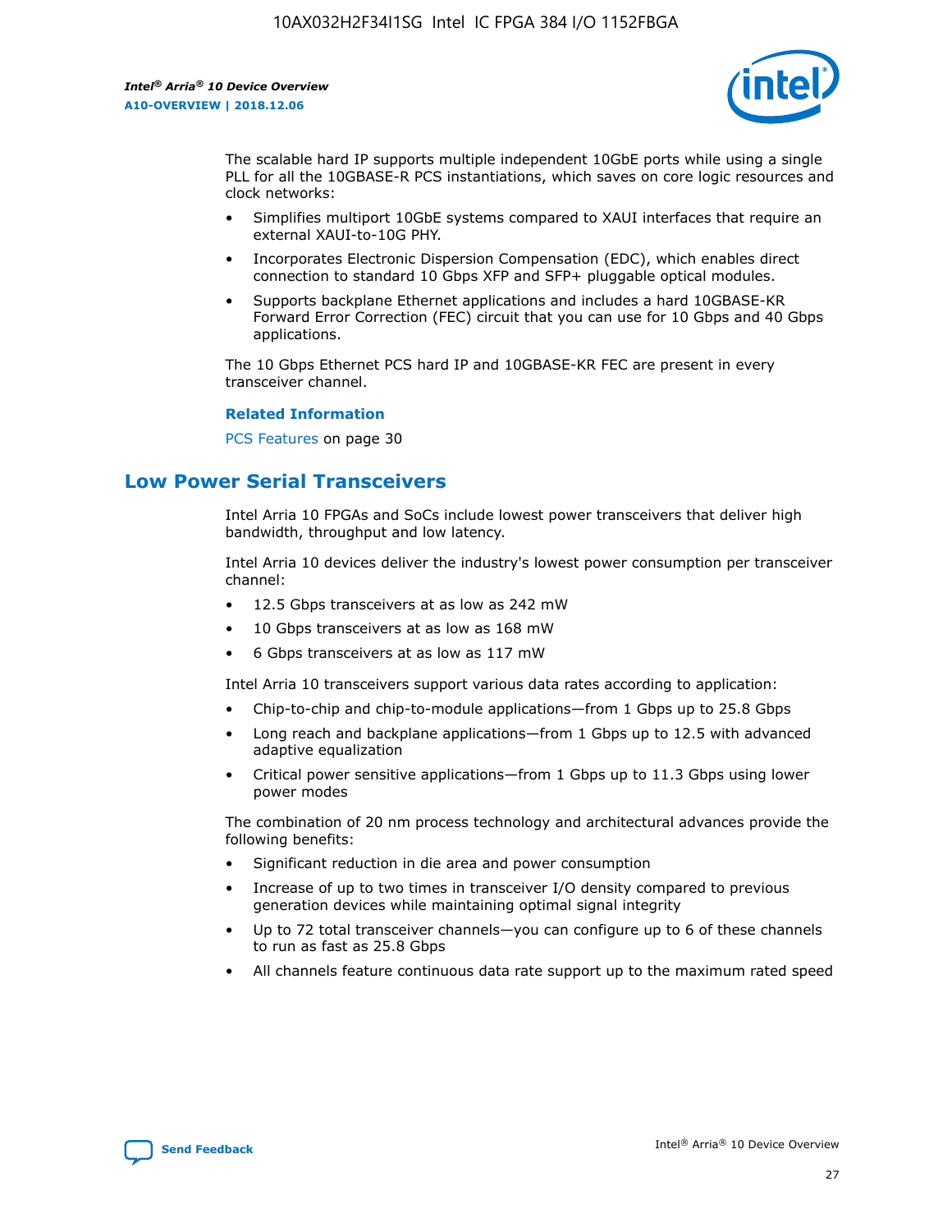The scalable hard IP supports multiple independent 10GbE ports while using a single PLL for all the 10GBASE-R PCS instantiations, which saves on core logic resources and clock networks:

- Simplifies multiport 10GbE systems compared to XAUI interfaces that require an external XAUI-to-10G PHY.
- Incorporates Electronic Dispersion Compensation (EDC), which enables direct connection to standard 10 Gbps XFP and SFP+ pluggable optical modules.
- Supports backplane Ethernet applications and includes a hard 10GBASE-KR Forward Error Correction (FEC) circuit that you can use for 10 Gbps and 40 Gbps applications.

The 10 Gbps Ethernet PCS hard IP and 10GBASE-KR FEC are present in every transceiver channel.

**Related Information**

PCS Features on page 30

## Low Power Serial Transceivers

Intel Arria 10 FPGAs and SoCs include lowest power transceivers that deliver high bandwidth, throughput and low latency.

Intel Arria 10 devices deliver the industry's lowest power consumption per transceiver channel:

- 12.5 Gbps transceivers at as low as 242 mW
- 10 Gbps transceivers at as low as 168 mW
- 6 Gbps transceivers at as low as 117 mW

Intel Arria 10 transceivers support various data rates according to application:

- Chip-to-chip and chip-to-module applications—from 1 Gbps up to 25.8 Gbps
- Long reach and backplane applications—from 1 Gbps up to 12.5 with advanced adaptive equalization
- Critical power sensitive applications—from 1 Gbps up to 11.3 Gbps using lower power modes

The combination of 20 nm process technology and architectural advances provide the following benefits:

- Significant reduction in die area and power consumption
- Increase of up to two times in transceiver I/O density compared to previous generation devices while maintaining optimal signal integrity
- Up to 72 total transceiver channels—you can configure up to 6 of these channels to run as fast as 25.8 Gbps
- All channels feature continuous data rate support up to the maximum rated speed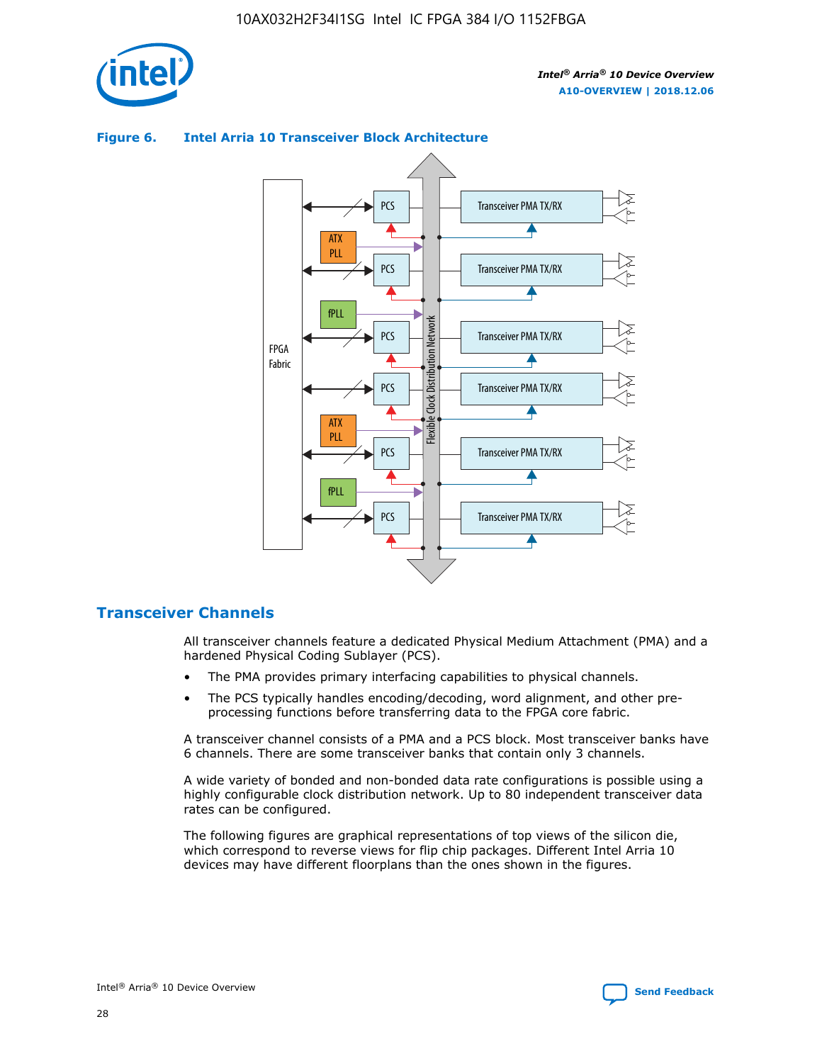**Figure 6. Intel Arria 10 Transceiver Block Architecture**

## Transceiver Channels

All transceiver channels feature a dedicated Physical Medium Attachment (PMA) and a hardened Physical Coding Sublayer (PCS).

- The PMA provides primary interfacing capabilities to physical channels.
- The PCS typically handles encoding/decoding, word alignment, and other pre-processing functions before transferring data to the FPGA core fabric.

A transceiver channel consists of a PMA and a PCS block. Most transceiver banks have 6 channels. There are some transceiver banks that contain only 3 channels.

A wide variety of bonded and non-bonded data rate configurations is possible using a highly configurable clock distribution network. Up to 80 independent transceiver data rates can be configured.

The following figures are graphical representations of top views of the silicon die, which correspond to reverse views for flip chip packages. Different Intel Arria 10 devices may have different floorplans than the ones shown in the figures.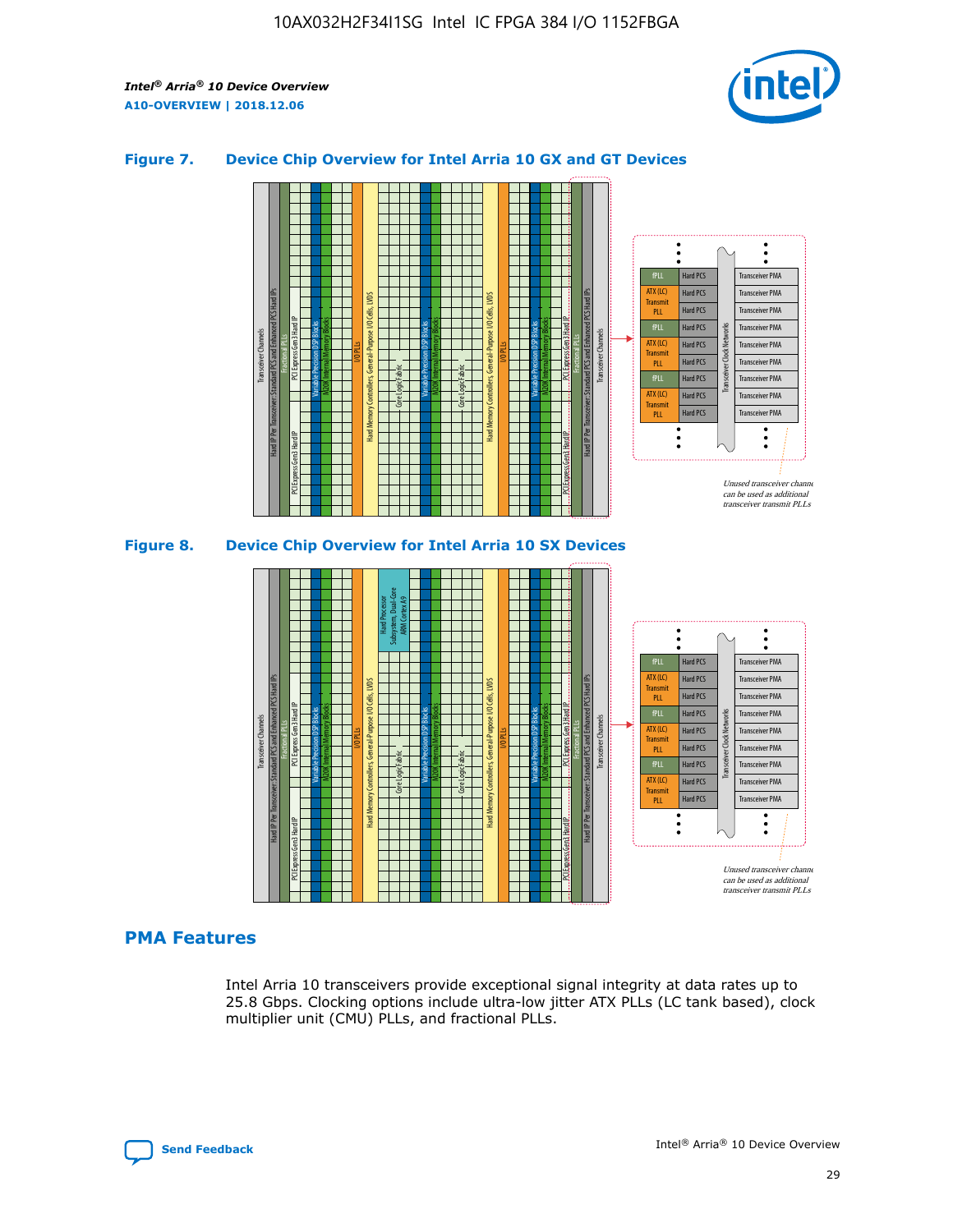### Figure 7. Device Chip Overview for Intel Arria 10 GX and GT Devices

Unused transceiver channels can be used as additional transceiver transmit PLLs

### Figure 8. Device Chip Overview for Intel Arria 10 SX Devices

Unused transceiver channels can be used as additional transceiver transmit PLLs

## PMA Features

Intel Arria 10 transceivers provide exceptional signal integrity at data rates up to 25.8 Gbps. Clocking options include ultra-low jitter ATX PLLs (LC tank based), clock multiplier unit (CMU) PLLs, and fractional PLLs.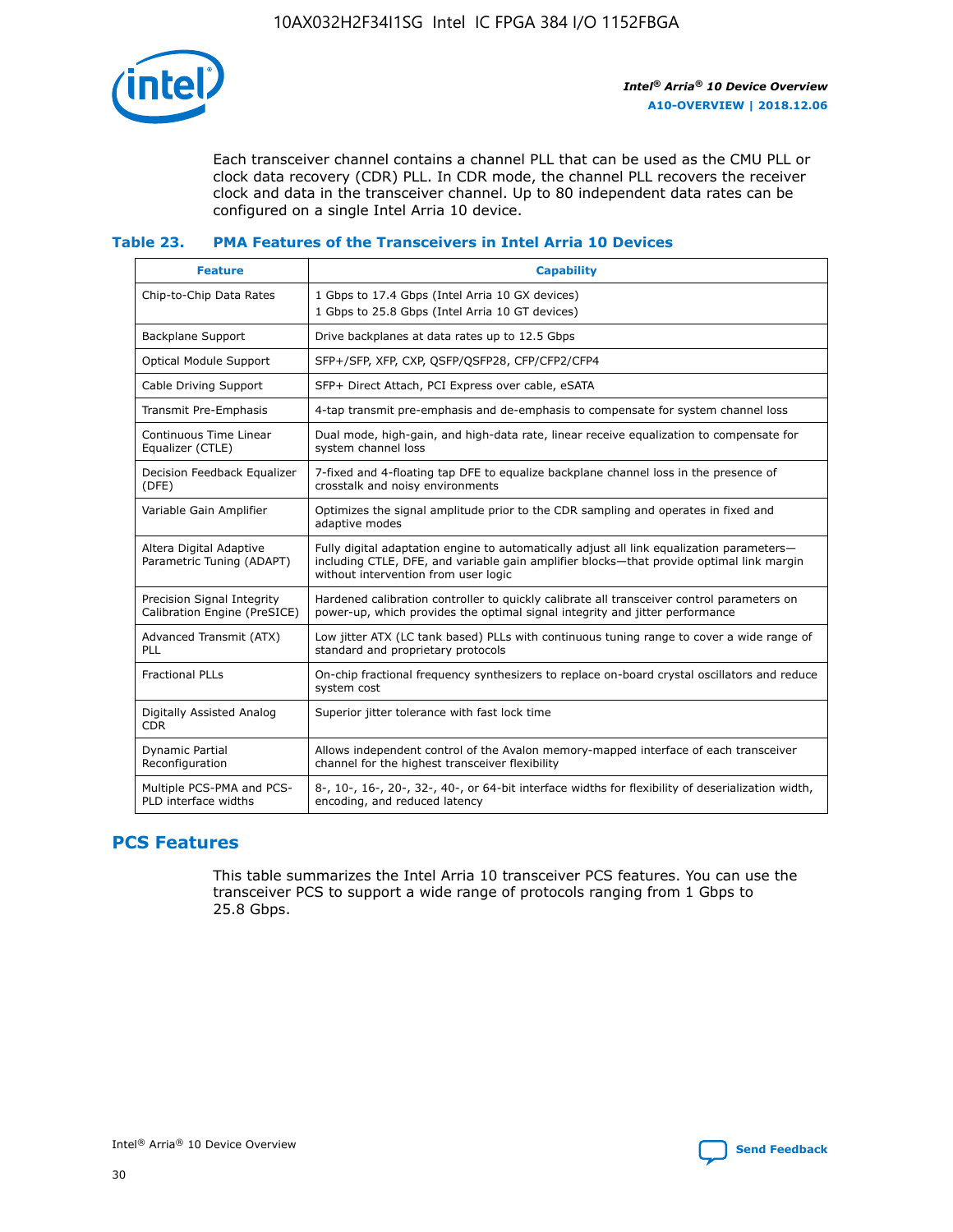Each transceiver channel contains a channel PLL that can be used as the CMU PLL or clock data recovery (CDR) PLL. In CDR mode, the channel PLL recovers the receiver clock and data in the transceiver channel. Up to 80 independent data rates can be configured on a single Intel Arria 10 device.

### Table 23. PMA Features of the Transceivers in Intel Arria 10 Devices

| Feature | Capability |
| --- | --- |
| Chip-to-Chip Data Rates | 1 Gbps to 17.4 Gbps (Intel Arria 10 GX devices)<br>1 Gbps to 25.8 Gbps (Intel Arria 10 GT devices) |
| Backplane Support | Drive backplanes at data rates up to 12.5 Gbps |
| Optical Module Support | SFP+/SFP, XFP, CXP, QSFP/QSFP28, CFP/CFP2/CFP4 |
| Cable Driving Support | SFP+ Direct Attach, PCI Express over cable, eSATA |
| Transmit Pre-Emphasis | 4-tap transmit pre-emphasis and de-emphasis to compensate for system channel loss |
| Continuous Time Linear Equalizer (CTLE) | Dual mode, high-gain, and high-data rate, linear receive equalization to compensate for system channel loss |
| Decision Feedback Equalizer (DFE) | 7-fixed and 4-floating tap DFE to equalize backplane channel loss in the presence of crosstalk and noisy environments |
| Variable Gain Amplifier | Optimizes the signal amplitude prior to the CDR sampling and operates in fixed and adaptive modes |
| Altera Digital Adaptive Parametric Tuning (ADAPT) | Fully digital adaptation engine to automatically adjust all link equalization parameters—including CTLE, DFE, and variable gain amplifier blocks—that provide optimal link margin without intervention from user logic |
| Precision Signal Integrity Calibration Engine (PreSICE) | Hardened calibration controller to quickly calibrate all transceiver control parameters on power-up, which provides the optimal signal integrity and jitter performance |
| Advanced Transmit (ATX) PLL | Low jitter ATX (LC tank based) PLLs with continuous tuning range to cover a wide range of standard and proprietary protocols |
| Fractional PLLs | On-chip fractional frequency synthesizers to replace on-board crystal oscillators and reduce system cost |
| Digitally Assisted Analog CDR | Superior jitter tolerance with fast lock time |
| Dynamic Partial Reconfiguration | Allows independent control of the Avalon memory-mapped interface of each transceiver channel for the highest transceiver flexibility |
| Multiple PCS-PMA and PCS-PLD interface widths | 8-, 10-, 16-, 20-, 32-, 40-, or 64-bit interface widths for flexibility of deserialization width, encoding, and reduced latency |

## PCS Features

This table summarizes the Intel Arria 10 transceiver PCS features. You can use the transceiver PCS to support a wide range of protocols ranging from 1 Gbps to 25.8 Gbps.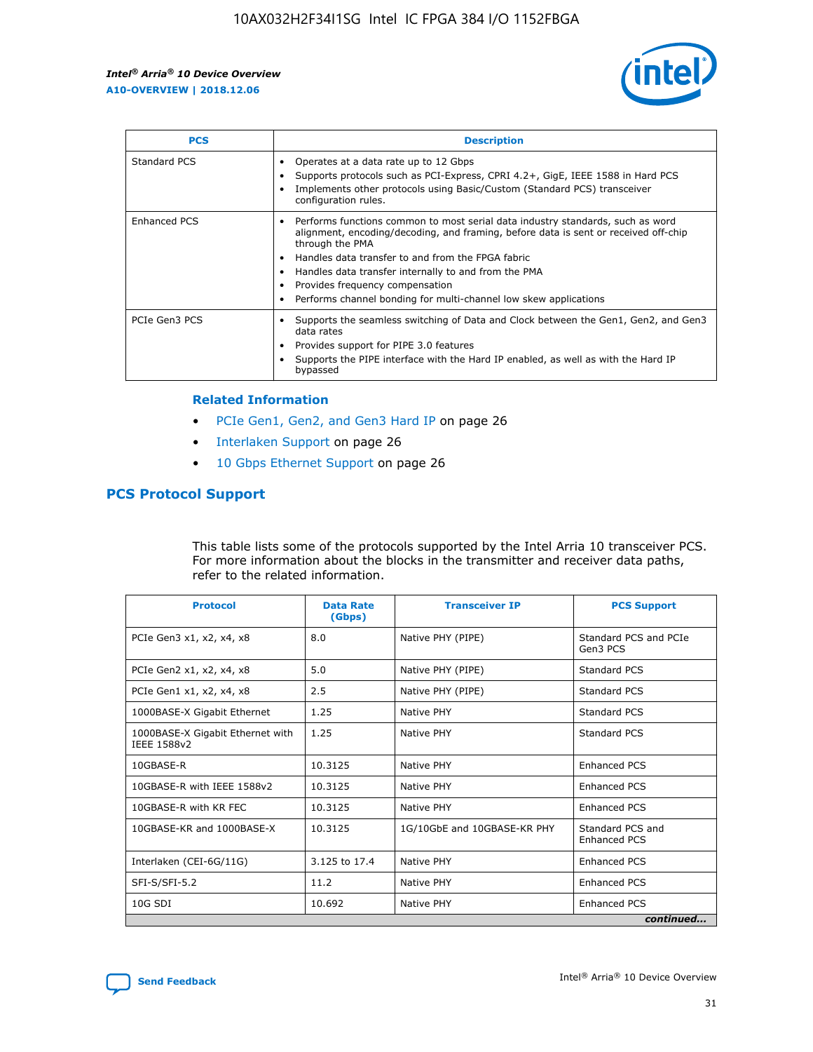| PCS | Description |
| --- | --- |
| Standard PCS | • Operates at a data rate up to 12 Gbps<br>• Supports protocols such as PCI-Express, CPRI 4.2+, GigE, IEEE 1588 in Hard PCS<br>• Implements other protocols using Basic/Custom (Standard PCS) transceiver configuration rules. |
| Enhanced PCS | • Performs functions common to most serial data industry standards, such as word alignment, encoding/decoding, and framing, before data is sent or received off-chip through the PMA<br>• Handles data transfer to and from the FPGA fabric<br>• Handles data transfer internally to and from the PMA<br>• Provides frequency compensation<br>• Performs channel bonding for multi-channel low skew applications |
| PCIe Gen3 PCS | • Supports the seamless switching of Data and Clock between the Gen1, Gen2, and Gen3 data rates<br>• Provides support for PIPE 3.0 features<br>• Supports the PIPE interface with the Hard IP enabled, as well as with the Hard IP bypassed |

#### Related Information

- PCIe Gen1, Gen2, and Gen3 Hard IP on page 26
- Interlaken Support on page 26
- 10 Gbps Ethernet Support on page 26

## PCS Protocol Support

This table lists some of the protocols supported by the Intel Arria 10 transceiver PCS. For more information about the blocks in the transmitter and receiver data paths, refer to the related information.

| Protocol | Data Rate (Gbps) | Transceiver IP | PCS Support |
| --- | --- | --- | --- |
| PCIe Gen3 x1, x2, x4, x8 | 8.0 | Native PHY (PIPE) | Standard PCS and PCIe Gen3 PCS |
| PCIe Gen2 x1, x2, x4, x8 | 5.0 | Native PHY (PIPE) | Standard PCS |
| PCIe Gen1 x1, x2, x4, x8 | 2.5 | Native PHY (PIPE) | Standard PCS |
| 1000BASE-X Gigabit Ethernet | 1.25 | Native PHY | Standard PCS |
| 1000BASE-X Gigabit Ethernet with IEEE 1588v2 | 1.25 | Native PHY | Standard PCS |
| 10GBASE-R | 10.3125 | Native PHY | Enhanced PCS |
| 10GBASE-R with IEEE 1588v2 | 10.3125 | Native PHY | Enhanced PCS |
| 10GBASE-R with KR FEC | 10.3125 | Native PHY | Enhanced PCS |
| 10GBASE-KR and 1000BASE-X | 10.3125 | 1G/10GbE and 10GBASE-KR PHY | Standard PCS and Enhanced PCS |
| Interlaken (CEI-6G/11G) | 3.125 to 17.4 | Native PHY | Enhanced PCS |
| SFI-S/SFI-5.2 | 11.2 | Native PHY | Enhanced PCS |
| 10G SDI | 10.692 | Native PHY | Enhanced PCS |

*continued...*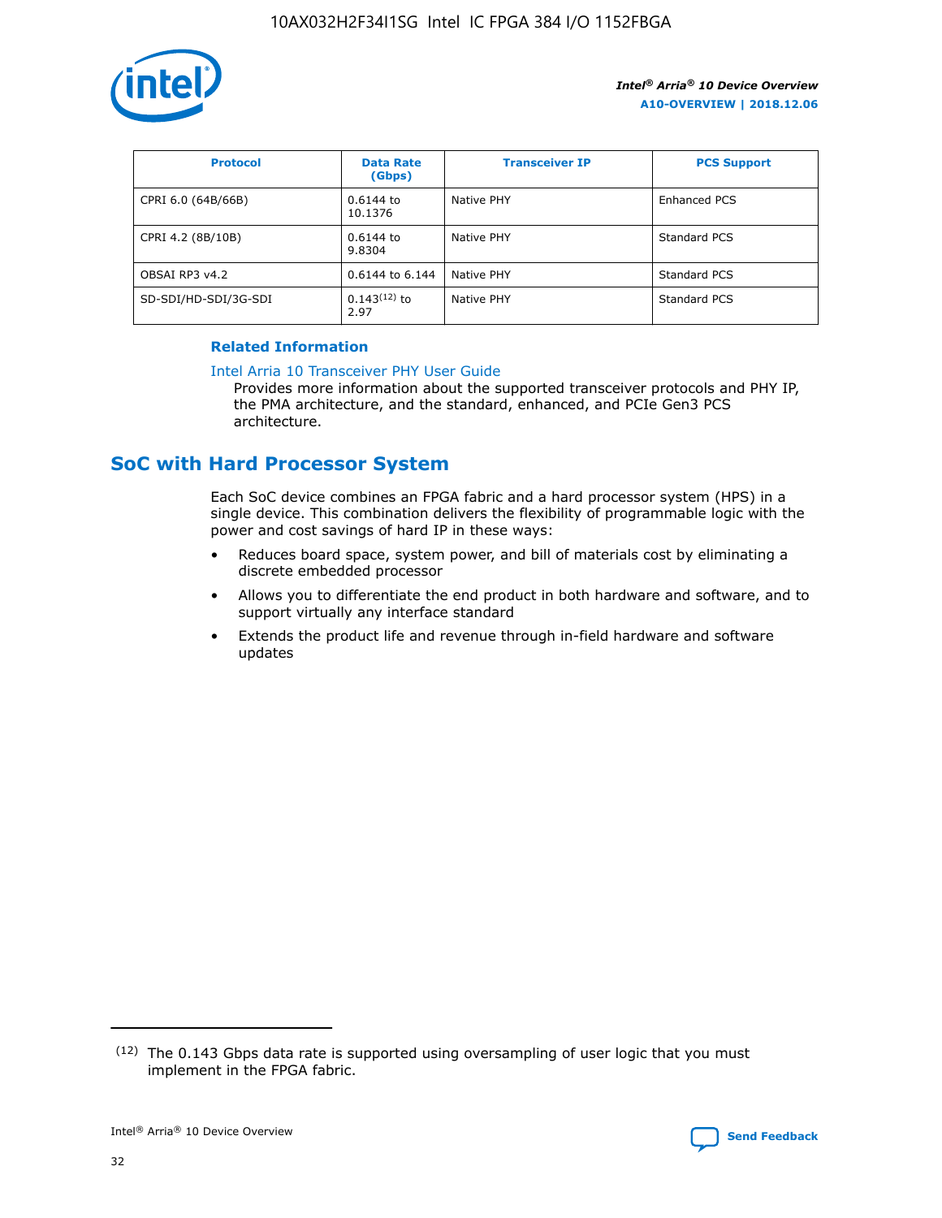| Protocol | Data Rate (Gbps) | Transceiver IP | PCS Support |
| --- | --- | --- | --- |
| CPRI 6.0 (64B/66B) | 0.6144 to 10.1376 | Native PHY | Enhanced PCS |
| CPRI 4.2 (8B/10B) | 0.6144 to 9.8304 | Native PHY | Standard PCS |
| OBSAI RP3 v4.2 | 0.6144 to 6.144 | Native PHY | Standard PCS |
| SD-SDI/HD-SDI/3G-SDI | 0.143[12] to 2.97 | Native PHY | Standard PCS |

### Related Information

Intel Arria 10 Transceiver PHY User Guide
Provides more information about the supported transceiver protocols and PHY IP, the PMA architecture, and the standard, enhanced, and PCIe Gen3 PCS architecture.

## SoC with Hard Processor System

Each SoC device combines an FPGA fabric and a hard processor system (HPS) in a single device. This combination delivers the flexibility of programmable logic with the power and cost savings of hard IP in these ways:

- Reduces board space, system power, and bill of materials cost by eliminating a discrete embedded processor
- Allows you to differentiate the end product in both hardware and software, and to support virtually any interface standard
- Extends the product life and revenue through in-field hardware and software updates

---

(12) The 0.143 Gbps data rate is supported using oversampling of user logic that you must implement in the FPGA fabric.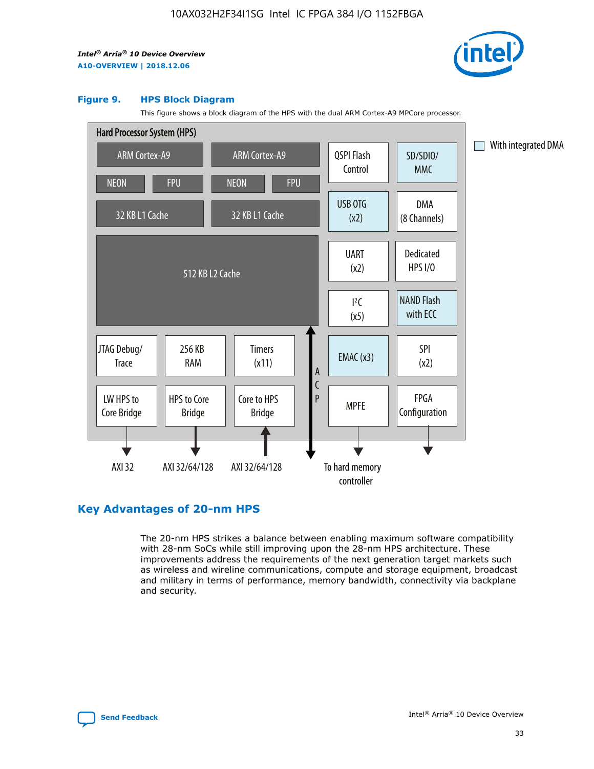**Figure 9. HPS Block Diagram**

This figure shows a block diagram of the HPS with the dual ARM Cortex-A9 MPCore processor.

Hard Processor System (HPS)

- ARM Cortex-A9 (NEON, FPU, 32 KB L1 Cache)
- ARM Cortex-A9 (NEON, FPU, 32 KB L1 Cache)
- 512 KB L2 Cache
- JTAG Debug/Trace
- 256 KB RAM
- Timers (x11)
- LW HPS to Core Bridge — AXI 32
- HPS to Core Bridge — AXI 32/64/128
- Core to HPS Bridge — AXI 32/64/128
- ACP
- QSPI Flash Control
- SD/SDIO/MMC
- USB OTG (x2)
- DMA (8 Channels)
- UART (x2)
- Dedicated HPS I/O
- I²C (x5)
- NAND Flash with ECC
- EMAC (x3)
- SPI (x2)
- MPFE — To hard memory controller
- FPGA Configuration

With integrated DMA: SD/SDIO/MMC, USB OTG (x2), NAND Flash with ECC, EMAC (x3)

## Key Advantages of 20-nm HPS

The 20-nm HPS strikes a balance between enabling maximum software compatibility with 28-nm SoCs while still improving upon the 28-nm HPS architecture. These improvements address the requirements of the next generation target markets such as wireless and wireline communications, compute and storage equipment, broadcast and military in terms of performance, memory bandwidth, connectivity via backplane and security.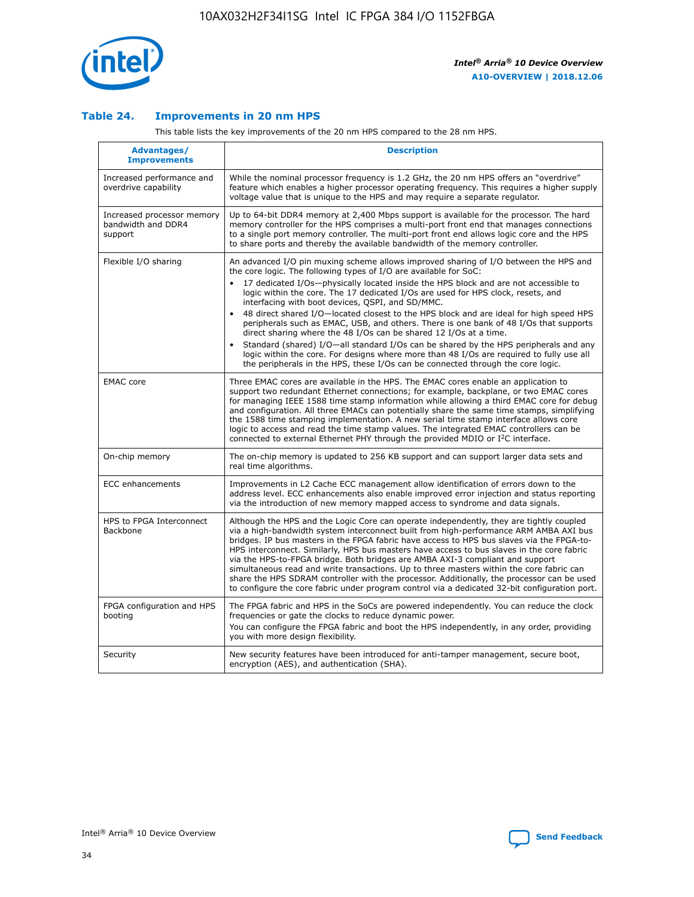### Table 24. Improvements in 20 nm HPS

This table lists the key improvements of the 20 nm HPS compared to the 28 nm HPS.

| Advantages/ Improvements | Description |
|---|---|
| Increased performance and overdrive capability | While the nominal processor frequency is 1.2 GHz, the 20 nm HPS offers an "overdrive" feature which enables a higher processor operating frequency. This requires a higher supply voltage value that is unique to the HPS and may require a separate regulator. |
| Increased processor memory bandwidth and DDR4 support | Up to 64-bit DDR4 memory at 2,400 Mbps support is available for the processor. The hard memory controller for the HPS comprises a multi-port front end that manages connections to a single port memory controller. The multi-port front end allows logic core and the HPS to share ports and thereby the available bandwidth of the memory controller. |
| Flexible I/O sharing | An advanced I/O pin muxing scheme allows improved sharing of I/O between the HPS and the core logic. The following types of I/O are available for SoC:<br>• 17 dedicated I/Os—physically located inside the HPS block and are not accessible to logic within the core. The 17 dedicated I/Os are used for HPS clock, resets, and interfacing with boot devices, QSPI, and SD/MMC.<br>• 48 direct shared I/O—located closest to the HPS block and are ideal for high speed HPS peripherals such as EMAC, USB, and others. There is one bank of 48 I/Os that supports direct sharing where the 48 I/Os can be shared 12 I/Os at a time.<br>• Standard (shared) I/O—all standard I/Os can be shared by the HPS peripherals and any logic within the core. For designs where more than 48 I/Os are required to fully use all the peripherals in the HPS, these I/Os can be connected through the core logic. |
| EMAC core | Three EMAC cores are available in the HPS. The EMAC cores enable an application to support two redundant Ethernet connections; for example, backplane, or two EMAC cores for managing IEEE 1588 time stamp information while allowing a third EMAC core for debug and configuration. All three EMACs can potentially share the same time stamps, simplifying the 1588 time stamping implementation. A new serial time stamp interface allows core logic to access and read the time stamp values. The integrated EMAC controllers can be connected to external Ethernet PHY through the provided MDIO or I²C interface. |
| On-chip memory | The on-chip memory is updated to 256 KB support and can support larger data sets and real time algorithms. |
| ECC enhancements | Improvements in L2 Cache ECC management allow identification of errors down to the address level. ECC enhancements also enable improved error injection and status reporting via the introduction of new memory mapped access to syndrome and data signals. |
| HPS to FPGA Interconnect Backbone | Although the HPS and the Logic Core can operate independently, they are tightly coupled via a high-bandwidth system interconnect built from high-performance ARM AMBA AXI bus bridges. IP bus masters in the FPGA fabric have access to HPS bus slaves via the FPGA-to-HPS interconnect. Similarly, HPS bus masters have access to bus slaves in the core fabric via the HPS-to-FPGA bridge. Both bridges are AMBA AXI-3 compliant and support simultaneous read and write transactions. Up to three masters within the core fabric can share the HPS SDRAM controller with the processor. Additionally, the processor can be used to configure the core fabric under program control via a dedicated 32-bit configuration port. |
| FPGA configuration and HPS booting | The FPGA fabric and HPS in the SoCs are powered independently. You can reduce the clock frequencies or gate the clocks to reduce dynamic power.<br>You can configure the FPGA fabric and boot the HPS independently, in any order, providing you with more design flexibility. |
| Security | New security features have been introduced for anti-tamper management, secure boot, encryption (AES), and authentication (SHA). |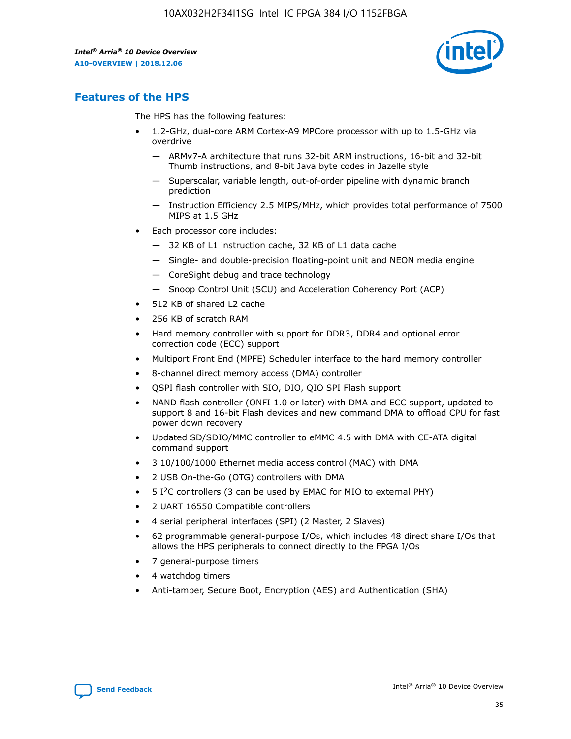## Features of the HPS

The HPS has the following features:

- 1.2-GHz, dual-core ARM Cortex-A9 MPCore processor with up to 1.5-GHz via overdrive
  - — ARMv7-A architecture that runs 32-bit ARM instructions, 16-bit and 32-bit Thumb instructions, and 8-bit Java byte codes in Jazelle style
  - — Superscalar, variable length, out-of-order pipeline with dynamic branch prediction
  - — Instruction Efficiency 2.5 MIPS/MHz, which provides total performance of 7500 MIPS at 1.5 GHz
- Each processor core includes:
  - — 32 KB of L1 instruction cache, 32 KB of L1 data cache
  - — Single- and double-precision floating-point unit and NEON media engine
  - — CoreSight debug and trace technology
  - — Snoop Control Unit (SCU) and Acceleration Coherency Port (ACP)
- 512 KB of shared L2 cache
- 256 KB of scratch RAM
- Hard memory controller with support for DDR3, DDR4 and optional error correction code (ECC) support
- Multiport Front End (MPFE) Scheduler interface to the hard memory controller
- 8-channel direct memory access (DMA) controller
- QSPI flash controller with SIO, DIO, QIO SPI Flash support
- NAND flash controller (ONFI 1.0 or later) with DMA and ECC support, updated to support 8 and 16-bit Flash devices and new command DMA to offload CPU for fast power down recovery
- Updated SD/SDIO/MMC controller to eMMC 4.5 with DMA with CE-ATA digital command support
- 3 10/100/1000 Ethernet media access control (MAC) with DMA
- 2 USB On-the-Go (OTG) controllers with DMA
- 5 I$^2$C controllers (3 can be used by EMAC for MIO to external PHY)
- 2 UART 16550 Compatible controllers
- 4 serial peripheral interfaces (SPI) (2 Master, 2 Slaves)
- 62 programmable general-purpose I/Os, which includes 48 direct share I/Os that allows the HPS peripherals to connect directly to the FPGA I/Os
- 7 general-purpose timers
- 4 watchdog timers
- Anti-tamper, Secure Boot, Encryption (AES) and Authentication (SHA)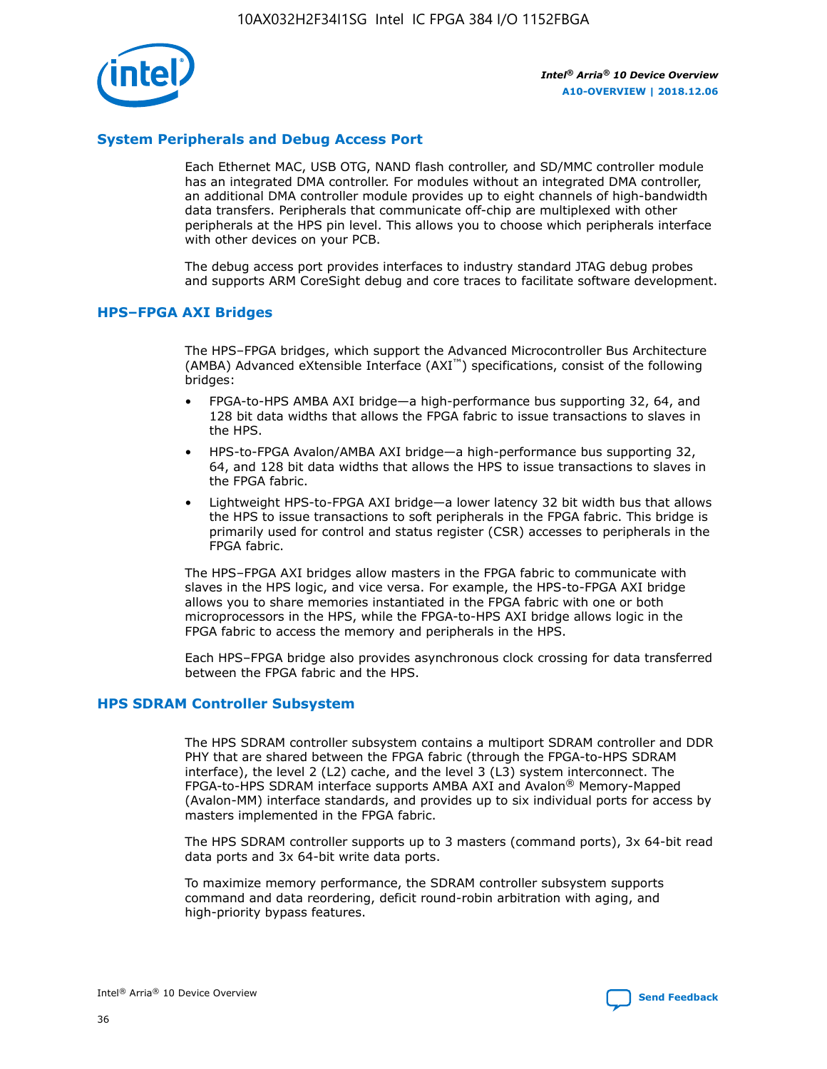## System Peripherals and Debug Access Port

Each Ethernet MAC, USB OTG, NAND flash controller, and SD/MMC controller module has an integrated DMA controller. For modules without an integrated DMA controller, an additional DMA controller module provides up to eight channels of high-bandwidth data transfers. Peripherals that communicate off-chip are multiplexed with other peripherals at the HPS pin level. This allows you to choose which peripherals interface with other devices on your PCB.

The debug access port provides interfaces to industry standard JTAG debug probes and supports ARM CoreSight debug and core traces to facilitate software development.

## HPS–FPGA AXI Bridges

The HPS–FPGA bridges, which support the Advanced Microcontroller Bus Architecture (AMBA) Advanced eXtensible Interface (AXI™) specifications, consist of the following bridges:

- FPGA-to-HPS AMBA AXI bridge—a high-performance bus supporting 32, 64, and 128 bit data widths that allows the FPGA fabric to issue transactions to slaves in the HPS.
- HPS-to-FPGA Avalon/AMBA AXI bridge—a high-performance bus supporting 32, 64, and 128 bit data widths that allows the HPS to issue transactions to slaves in the FPGA fabric.
- Lightweight HPS-to-FPGA AXI bridge—a lower latency 32 bit width bus that allows the HPS to issue transactions to soft peripherals in the FPGA fabric. This bridge is primarily used for control and status register (CSR) accesses to peripherals in the FPGA fabric.

The HPS–FPGA AXI bridges allow masters in the FPGA fabric to communicate with slaves in the HPS logic, and vice versa. For example, the HPS-to-FPGA AXI bridge allows you to share memories instantiated in the FPGA fabric with one or both microprocessors in the HPS, while the FPGA-to-HPS AXI bridge allows logic in the FPGA fabric to access the memory and peripherals in the HPS.

Each HPS–FPGA bridge also provides asynchronous clock crossing for data transferred between the FPGA fabric and the HPS.

## HPS SDRAM Controller Subsystem

The HPS SDRAM controller subsystem contains a multiport SDRAM controller and DDR PHY that are shared between the FPGA fabric (through the FPGA-to-HPS SDRAM interface), the level 2 (L2) cache, and the level 3 (L3) system interconnect. The FPGA-to-HPS SDRAM interface supports AMBA AXI and Avalon® Memory-Mapped (Avalon-MM) interface standards, and provides up to six individual ports for access by masters implemented in the FPGA fabric.

The HPS SDRAM controller supports up to 3 masters (command ports), 3x 64-bit read data ports and 3x 64-bit write data ports.

To maximize memory performance, the SDRAM controller subsystem supports command and data reordering, deficit round-robin arbitration with aging, and high-priority bypass features.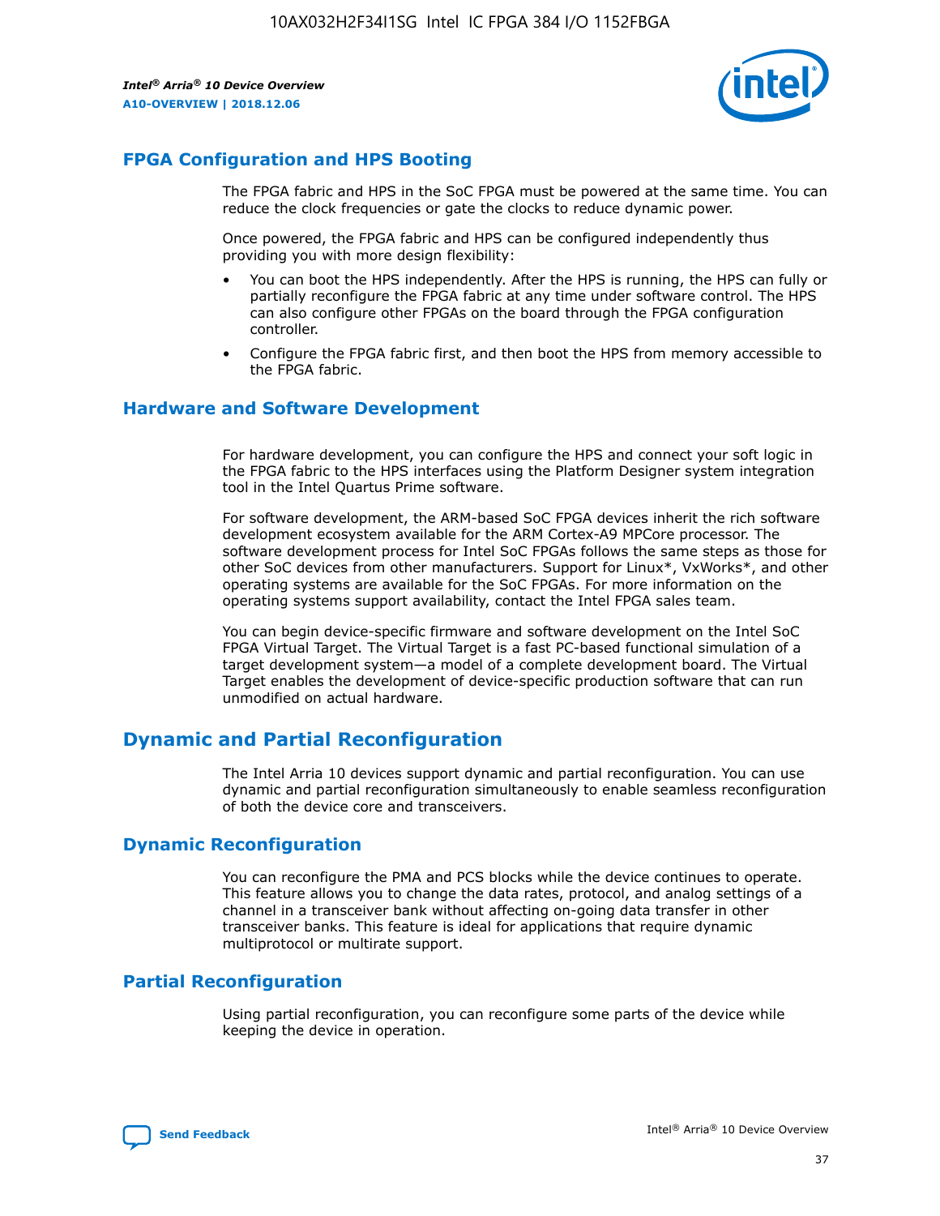## FPGA Configuration and HPS Booting

The FPGA fabric and HPS in the SoC FPGA must be powered at the same time. You can reduce the clock frequencies or gate the clocks to reduce dynamic power.

Once powered, the FPGA fabric and HPS can be configured independently thus providing you with more design flexibility:

- You can boot the HPS independently. After the HPS is running, the HPS can fully or partially reconfigure the FPGA fabric at any time under software control. The HPS can also configure other FPGAs on the board through the FPGA configuration controller.
- Configure the FPGA fabric first, and then boot the HPS from memory accessible to the FPGA fabric.

## Hardware and Software Development

For hardware development, you can configure the HPS and connect your soft logic in the FPGA fabric to the HPS interfaces using the Platform Designer system integration tool in the Intel Quartus Prime software.

For software development, the ARM-based SoC FPGA devices inherit the rich software development ecosystem available for the ARM Cortex-A9 MPCore processor. The software development process for Intel SoC FPGAs follows the same steps as those for other SoC devices from other manufacturers. Support for Linux*, VxWorks*, and other operating systems are available for the SoC FPGAs. For more information on the operating systems support availability, contact the Intel FPGA sales team.

You can begin device-specific firmware and software development on the Intel SoC FPGA Virtual Target. The Virtual Target is a fast PC-based functional simulation of a target development system—a model of a complete development board. The Virtual Target enables the development of device-specific production software that can run unmodified on actual hardware.

# Dynamic and Partial Reconfiguration

The Intel Arria 10 devices support dynamic and partial reconfiguration. You can use dynamic and partial reconfiguration simultaneously to enable seamless reconfiguration of both the device core and transceivers.

## Dynamic Reconfiguration

You can reconfigure the PMA and PCS blocks while the device continues to operate. This feature allows you to change the data rates, protocol, and analog settings of a channel in a transceiver bank without affecting on-going data transfer in other transceiver banks. This feature is ideal for applications that require dynamic multiprotocol or multirate support.

## Partial Reconfiguration

Using partial reconfiguration, you can reconfigure some parts of the device while keeping the device in operation.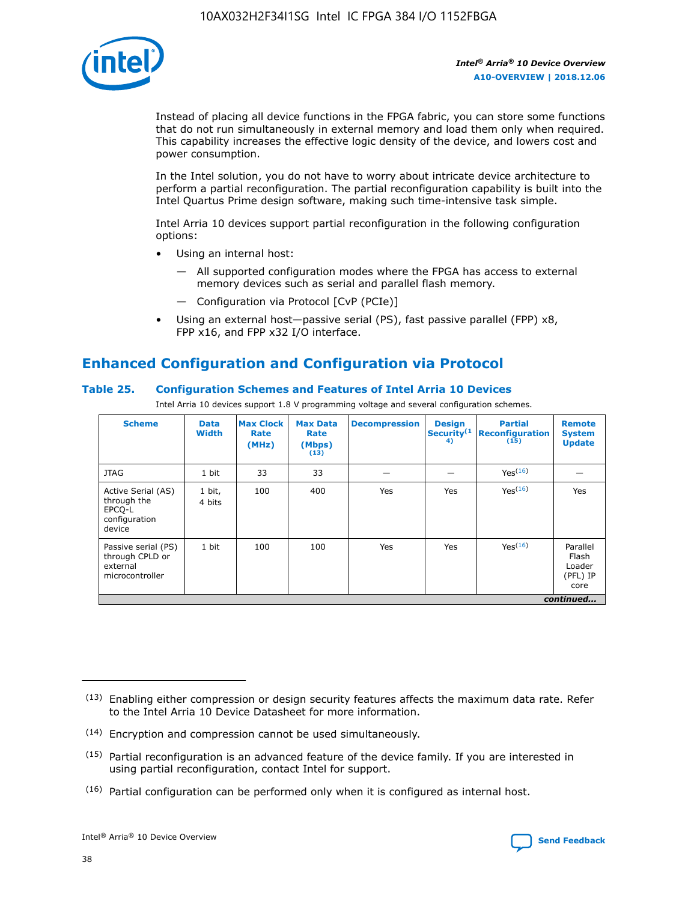Instead of placing all device functions in the FPGA fabric, you can store some functions that do not run simultaneously in external memory and load them only when required. This capability increases the effective logic density of the device, and lowers cost and power consumption.

In the Intel solution, you do not have to worry about intricate device architecture to perform a partial reconfiguration. The partial reconfiguration capability is built into the Intel Quartus Prime design software, making such time-intensive task simple.

Intel Arria 10 devices support partial reconfiguration in the following configuration options:

- Using an internal host:
  - — All supported configuration modes where the FPGA has access to external memory devices such as serial and parallel flash memory.
  - — Configuration via Protocol [CvP (PCIe)]
- Using an external host—passive serial (PS), fast passive parallel (FPP) x8, FPP x16, and FPP x32 I/O interface.

## Enhanced Configuration and Configuration via Protocol

**Table 25. Configuration Schemes and Features of Intel Arria 10 Devices**

Intel Arria 10 devices support 1.8 V programming voltage and several configuration schemes.

| Scheme | Data Width | Max Clock Rate (MHz) | Max Data Rate (Mbps) (13) | Decompression | Design Security (14) | Partial Reconfiguration (15) | Remote System Update |
|---|---|---|---|---|---|---|---|
| JTAG | 1 bit | 33 | 33 | — | — | Yes (16) | — |
| Active Serial (AS) through the EPCQ-L configuration device | 1 bit, 4 bits | 100 | 400 | Yes | Yes | Yes (16) | Yes |
| Passive serial (PS) through CPLD or external microcontroller | 1 bit | 100 | 100 | Yes | Yes | Yes (16) | Parallel Flash Loader (PFL) IP core |

*continued...*

(13) Enabling either compression or design security features affects the maximum data rate. Refer to the Intel Arria 10 Device Datasheet for more information.

(14) Encryption and compression cannot be used simultaneously.

(15) Partial reconfiguration is an advanced feature of the device family. If you are interested in using partial reconfiguration, contact Intel for support.

(16) Partial configuration can be performed only when it is configured as internal host.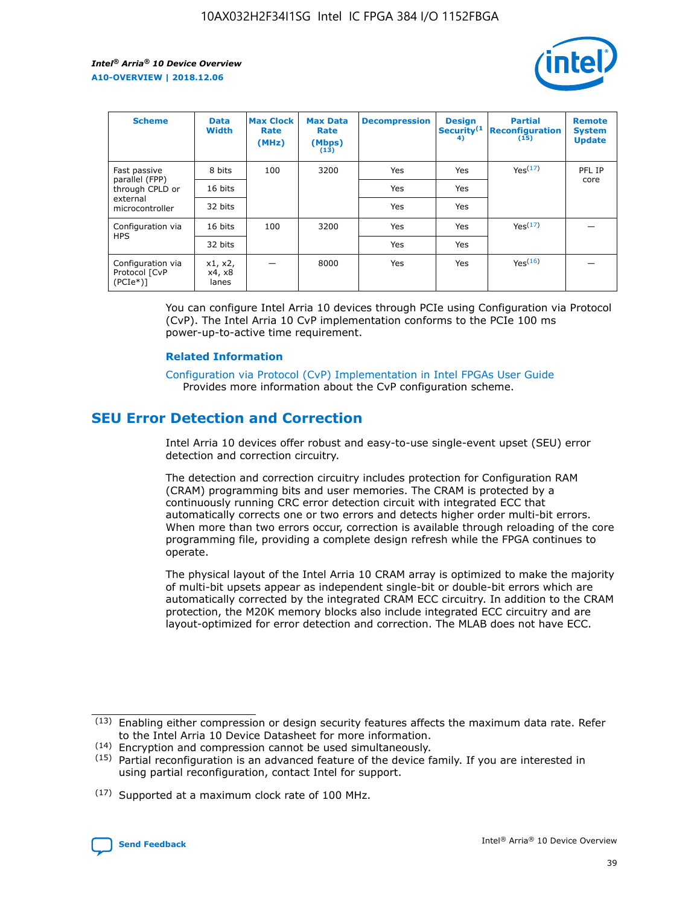| Scheme | Data Width | Max Clock Rate (MHz) | Max Data Rate (Mbps) (13) | Decompression | Design Security(14) | Partial Reconfiguration (15) | Remote System Update |
|---|---|---|---|---|---|---|---|
| Fast passive parallel (FPP) through CPLD or external microcontroller | 8 bits | 100 | 3200 | Yes | Yes | Yes(17) | PFL IP core |
| | 16 bits | | | Yes | Yes | | |
| | 32 bits | | | Yes | Yes | | |
| Configuration via HPS | 16 bits | 100 | 3200 | Yes | Yes | Yes(17) | — |
| | 32 bits | | | Yes | Yes | | |
| Configuration via Protocol [CvP (PCIe*)] | x1, x2, x4, x8 lanes | — | 8000 | Yes | Yes | Yes(16) | — |

You can configure Intel Arria 10 devices through PCIe using Configuration via Protocol (CvP). The Intel Arria 10 CvP implementation conforms to the PCIe 100 ms power-up-to-active time requirement.

### Related Information

Configuration via Protocol (CvP) Implementation in Intel FPGAs User Guide
Provides more information about the CvP configuration scheme.

## SEU Error Detection and Correction

Intel Arria 10 devices offer robust and easy-to-use single-event upset (SEU) error detection and correction circuitry.

The detection and correction circuitry includes protection for Configuration RAM (CRAM) programming bits and user memories. The CRAM is protected by a continuously running CRC error detection circuit with integrated ECC that automatically corrects one or two errors and detects higher order multi-bit errors. When more than two errors occur, correction is available through reloading of the core programming file, providing a complete design refresh while the FPGA continues to operate.

The physical layout of the Intel Arria 10 CRAM array is optimized to make the majority of multi-bit upsets appear as independent single-bit or double-bit errors which are automatically corrected by the integrated CRAM ECC circuitry. In addition to the CRAM protection, the M20K memory blocks also include integrated ECC circuitry and are layout-optimized for error detection and correction. The MLAB does not have ECC.

(13) Enabling either compression or design security features affects the maximum data rate. Refer to the Intel Arria 10 Device Datasheet for more information.

(14) Encryption and compression cannot be used simultaneously.

(15) Partial reconfiguration is an advanced feature of the device family. If you are interested in using partial reconfiguration, contact Intel for support.

(17) Supported at a maximum clock rate of 100 MHz.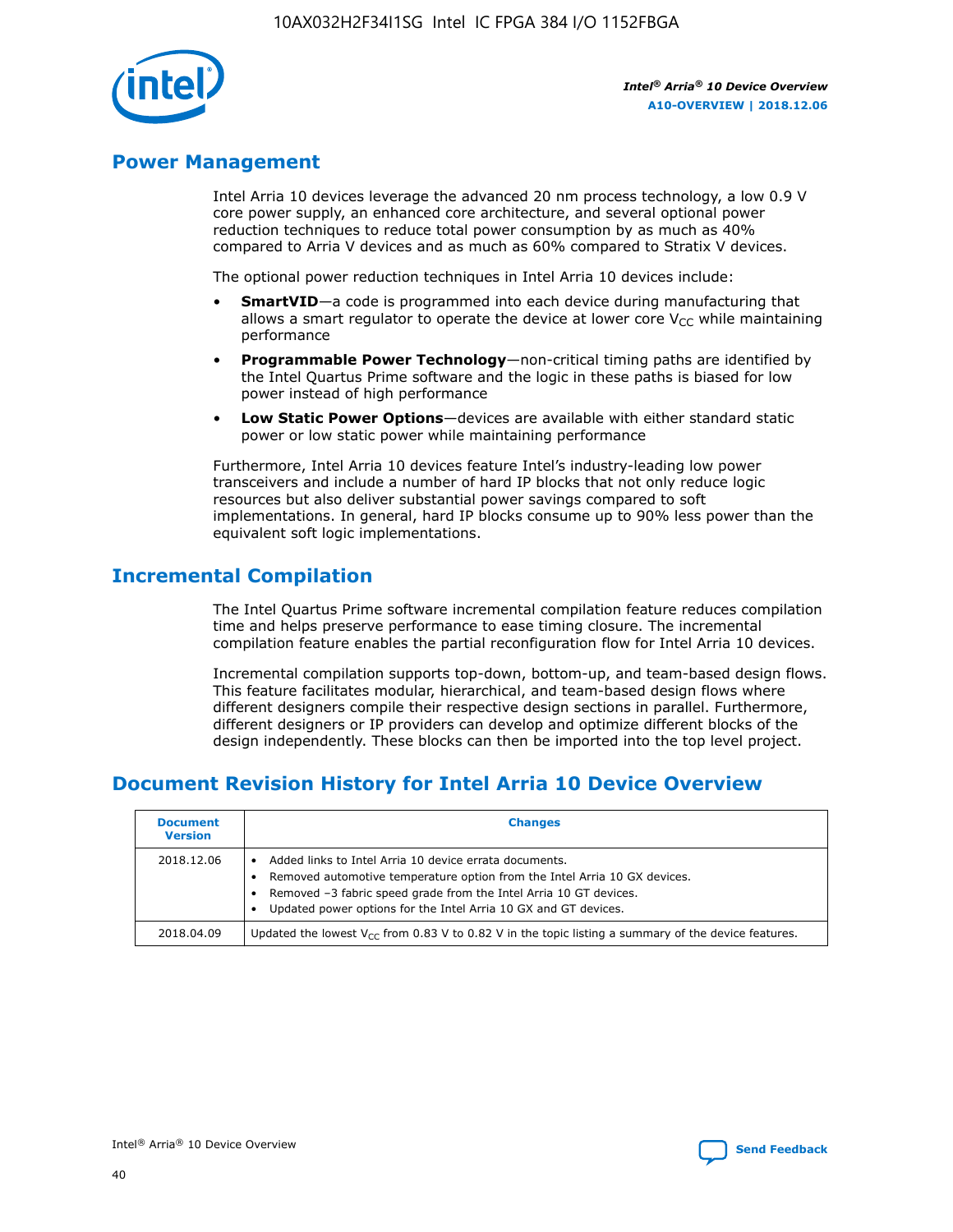## Power Management

Intel Arria 10 devices leverage the advanced 20 nm process technology, a low 0.9 V core power supply, an enhanced core architecture, and several optional power reduction techniques to reduce total power consumption by as much as 40% compared to Arria V devices and as much as 60% compared to Stratix V devices.

The optional power reduction techniques in Intel Arria 10 devices include:

- **SmartVID**—a code is programmed into each device during manufacturing that allows a smart regulator to operate the device at lower core $V_{CC}$ while maintaining performance
- **Programmable Power Technology**—non-critical timing paths are identified by the Intel Quartus Prime software and the logic in these paths is biased for low power instead of high performance
- **Low Static Power Options**—devices are available with either standard static power or low static power while maintaining performance

Furthermore, Intel Arria 10 devices feature Intel's industry-leading low power transceivers and include a number of hard IP blocks that not only reduce logic resources but also deliver substantial power savings compared to soft implementations. In general, hard IP blocks consume up to 90% less power than the equivalent soft logic implementations.

## Incremental Compilation

The Intel Quartus Prime software incremental compilation feature reduces compilation time and helps preserve performance to ease timing closure. The incremental compilation feature enables the partial reconfiguration flow for Intel Arria 10 devices.

Incremental compilation supports top-down, bottom-up, and team-based design flows. This feature facilitates modular, hierarchical, and team-based design flows where different designers compile their respective design sections in parallel. Furthermore, different designers or IP providers can develop and optimize different blocks of the design independently. These blocks can then be imported into the top level project.

## Document Revision History for Intel Arria 10 Device Overview

| Document Version | Changes |
|---|---|
| 2018.12.06 | • Added links to Intel Arria 10 device errata documents.<br>• Removed automotive temperature option from the Intel Arria 10 GX devices.<br>• Removed –3 fabric speed grade from the Intel Arria 10 GT devices.<br>• Updated power options for the Intel Arria 10 GX and GT devices. |
| 2018.04.09 | Updated the lowest $V_{CC}$ from 0.83 V to 0.82 V in the topic listing a summary of the device features. |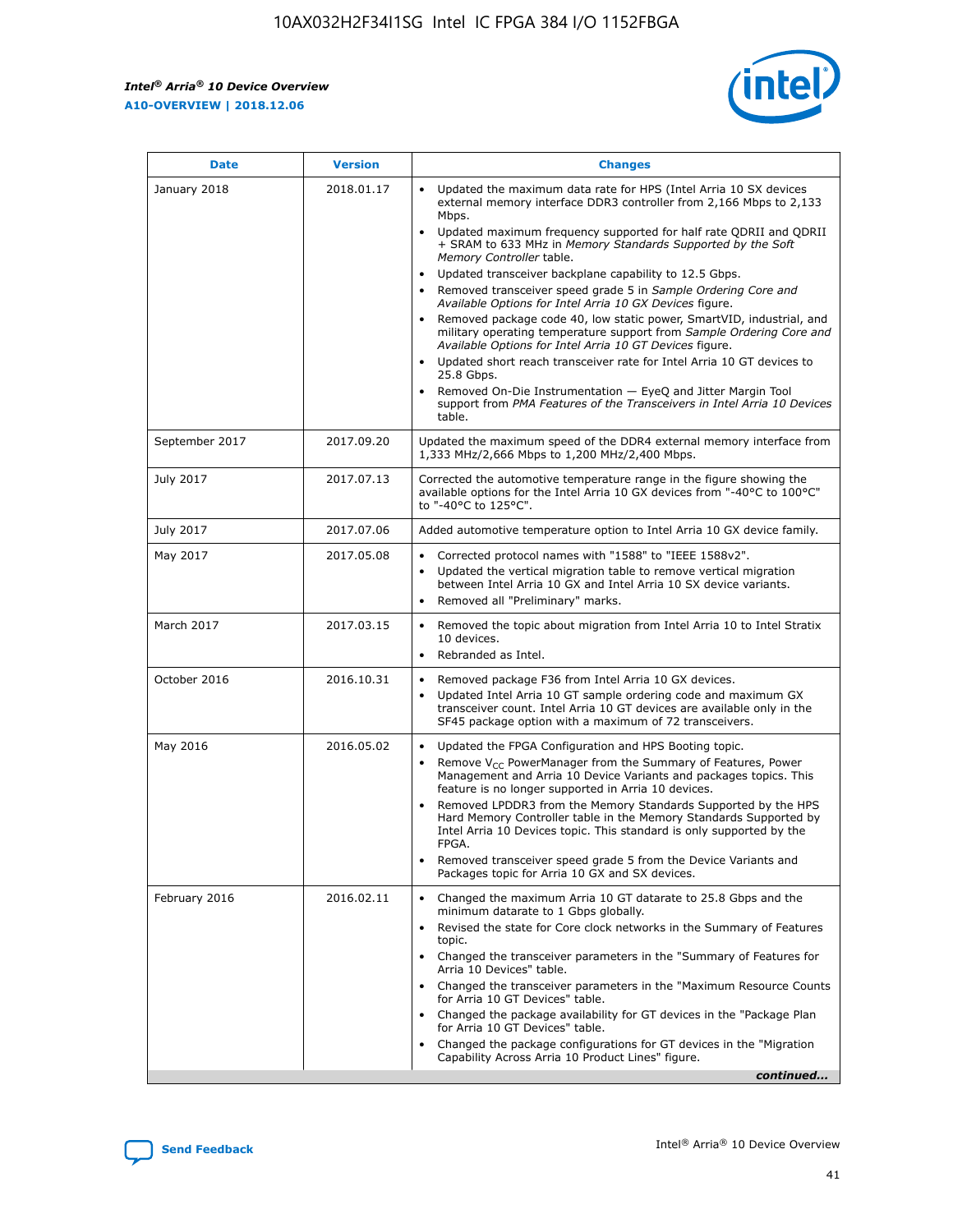| Date | Version | Changes |
| --- | --- | --- |
| January 2018 | 2018.01.17 | • Updated the maximum data rate for HPS (Intel Arria 10 SX devices external memory interface DDR3 controller from 2,166 Mbps to 2,133 Mbps.<br>• Updated maximum frequency supported for half rate QDRII and QDRII + SRAM to 633 MHz in *Memory Standards Supported by the Soft Memory Controller* table.<br>• Updated transceiver backplane capability to 12.5 Gbps.<br>• Removed transceiver speed grade 5 in *Sample Ordering Core and Available Options for Intel Arria 10 GX Devices* figure.<br>• Removed package code 40, low static power, SmartVID, industrial, and military operating temperature support from *Sample Ordering Core and Available Options for Intel Arria 10 GT Devices* figure.<br>• Updated short reach transceiver rate for Intel Arria 10 GT devices to 25.8 Gbps.<br>• Removed On-Die Instrumentation — EyeQ and Jitter Margin Tool support from *PMA Features of the Transceivers in Intel Arria 10 Devices* table. |
| September 2017 | 2017.09.20 | Updated the maximum speed of the DDR4 external memory interface from 1,333 MHz/2,666 Mbps to 1,200 MHz/2,400 Mbps. |
| July 2017 | 2017.07.13 | Corrected the automotive temperature range in the figure showing the available options for the Intel Arria 10 GX devices from "-40°C to 100°C" to "-40°C to 125°C". |
| July 2017 | 2017.07.06 | Added automotive temperature option to Intel Arria 10 GX device family. |
| May 2017 | 2017.05.08 | • Corrected protocol names with "1588" to "IEEE 1588v2".<br>• Updated the vertical migration table to remove vertical migration between Intel Arria 10 GX and Intel Arria 10 SX device variants.<br>• Removed all "Preliminary" marks. |
| March 2017 | 2017.03.15 | • Removed the topic about migration from Intel Arria 10 to Intel Stratix 10 devices.<br>• Rebranded as Intel. |
| October 2016 | 2016.10.31 | • Removed package F36 from Intel Arria 10 GX devices.<br>• Updated Intel Arria 10 GT sample ordering code and maximum GX transceiver count. Intel Arria 10 GT devices are available only in the SF45 package option with a maximum of 72 transceivers. |
| May 2016 | 2016.05.02 | • Updated the FPGA Configuration and HPS Booting topic.<br>• Remove $V_{CC}$ PowerManager from the Summary of Features, Power Management and Arria 10 Device Variants and packages topics. This feature is no longer supported in Arria 10 devices.<br>• Removed LPDDR3 from the Memory Standards Supported by the HPS Hard Memory Controller table in the Memory Standards Supported by Intel Arria 10 Devices topic. This standard is only supported by the FPGA.<br>• Removed transceiver speed grade 5 from the Device Variants and Packages topic for Arria 10 GX and SX devices. |
| February 2016 | 2016.02.11 | • Changed the maximum Arria 10 GT datarate to 25.8 Gbps and the minimum datarate to 1 Gbps globally.<br>• Revised the state for Core clock networks in the Summary of Features topic.<br>• Changed the transceiver parameters in the "Summary of Features for Arria 10 Devices" table.<br>• Changed the transceiver parameters in the "Maximum Resource Counts for Arria 10 GT Devices" table.<br>• Changed the package availability for GT devices in the "Package Plan for Arria 10 GT Devices" table.<br>• Changed the package configurations for GT devices in the "Migration Capability Across Arria 10 Product Lines" figure. |

*continued...*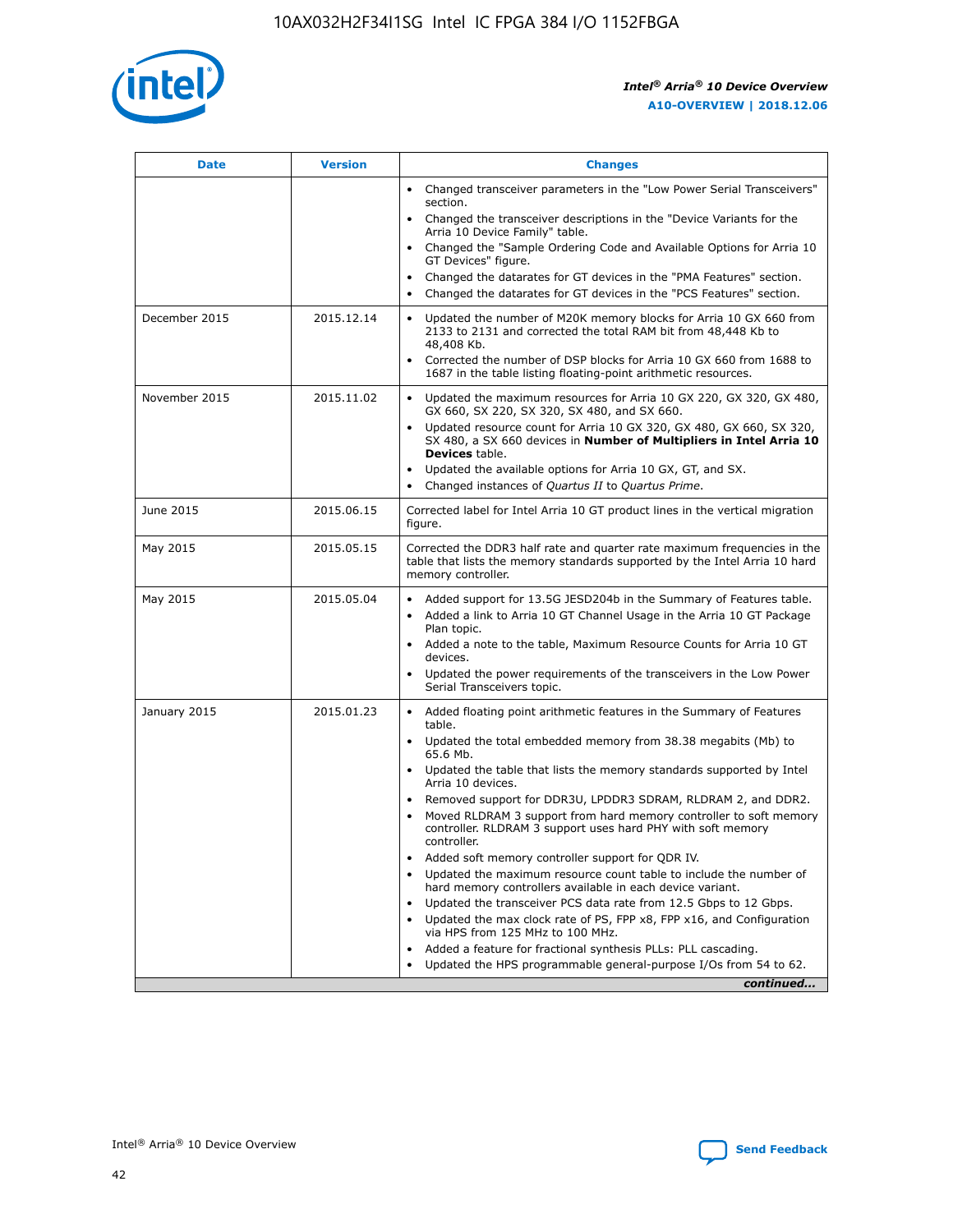| Date | Version | Changes |
| --- | --- | --- |
| | | • Changed transceiver parameters in the "Low Power Serial Transceivers" section.<br>• Changed the transceiver descriptions in the "Device Variants for the Arria 10 Device Family" table.<br>• Changed the "Sample Ordering Code and Available Options for Arria 10 GT Devices" figure.<br>• Changed the datarates for GT devices in the "PMA Features" section.<br>• Changed the datarates for GT devices in the "PCS Features" section. |
| December 2015 | 2015.12.14 | • Updated the number of M20K memory blocks for Arria 10 GX 660 from 2133 to 2131 and corrected the total RAM bit from 48,448 Kb to 48,408 Kb.<br>• Corrected the number of DSP blocks for Arria 10 GX 660 from 1688 to 1687 in the table listing floating-point arithmetic resources. |
| November 2015 | 2015.11.02 | • Updated the maximum resources for Arria 10 GX 220, GX 320, GX 480, GX 660, SX 220, SX 320, SX 480, and SX 660.<br>• Updated resource count for Arria 10 GX 320, GX 480, GX 660, SX 320, SX 480, a SX 660 devices in **Number of Multipliers in Intel Arria 10 Devices** table.<br>• Updated the available options for Arria 10 GX, GT, and SX.<br>• Changed instances of *Quartus II* to *Quartus Prime*. |
| June 2015 | 2015.06.15 | Corrected label for Intel Arria 10 GT product lines in the vertical migration figure. |
| May 2015 | 2015.05.15 | Corrected the DDR3 half rate and quarter rate maximum frequencies in the table that lists the memory standards supported by the Intel Arria 10 hard memory controller. |
| May 2015 | 2015.05.04 | • Added support for 13.5G JESD204b in the Summary of Features table.<br>• Added a link to Arria 10 GT Channel Usage in the Arria 10 GT Package Plan topic.<br>• Added a note to the table, Maximum Resource Counts for Arria 10 GT devices.<br>• Updated the power requirements of the transceivers in the Low Power Serial Transceivers topic. |
| January 2015 | 2015.01.23 | • Added floating point arithmetic features in the Summary of Features table.<br>• Updated the total embedded memory from 38.38 megabits (Mb) to 65.6 Mb.<br>• Updated the table that lists the memory standards supported by Intel Arria 10 devices.<br>• Removed support for DDR3U, LPDDR3 SDRAM, RLDRAM 2, and DDR2.<br>• Moved RLDRAM 3 support from hard memory controller to soft memory controller. RLDRAM 3 support uses hard PHY with soft memory controller.<br>• Added soft memory controller support for QDR IV.<br>• Updated the maximum resource count table to include the number of hard memory controllers available in each device variant.<br>• Updated the transceiver PCS data rate from 12.5 Gbps to 12 Gbps.<br>• Updated the max clock rate of PS, FPP x8, FPP x16, and Configuration via HPS from 125 MHz to 100 MHz.<br>• Added a feature for fractional synthesis PLLs: PLL cascading.<br>• Updated the HPS programmable general-purpose I/Os from 54 to 62. |

*continued...*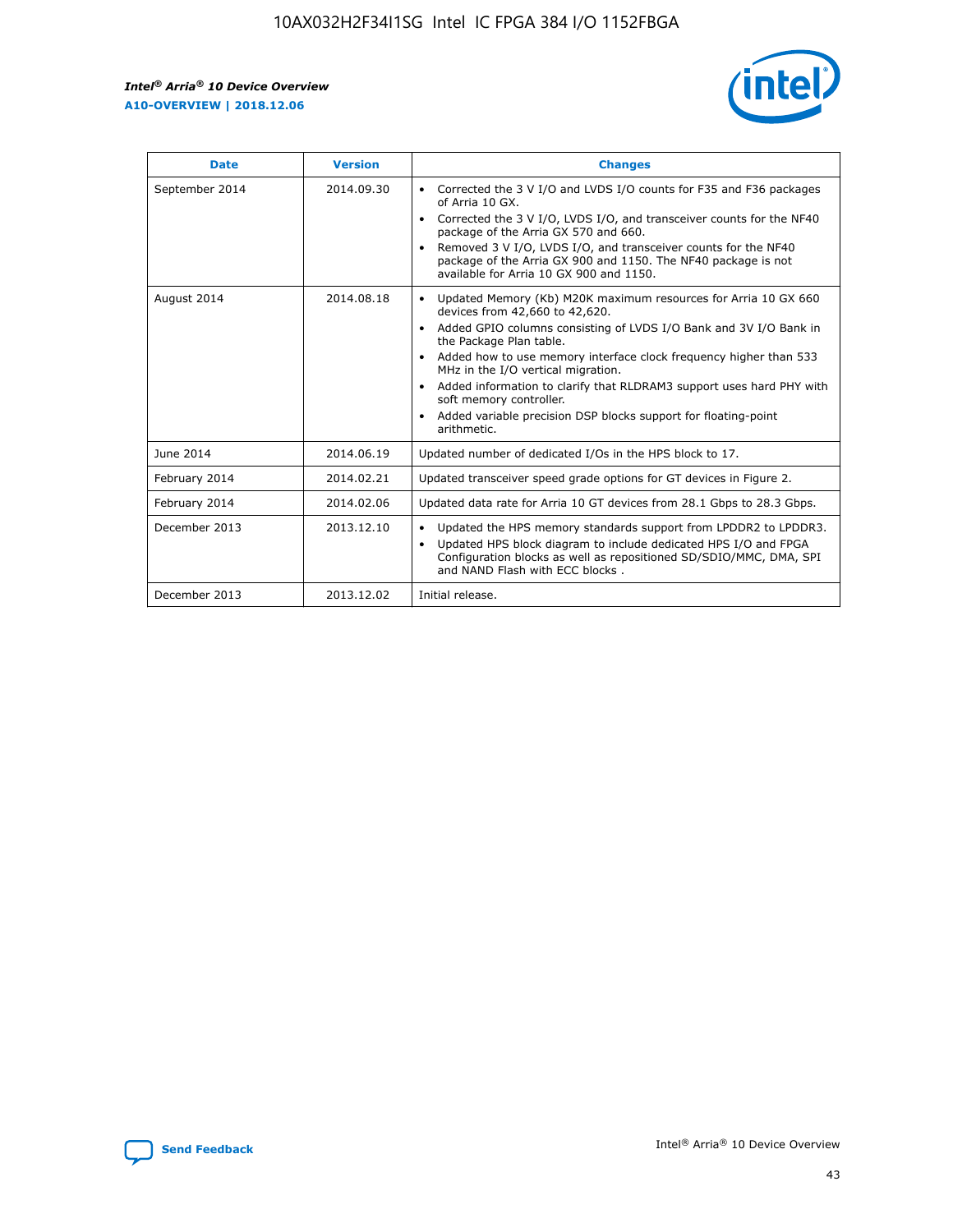| Date | Version | Changes |
|---|---|---|
| September 2014 | 2014.09.30 | • Corrected the 3 V I/O and LVDS I/O counts for F35 and F36 packages of Arria 10 GX.<br>• Corrected the 3 V I/O, LVDS I/O, and transceiver counts for the NF40 package of the Arria GX 570 and 660.<br>• Removed 3 V I/O, LVDS I/O, and transceiver counts for the NF40 package of the Arria GX 900 and 1150. The NF40 package is not available for Arria 10 GX 900 and 1150. |
| August 2014 | 2014.08.18 | • Updated Memory (Kb) M20K maximum resources for Arria 10 GX 660 devices from 42,660 to 42,620.<br>• Added GPIO columns consisting of LVDS I/O Bank and 3V I/O Bank in the Package Plan table.<br>• Added how to use memory interface clock frequency higher than 533 MHz in the I/O vertical migration.<br>• Added information to clarify that RLDRAM3 support uses hard PHY with soft memory controller.<br>• Added variable precision DSP blocks support for floating-point arithmetic. |
| June 2014 | 2014.06.19 | Updated number of dedicated I/Os in the HPS block to 17. |
| February 2014 | 2014.02.21 | Updated transceiver speed grade options for GT devices in Figure 2. |
| February 2014 | 2014.02.06 | Updated data rate for Arria 10 GT devices from 28.1 Gbps to 28.3 Gbps. |
| December 2013 | 2013.12.10 | • Updated the HPS memory standards support from LPDDR2 to LPDDR3.<br>• Updated HPS block diagram to include dedicated HPS I/O and FPGA Configuration blocks as well as repositioned SD/SDIO/MMC, DMA, SPI and NAND Flash with ECC blocks . |
| December 2013 | 2013.12.02 | Initial release. |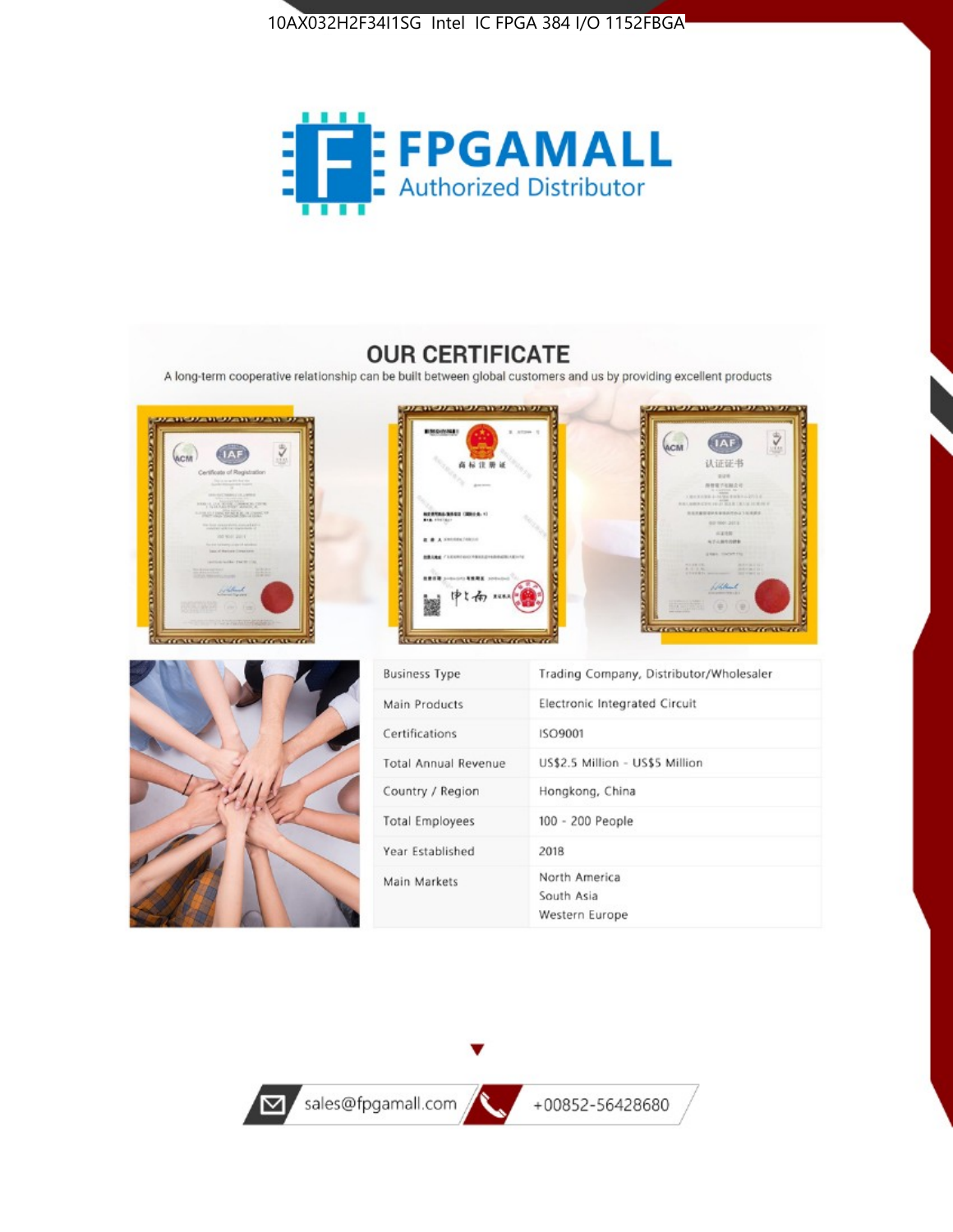10AX032H2F34I1SG Intel IC FPGA 384 I/O 1152FBGA

FPGAMALL
Authorized Distributor

## OUR CERTIFICATE

A long-term cooperative relationship can be built between global customers and us by providing excellent products

| | |
|---|---|
| Business Type | Trading Company, Distributor/Wholesaler |
| Main Products | Electronic Integrated Circuit |
| Certifications | ISO9001 |
| Total Annual Revenue | US$2.5 Million - US$5 Million |
| Country / Region | Hongkong, China |
| Total Employees | 100 - 200 People |
| Year Established | 2018 |
| Main Markets | North America<br>South Asia<br>Western Europe |

sales@fpgamall.com

+00852-56428680